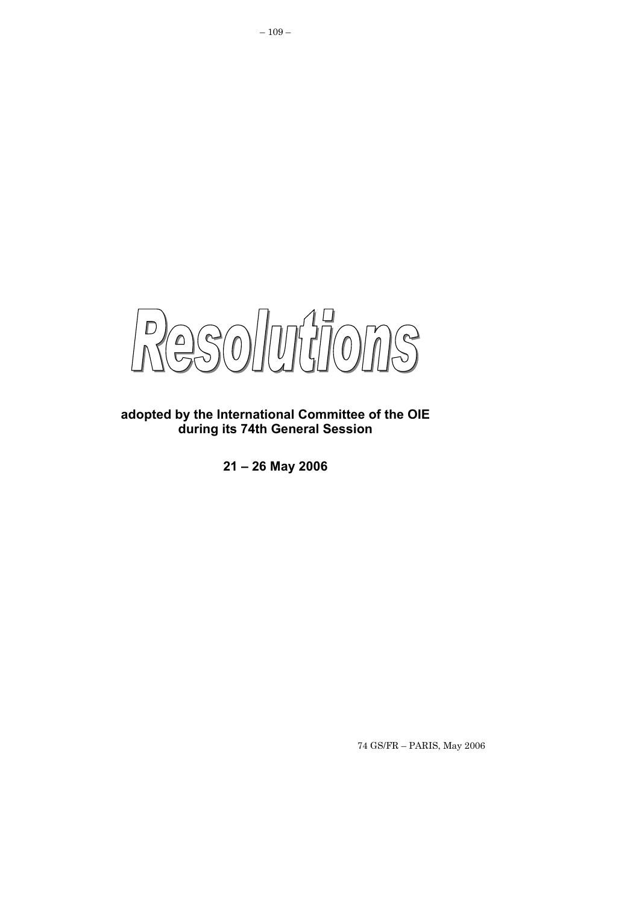# Resolutions

**adopted by the International Committee of the OIE during its 74th General Session**

**21 – 26 May 2006**

74 GS/FR – PARIS, May 2006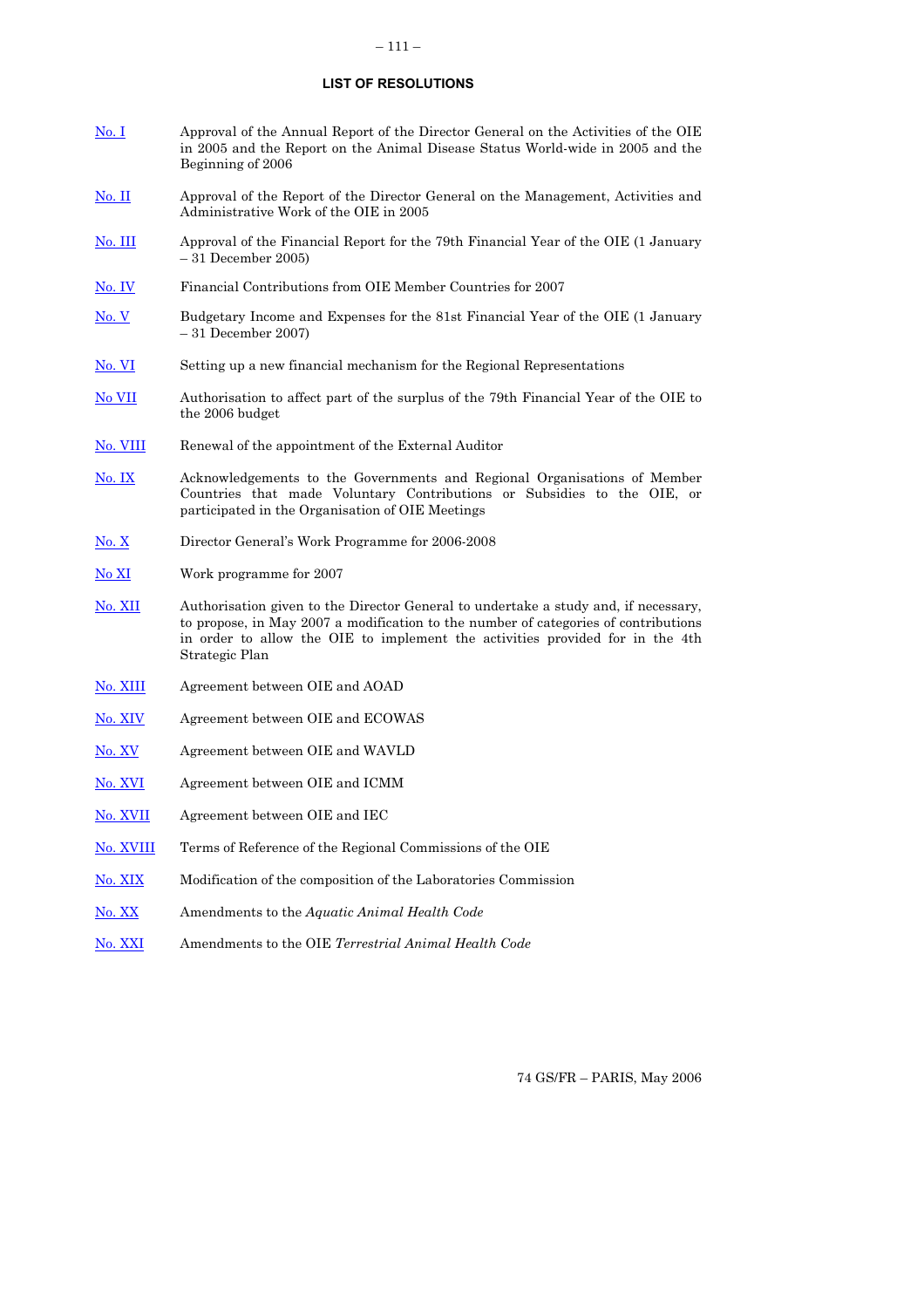# LIST OF RESOLUTIONS

| | |
|---|---|
| No. I | Approval of the Annual Report of the Director General on the Activities of the OIE in 2005 and the Report on the Animal Disease Status World-wide in 2005 and the Beginning of 2006 |
| No. II | Approval of the Report of the Director General on the Management, Activities and Administrative Work of the OIE in 2005 |
| No. III | Approval of the Financial Report for the 79th Financial Year of the OIE (1 January – 31 December 2005) |
| No. IV | Financial Contributions from OIE Member Countries for 2007 |
| No. V | Budgetary Income and Expenses for the 81st Financial Year of the OIE (1 January – 31 December 2007) |
| No. VI | Setting up a new financial mechanism for the Regional Representations |
| No VII | Authorisation to affect part of the surplus of the 79th Financial Year of the OIE to the 2006 budget |
| No. VIII | Renewal of the appointment of the External Auditor |
| No. IX | Acknowledgements to the Governments and Regional Organisations of Member Countries that made Voluntary Contributions or Subsidies to the OIE, or participated in the Organisation of OIE Meetings |
| No. X | Director General's Work Programme for 2006-2008 |
| No XI | Work programme for 2007 |
| No. XII | Authorisation given to the Director General to undertake a study and, if necessary, to propose, in May 2007 a modification to the number of categories of contributions in order to allow the OIE to implement the activities provided for in the 4th Strategic Plan |
| No. XIII | Agreement between OIE and AOAD |
| No. XIV | Agreement between OIE and ECOWAS |
| No. XV | Agreement between OIE and WAVLD |
| No. XVI | Agreement between OIE and ICMM |
| No. XVII | Agreement between OIE and IEC |
| No. XVIII | Terms of Reference of the Regional Commissions of the OIE |
| No. XIX | Modification of the composition of the Laboratories Commission |
| No. XX | Amendments to the *Aquatic Animal Health Code* |
| No. XXI | Amendments to the OIE *Terrestrial Animal Health Code* |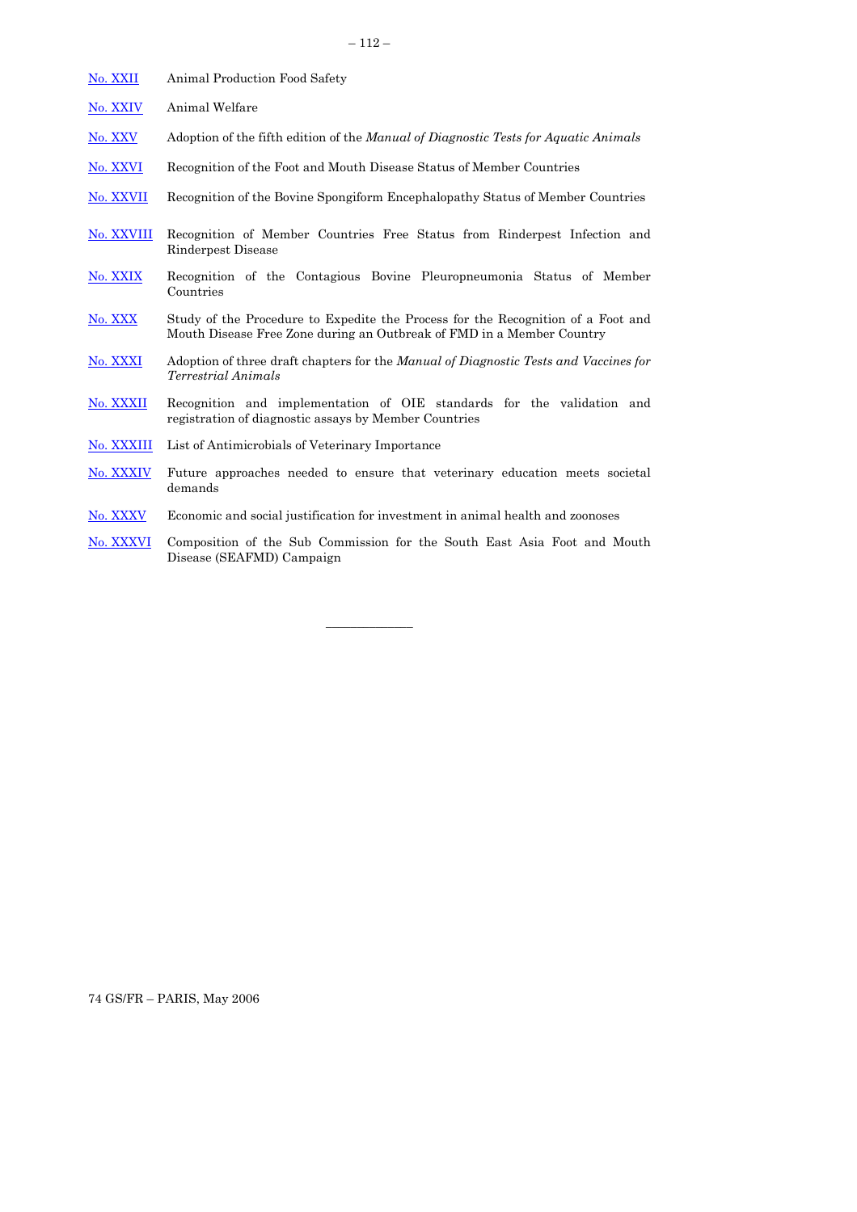| | |
|---|---|
| No. XXII | Animal Production Food Safety |
| No. XXIV | Animal Welfare |
| No. XXV | Adoption of the fifth edition of the *Manual of Diagnostic Tests for Aquatic Animals* |
| No. XXVI | Recognition of the Foot and Mouth Disease Status of Member Countries |
| No. XXVII | Recognition of the Bovine Spongiform Encephalopathy Status of Member Countries |
| No. XXVIII | Recognition of Member Countries Free Status from Rinderpest Infection and Rinderpest Disease |
| No. XXIX | Recognition of the Contagious Bovine Pleuropneumonia Status of Member Countries |
| No. XXX | Study of the Procedure to Expedite the Process for the Recognition of a Foot and Mouth Disease Free Zone during an Outbreak of FMD in a Member Country |
| No. XXXI | Adoption of three draft chapters for the *Manual of Diagnostic Tests and Vaccines for Terrestrial Animals* |
| No. XXXII | Recognition and implementation of OIE standards for the validation and registration of diagnostic assays by Member Countries |
| No. XXXIII | List of Antimicrobials of Veterinary Importance |
| No. XXXIV | Future approaches needed to ensure that veterinary education meets societal demands |
| No. XXXV | Economic and social justification for investment in animal health and zoonoses |
| No. XXXVI | Composition of the Sub Commission for the South East Asia Foot and Mouth Disease (SEAFMD) Campaign |

_______________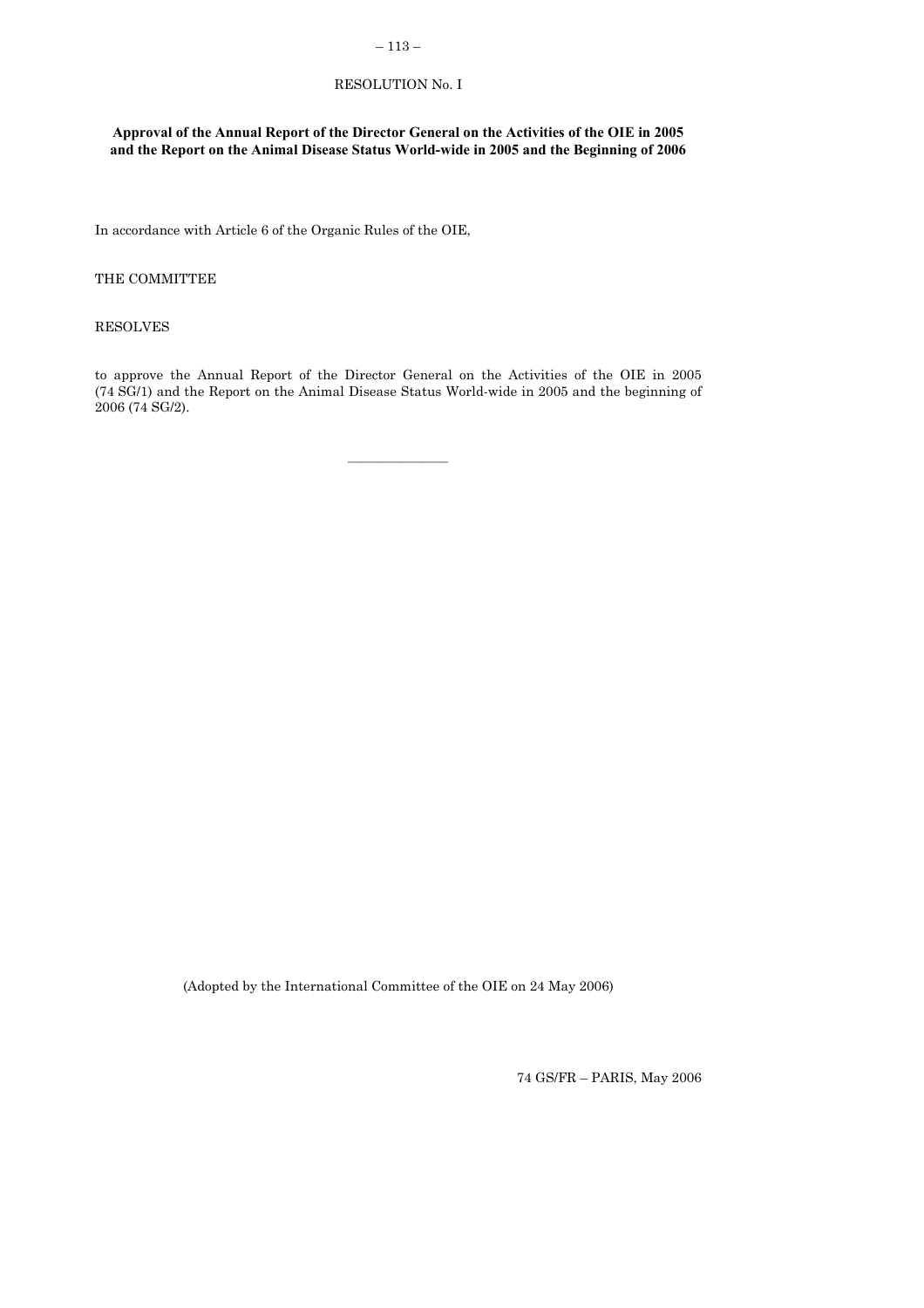RESOLUTION No. I

**Approval of the Annual Report of the Director General on the Activities of the OIE in 2005 and the Report on the Animal Disease Status World-wide in 2005 and the Beginning of 2006**

In accordance with Article 6 of the Organic Rules of the OIE,

THE COMMITTEE

RESOLVES

to approve the Annual Report of the Director General on the Activities of the OIE in 2005 (74 SG/1) and the Report on the Animal Disease Status World-wide in 2005 and the beginning of 2006 (74 SG/2).

---

(Adopted by the International Committee of the OIE on 24 May 2006)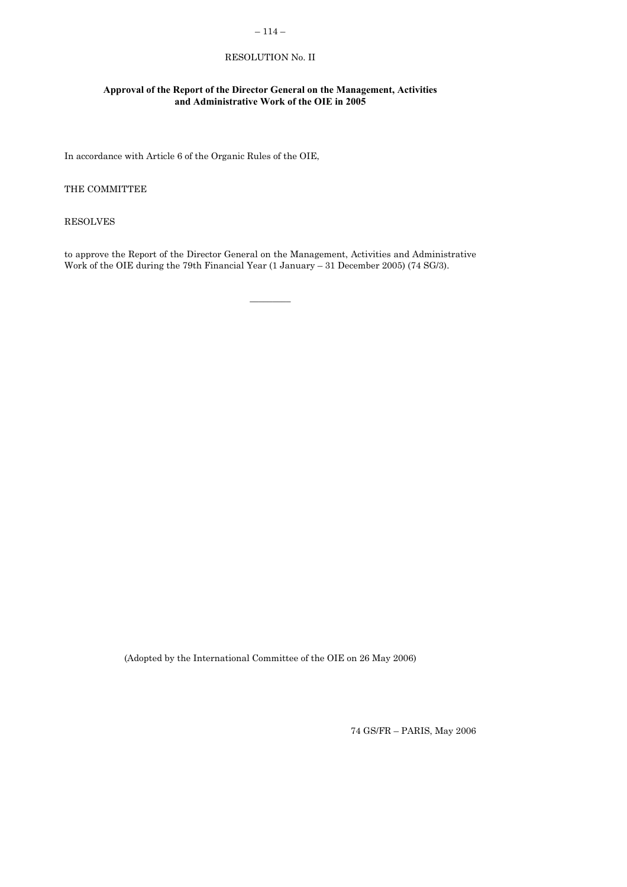RESOLUTION No. II

**Approval of the Report of the Director General on the Management, Activities and Administrative Work of the OIE in 2005**

In accordance with Article 6 of the Organic Rules of the OIE,

THE COMMITTEE

RESOLVES

to approve the Report of the Director General on the Management, Activities and Administrative Work of the OIE during the 79th Financial Year (1 January – 31 December 2005) (74 SG/3).

---

(Adopted by the International Committee of the OIE on 26 May 2006)

74 GS/FR – PARIS, May 2006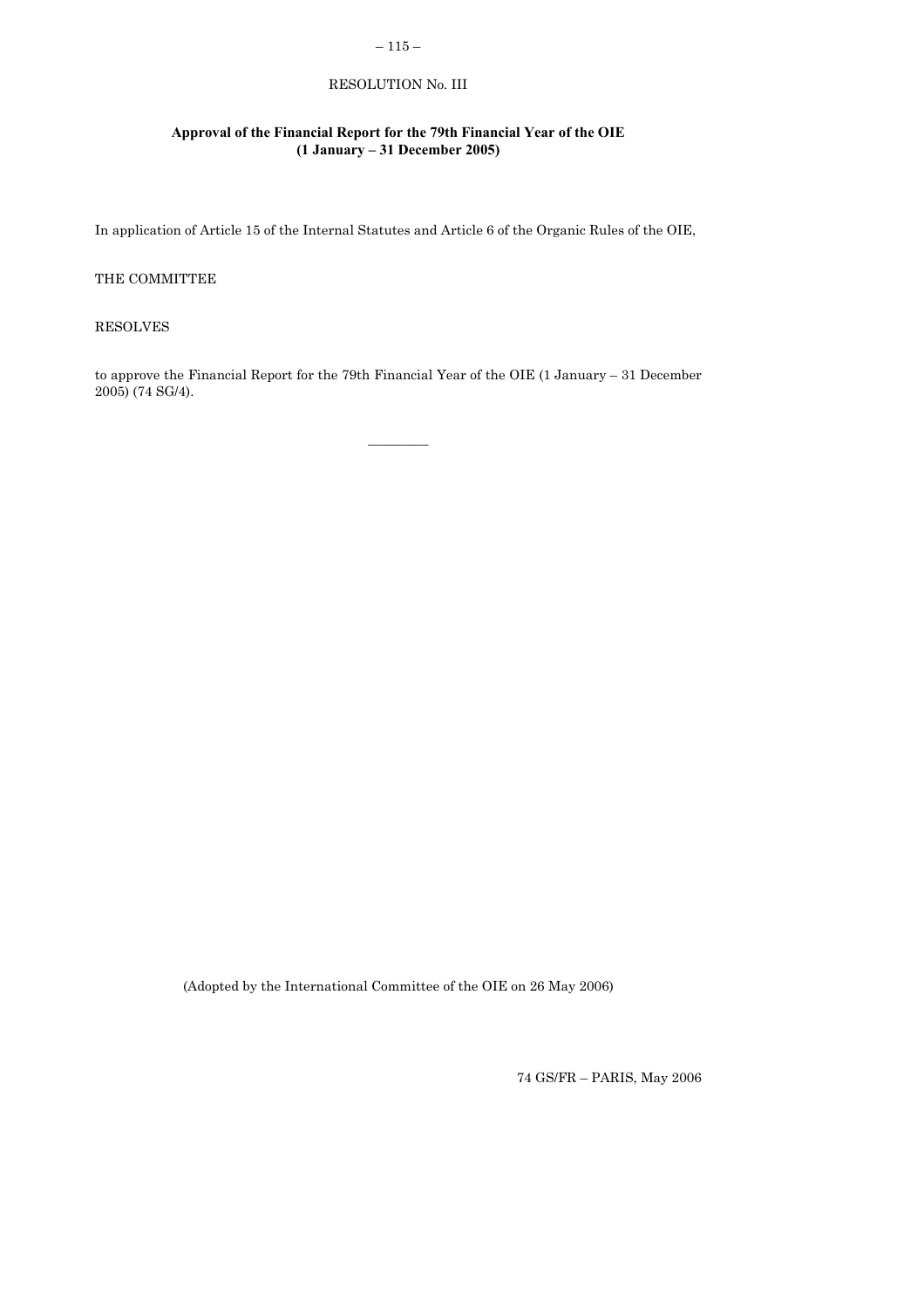RESOLUTION No. III

**Approval of the Financial Report for the 79th Financial Year of the OIE (1 January – 31 December 2005)**

In application of Article 15 of the Internal Statutes and Article 6 of the Organic Rules of the OIE,

THE COMMITTEE

RESOLVES

to approve the Financial Report for the 79th Financial Year of the OIE (1 January – 31 December 2005) (74 SG/4).

---

(Adopted by the International Committee of the OIE on 26 May 2006)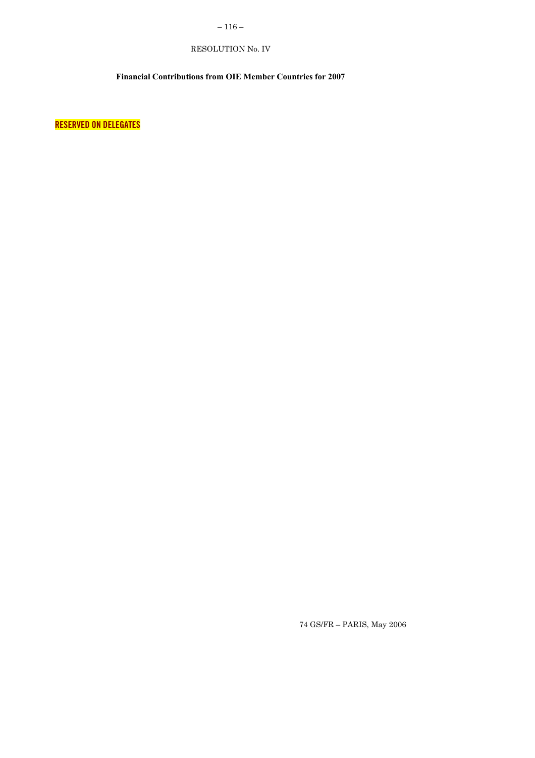RESOLUTION No. IV

**Financial Contributions from OIE Member Countries for 2007**

**RESERVED ON DELEGATES**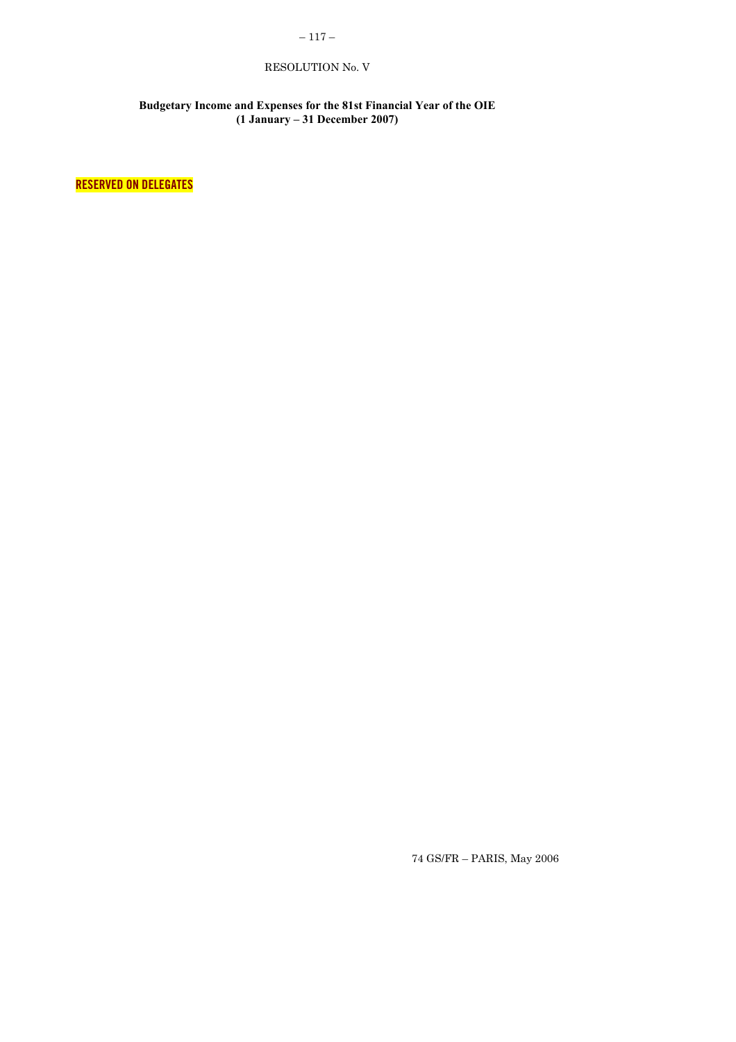RESOLUTION No. V

**Budgetary Income and Expenses for the 81st Financial Year of the OIE**
**(1 January – 31 December 2007)**

**RESERVED ON DELEGATES**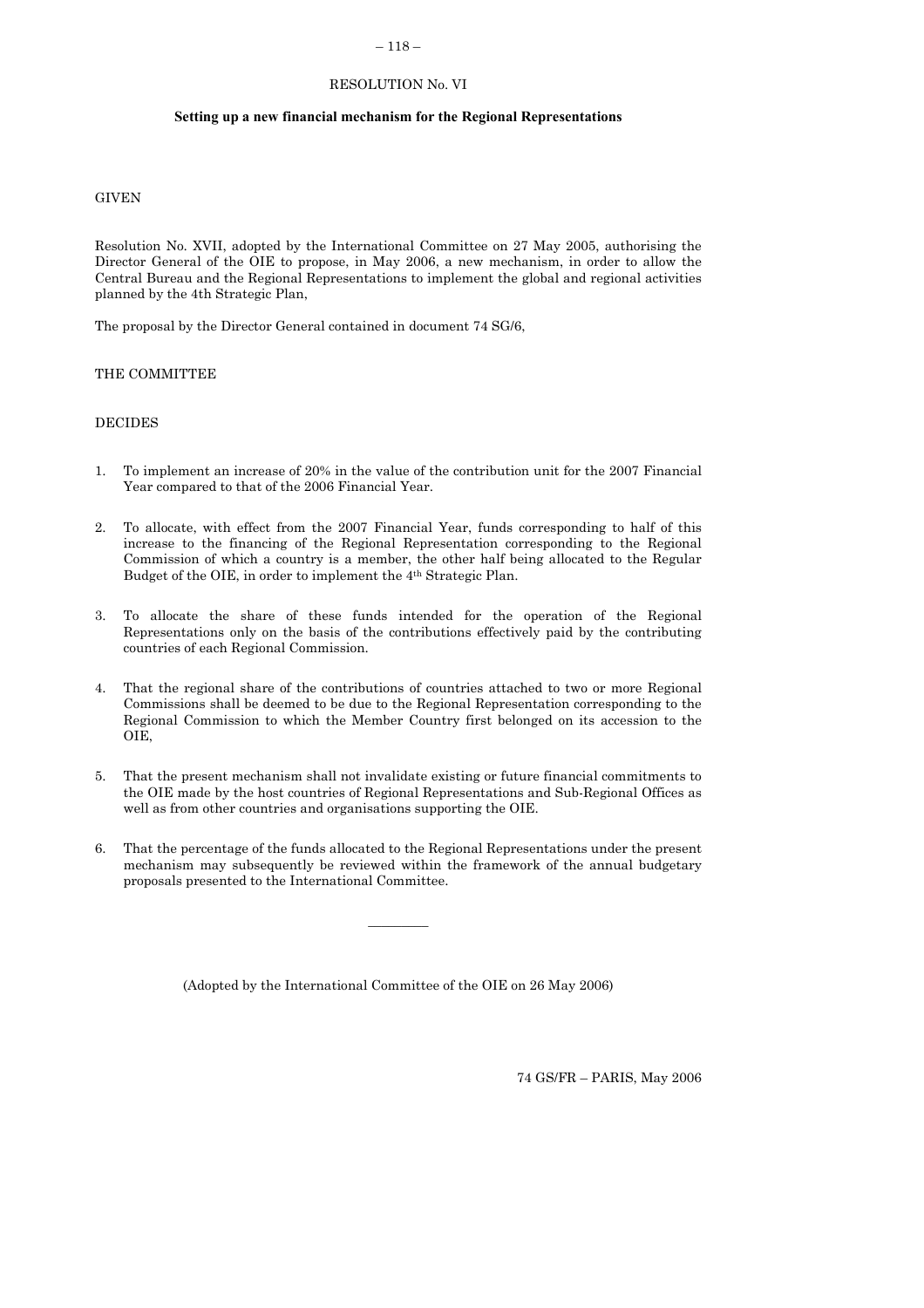# RESOLUTION No. VI

## Setting up a new financial mechanism for the Regional Representations

GIVEN

Resolution No. XVII, adopted by the International Committee on 27 May 2005, authorising the Director General of the OIE to propose, in May 2006, a new mechanism, in order to allow the Central Bureau and the Regional Representations to implement the global and regional activities planned by the 4th Strategic Plan,

The proposal by the Director General contained in document 74 SG/6,

THE COMMITTEE

DECIDES

1. To implement an increase of 20% in the value of the contribution unit for the 2007 Financial Year compared to that of the 2006 Financial Year.

2. To allocate, with effect from the 2007 Financial Year, funds corresponding to half of this increase to the financing of the Regional Representation corresponding to the Regional Commission of which a country is a member, the other half being allocated to the Regular Budget of the OIE, in order to implement the 4th Strategic Plan.

3. To allocate the share of these funds intended for the operation of the Regional Representations only on the basis of the contributions effectively paid by the contributing countries of each Regional Commission.

4. That the regional share of the contributions of countries attached to two or more Regional Commissions shall be deemed to be due to the Regional Representation corresponding to the Regional Commission to which the Member Country first belonged on its accession to the OIE,

5. That the present mechanism shall not invalidate existing or future financial commitments to the OIE made by the host countries of Regional Representations and Sub-Regional Offices as well as from other countries and organisations supporting the OIE.

6. That the percentage of the funds allocated to the Regional Representations under the present mechanism may subsequently be reviewed within the framework of the annual budgetary proposals presented to the International Committee.

---

(Adopted by the International Committee of the OIE on 26 May 2006)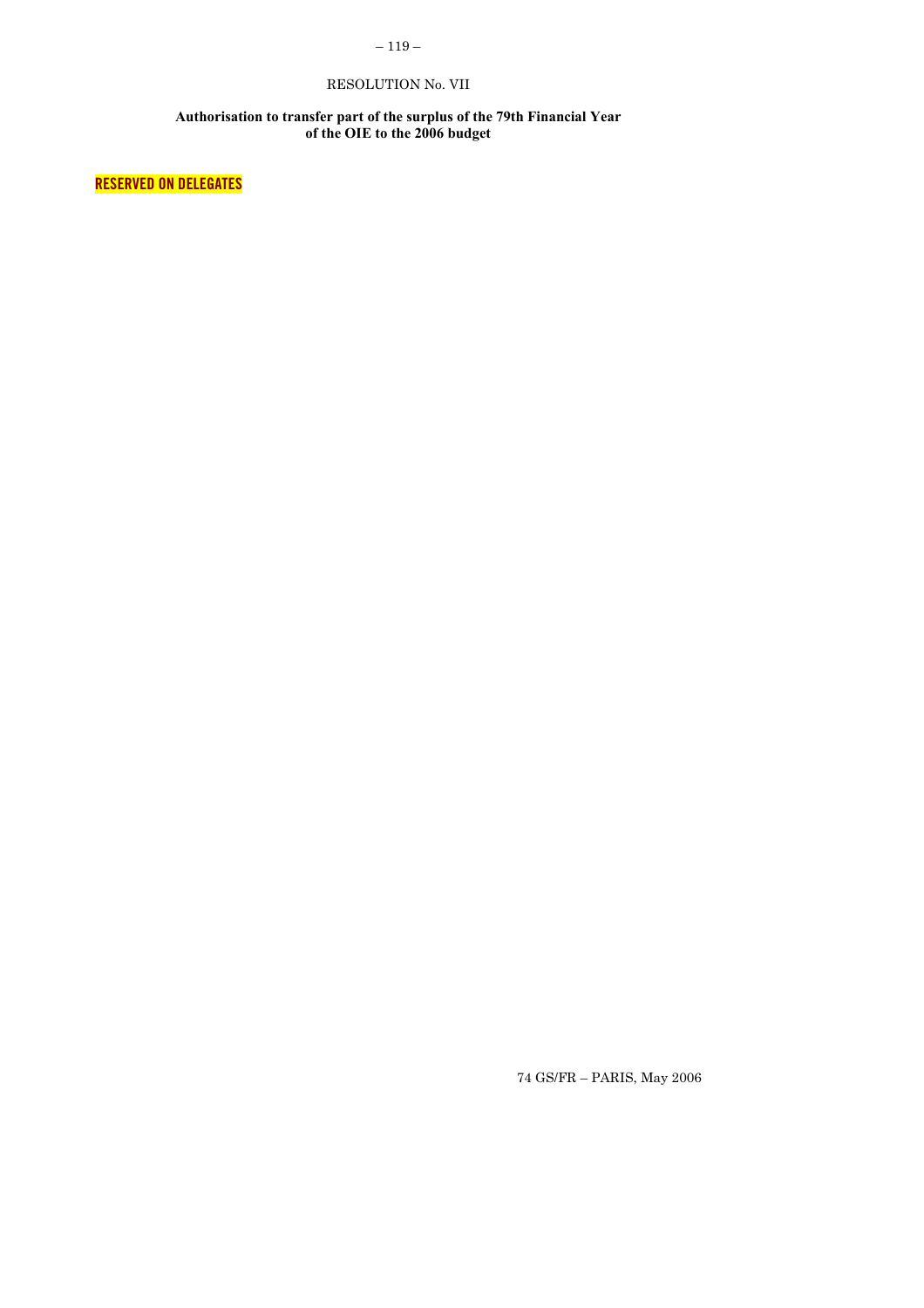RESOLUTION No. VII

**Authorisation to transfer part of the surplus of the 79th Financial Year of the OIE to the 2006 budget**

**RESERVED ON DELEGATES**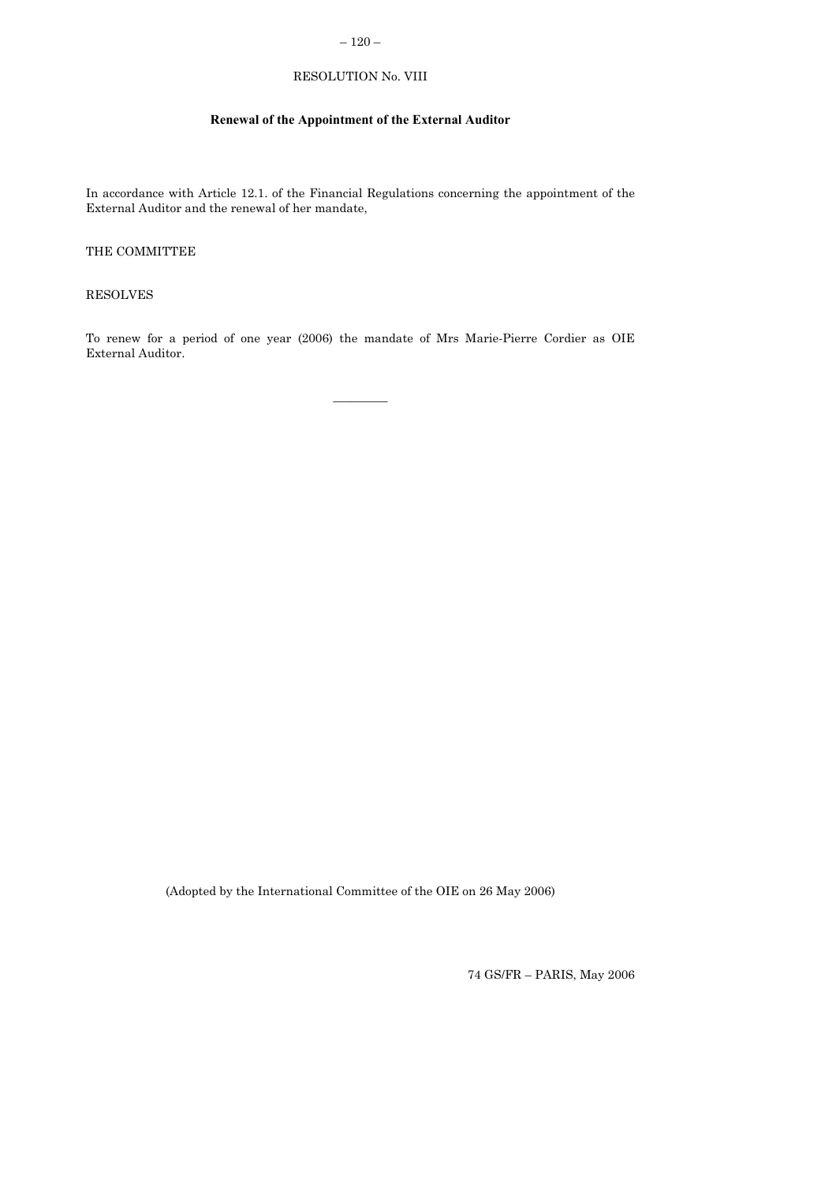## RESOLUTION No. VIII

### Renewal of the Appointment of the External Auditor

In accordance with Article 12.1. of the Financial Regulations concerning the appointment of the External Auditor and the renewal of her mandate,

THE COMMITTEE

RESOLVES

To renew for a period of one year (2006) the mandate of Mrs Marie-Pierre Cordier as OIE External Auditor.

---

(Adopted by the International Committee of the OIE on 26 May 2006)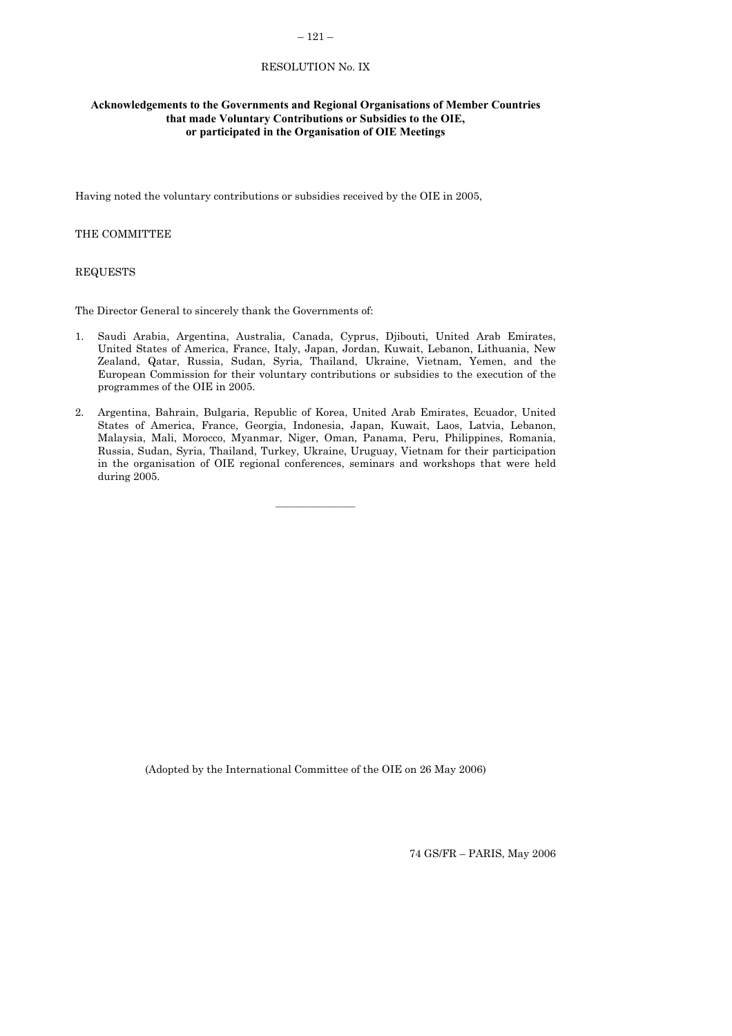# RESOLUTION No. IX

**Acknowledgements to the Governments and Regional Organisations of Member Countries that made Voluntary Contributions or Subsidies to the OIE, or participated in the Organisation of OIE Meetings**

Having noted the voluntary contributions or subsidies received by the OIE in 2005,

THE COMMITTEE

REQUESTS

The Director General to sincerely thank the Governments of:

1. Saudi Arabia, Argentina, Australia, Canada, Cyprus, Djibouti, United Arab Emirates, United States of America, France, Italy, Japan, Jordan, Kuwait, Lebanon, Lithuania, New Zealand, Qatar, Russia, Sudan, Syria, Thailand, Ukraine, Vietnam, Yemen, and the European Commission for their voluntary contributions or subsidies to the execution of the programmes of the OIE in 2005.

2. Argentina, Bahrain, Bulgaria, Republic of Korea, United Arab Emirates, Ecuador, United States of America, France, Georgia, Indonesia, Japan, Kuwait, Laos, Latvia, Lebanon, Malaysia, Mali, Morocco, Myanmar, Niger, Oman, Panama, Peru, Philippines, Romania, Russia, Sudan, Syria, Thailand, Turkey, Ukraine, Uruguay, Vietnam for their participation in the organisation of OIE regional conferences, seminars and workshops that were held during 2005.

_______________

(Adopted by the International Committee of the OIE on 26 May 2006)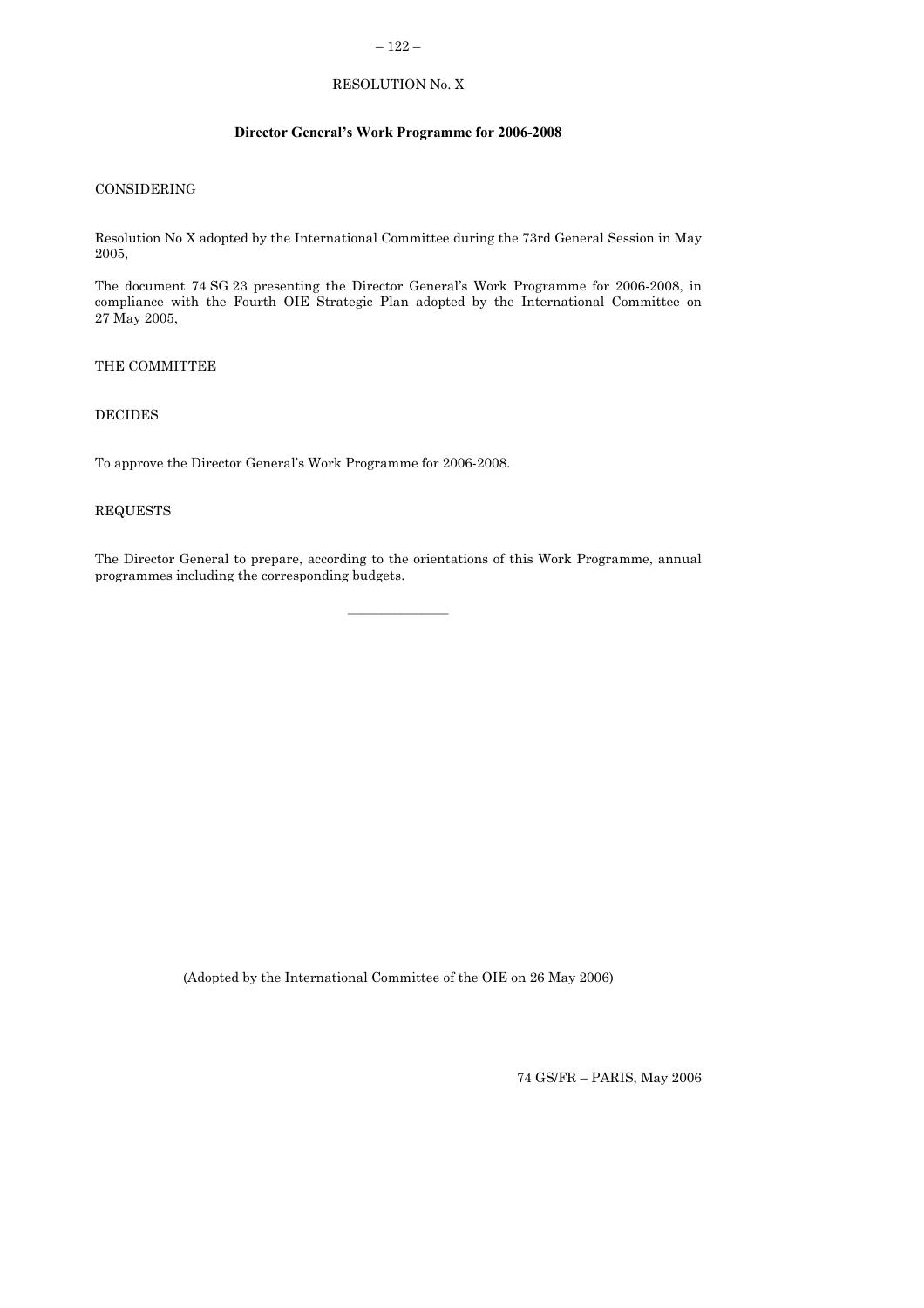RESOLUTION No. X

**Director General's Work Programme for 2006-2008**

CONSIDERING

Resolution No X adopted by the International Committee during the 73rd General Session in May 2005,

The document 74 SG 23 presenting the Director General's Work Programme for 2006-2008, in compliance with the Fourth OIE Strategic Plan adopted by the International Committee on 27 May 2005,

THE COMMITTEE

DECIDES

To approve the Director General's Work Programme for 2006-2008.

REQUESTS

The Director General to prepare, according to the orientations of this Work Programme, annual programmes including the corresponding budgets.

---

(Adopted by the International Committee of the OIE on 26 May 2006)

74 GS/FR – PARIS, May 2006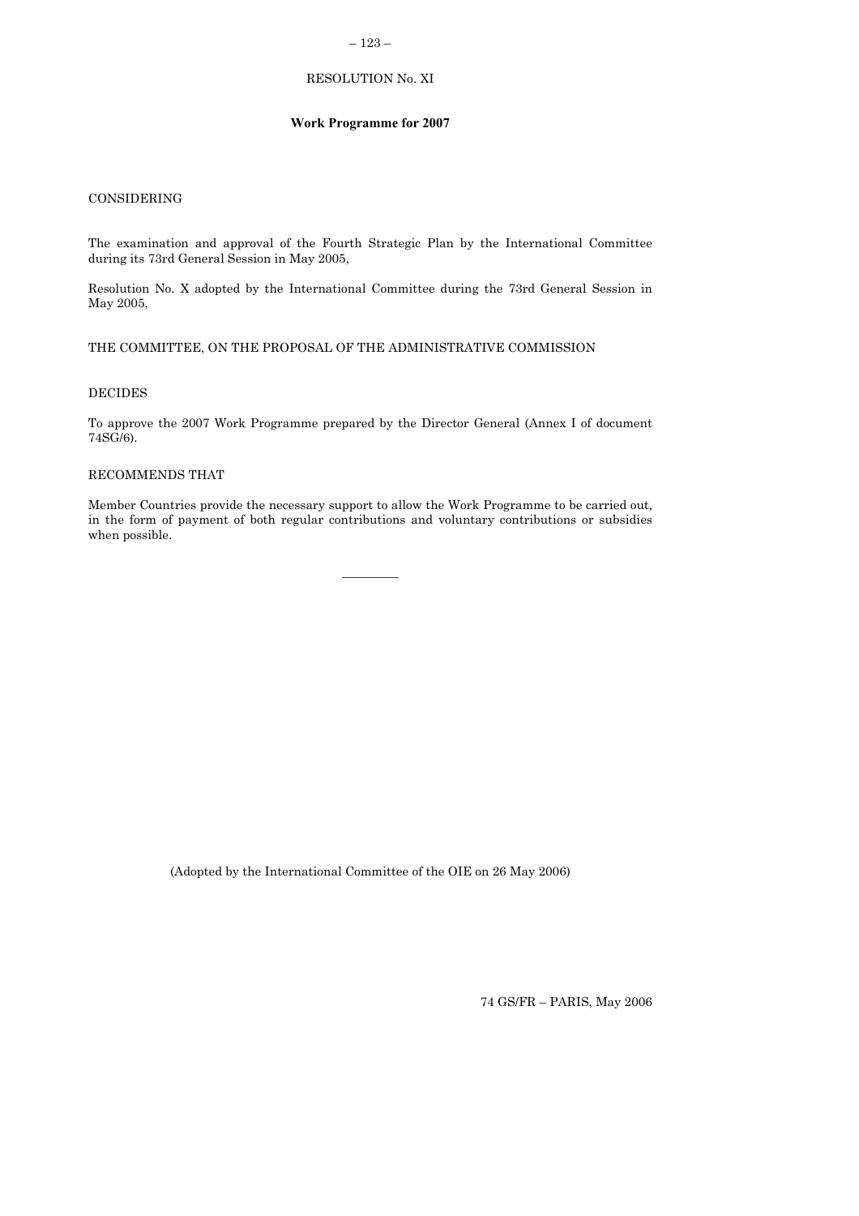RESOLUTION No. XI

**Work Programme for 2007**

CONSIDERING

The examination and approval of the Fourth Strategic Plan by the International Committee during its 73rd General Session in May 2005,

Resolution No. X adopted by the International Committee during the 73rd General Session in May 2005,

THE COMMITTEE, ON THE PROPOSAL OF THE ADMINISTRATIVE COMMISSION

DECIDES

To approve the 2007 Work Programme prepared by the Director General (Annex I of document 74SG/6).

RECOMMENDS THAT

Member Countries provide the necessary support to allow the Work Programme to be carried out, in the form of payment of both regular contributions and voluntary contributions or subsidies when possible.

---

(Adopted by the International Committee of the OIE on 26 May 2006)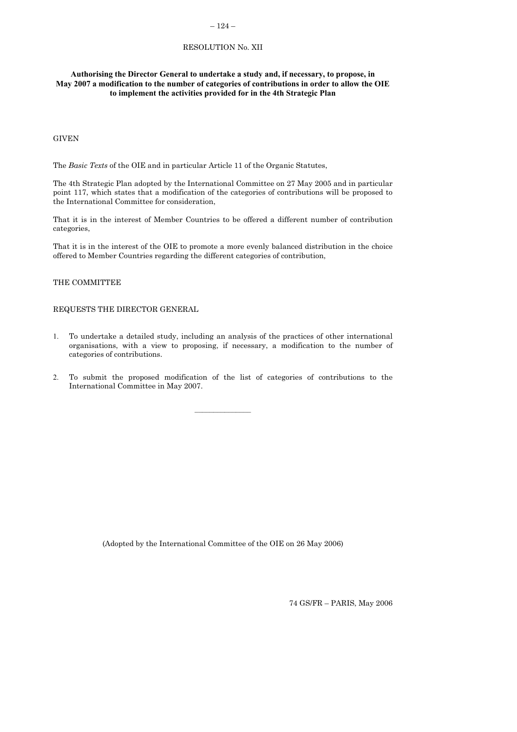RESOLUTION No. XII

**Authorising the Director General to undertake a study and, if necessary, to propose, in May 2007 a modification to the number of categories of contributions in order to allow the OIE to implement the activities provided for in the 4th Strategic Plan**

GIVEN

The *Basic Texts* of the OIE and in particular Article 11 of the Organic Statutes,

The 4th Strategic Plan adopted by the International Committee on 27 May 2005 and in particular point 117, which states that a modification of the categories of contributions will be proposed to the International Committee for consideration,

That it is in the interest of Member Countries to be offered a different number of contribution categories,

That it is in the interest of the OIE to promote a more evenly balanced distribution in the choice offered to Member Countries regarding the different categories of contribution,

THE COMMITTEE

REQUESTS THE DIRECTOR GENERAL

1. To undertake a detailed study, including an analysis of the practices of other international organisations, with a view to proposing, if necessary, a modification to the number of categories of contributions.

2. To submit the proposed modification of the list of categories of contributions to the International Committee in May 2007.

---

(Adopted by the International Committee of the OIE on 26 May 2006)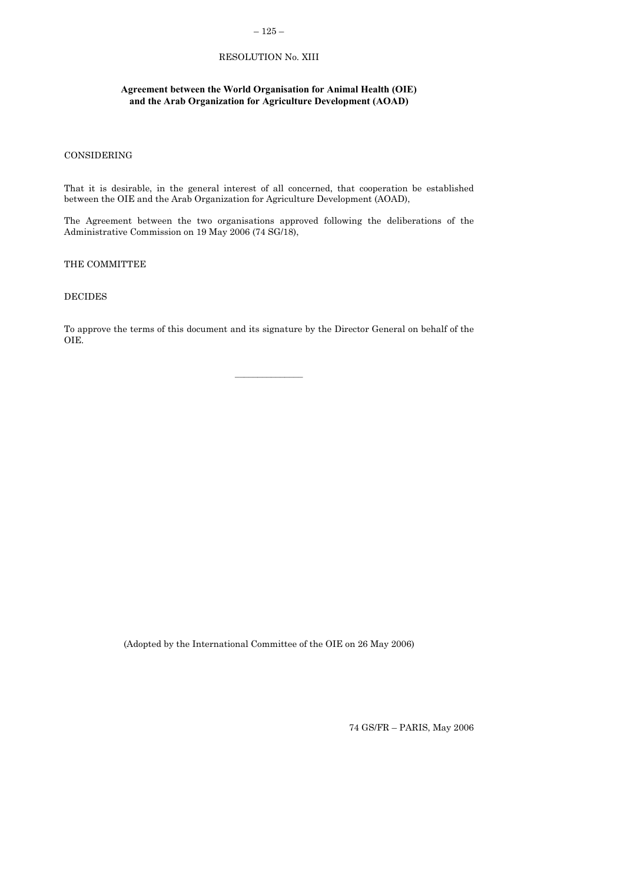RESOLUTION No. XIII

**Agreement between the World Organisation for Animal Health (OIE) and the Arab Organization for Agriculture Development (AOAD)**

CONSIDERING

That it is desirable, in the general interest of all concerned, that cooperation be established between the OIE and the Arab Organization for Agriculture Development (AOAD),

The Agreement between the two organisations approved following the deliberations of the Administrative Commission on 19 May 2006 (74 SG/18),

THE COMMITTEE

DECIDES

To approve the terms of this document and its signature by the Director General on behalf of the OIE.

---

(Adopted by the International Committee of the OIE on 26 May 2006)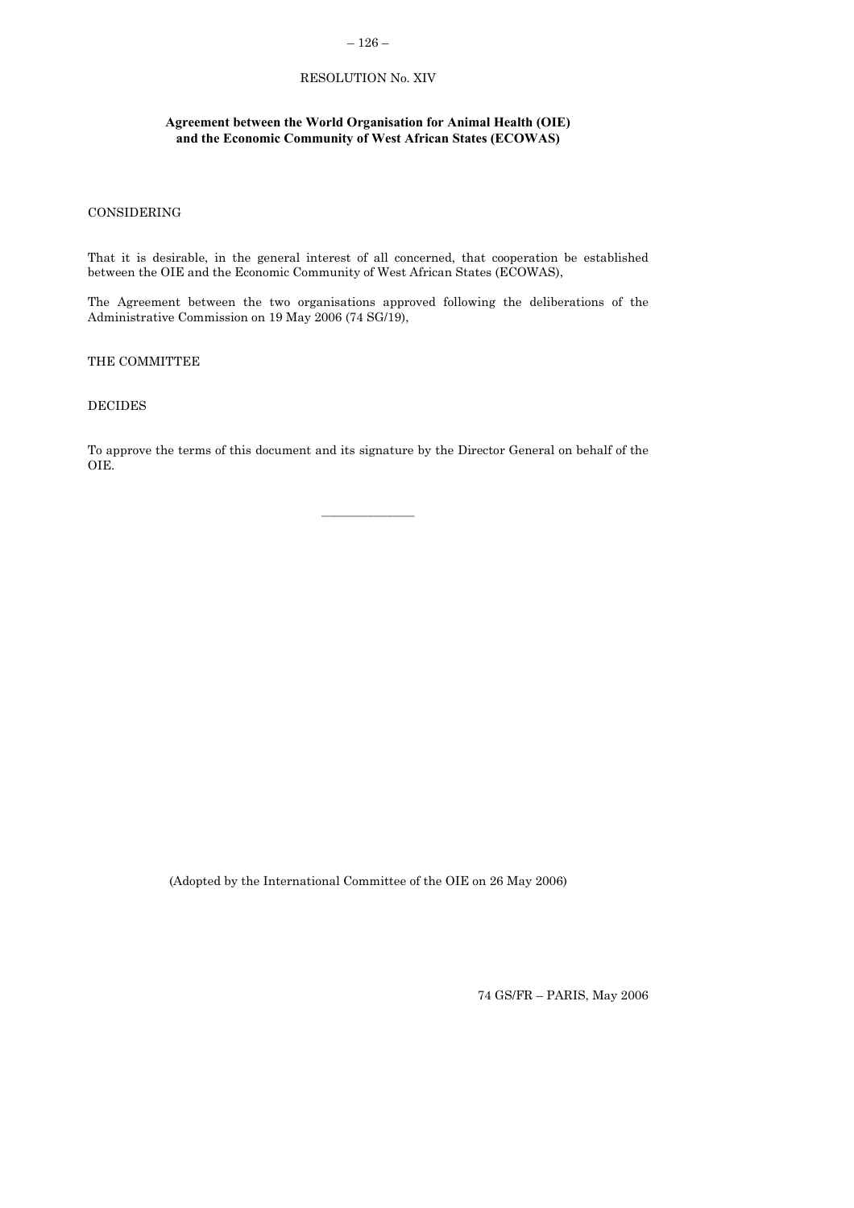RESOLUTION No. XIV

**Agreement between the World Organisation for Animal Health (OIE) and the Economic Community of West African States (ECOWAS)**

CONSIDERING

That it is desirable, in the general interest of all concerned, that cooperation be established between the OIE and the Economic Community of West African States (ECOWAS),

The Agreement between the two organisations approved following the deliberations of the Administrative Commission on 19 May 2006 (74 SG/19),

THE COMMITTEE

DECIDES

To approve the terms of this document and its signature by the Director General on behalf of the OIE.

---

(Adopted by the International Committee of the OIE on 26 May 2006)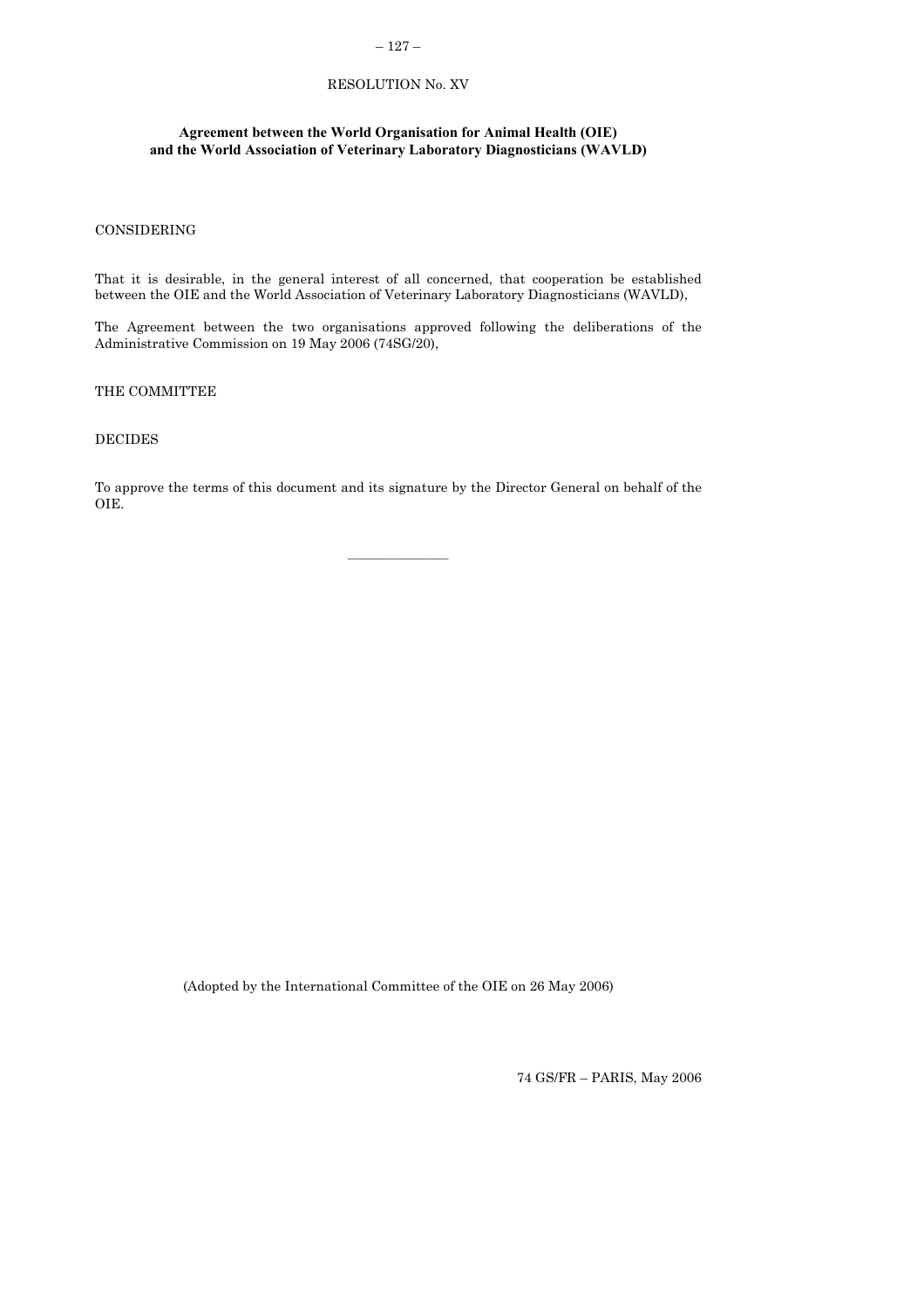RESOLUTION No. XV

**Agreement between the World Organisation for Animal Health (OIE) and the World Association of Veterinary Laboratory Diagnosticians (WAVLD)**

CONSIDERING

That it is desirable, in the general interest of all concerned, that cooperation be established between the OIE and the World Association of Veterinary Laboratory Diagnosticians (WAVLD),

The Agreement between the two organisations approved following the deliberations of the Administrative Commission on 19 May 2006 (74SG/20),

THE COMMITTEE

DECIDES

To approve the terms of this document and its signature by the Director General on behalf of the OIE.

---

(Adopted by the International Committee of the OIE on 26 May 2006)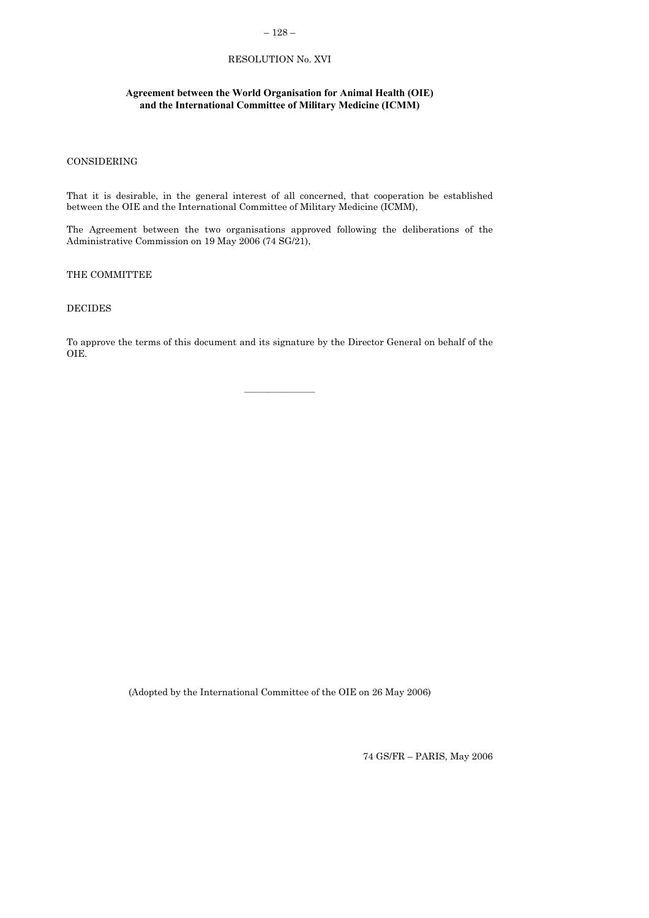RESOLUTION No. XVI

**Agreement between the World Organisation for Animal Health (OIE) and the International Committee of Military Medicine (ICMM)**

CONSIDERING

That it is desirable, in the general interest of all concerned, that cooperation be established between the OIE and the International Committee of Military Medicine (ICMM),

The Agreement between the two organisations approved following the deliberations of the Administrative Commission on 19 May 2006 (74 SG/21),

THE COMMITTEE

DECIDES

To approve the terms of this document and its signature by the Director General on behalf of the OIE.

---

(Adopted by the International Committee of the OIE on 26 May 2006)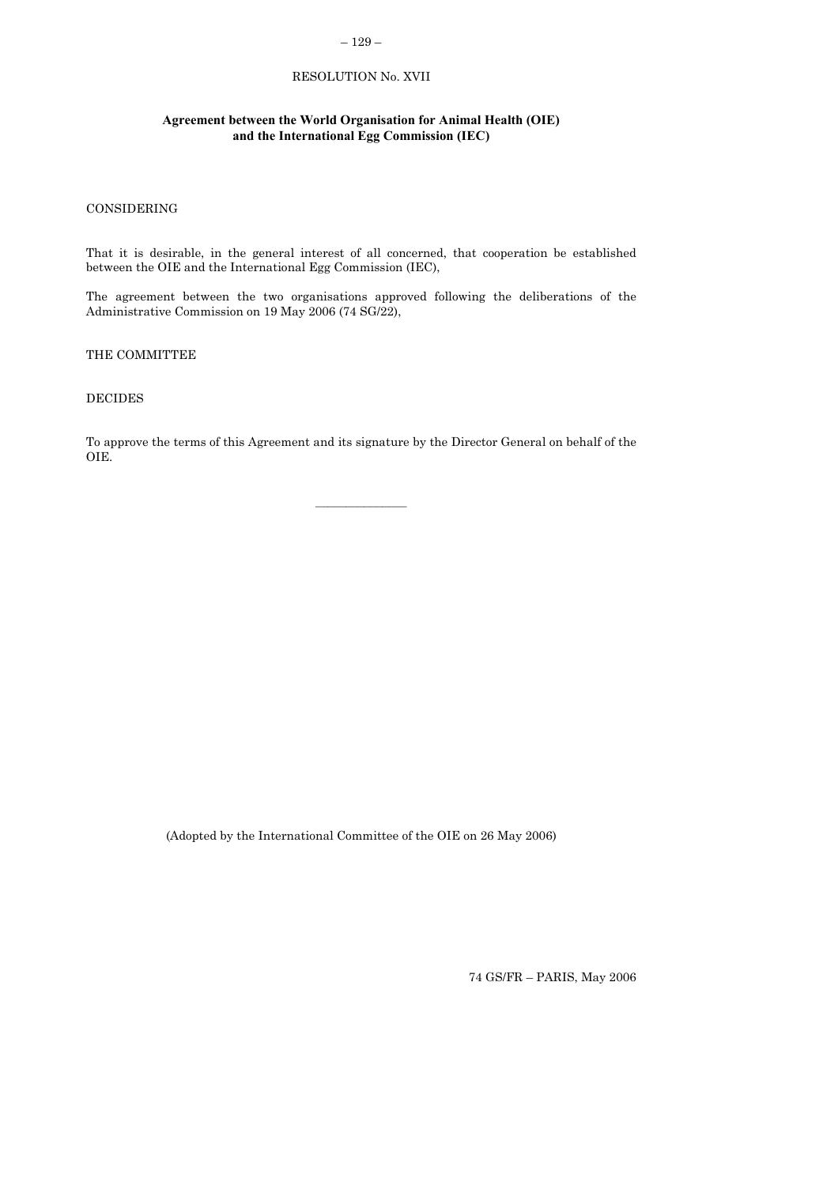RESOLUTION No. XVII

**Agreement between the World Organisation for Animal Health (OIE) and the International Egg Commission (IEC)**

CONSIDERING

That it is desirable, in the general interest of all concerned, that cooperation be established between the OIE and the International Egg Commission (IEC),

The agreement between the two organisations approved following the deliberations of the Administrative Commission on 19 May 2006 (74 SG/22),

THE COMMITTEE

DECIDES

To approve the terms of this Agreement and its signature by the Director General on behalf of the OIE.

(Adopted by the International Committee of the OIE on 26 May 2006)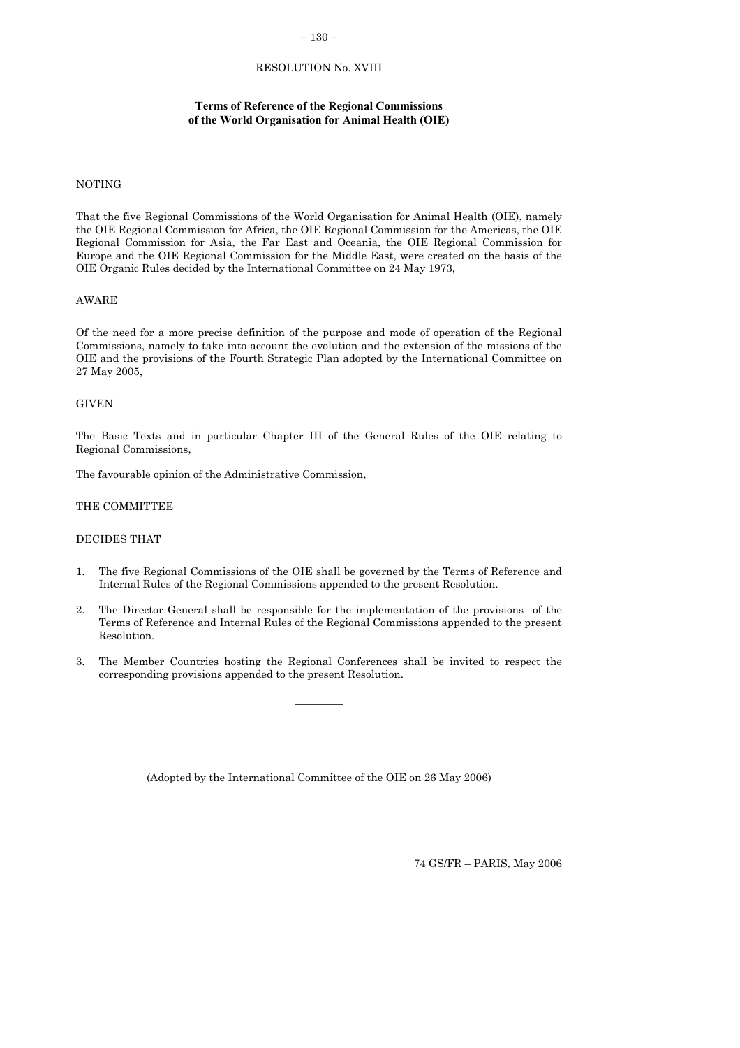RESOLUTION No. XVIII

### Terms of Reference of the Regional Commissions of the World Organisation for Animal Health (OIE)

NOTING

That the five Regional Commissions of the World Organisation for Animal Health (OIE), namely the OIE Regional Commission for Africa, the OIE Regional Commission for the Americas, the OIE Regional Commission for Asia, the Far East and Oceania, the OIE Regional Commission for Europe and the OIE Regional Commission for the Middle East, were created on the basis of the OIE Organic Rules decided by the International Committee on 24 May 1973,

AWARE

Of the need for a more precise definition of the purpose and mode of operation of the Regional Commissions, namely to take into account the evolution and the extension of the missions of the OIE and the provisions of the Fourth Strategic Plan adopted by the International Committee on 27 May 2005,

GIVEN

The Basic Texts and in particular Chapter III of the General Rules of the OIE relating to Regional Commissions,

The favourable opinion of the Administrative Commission,

THE COMMITTEE

DECIDES THAT

1. The five Regional Commissions of the OIE shall be governed by the Terms of Reference and Internal Rules of the Regional Commissions appended to the present Resolution.
2. The Director General shall be responsible for the implementation of the provisions of the Terms of Reference and Internal Rules of the Regional Commissions appended to the present Resolution.
3. The Member Countries hosting the Regional Conferences shall be invited to respect the corresponding provisions appended to the present Resolution.

---

(Adopted by the International Committee of the OIE on 26 May 2006)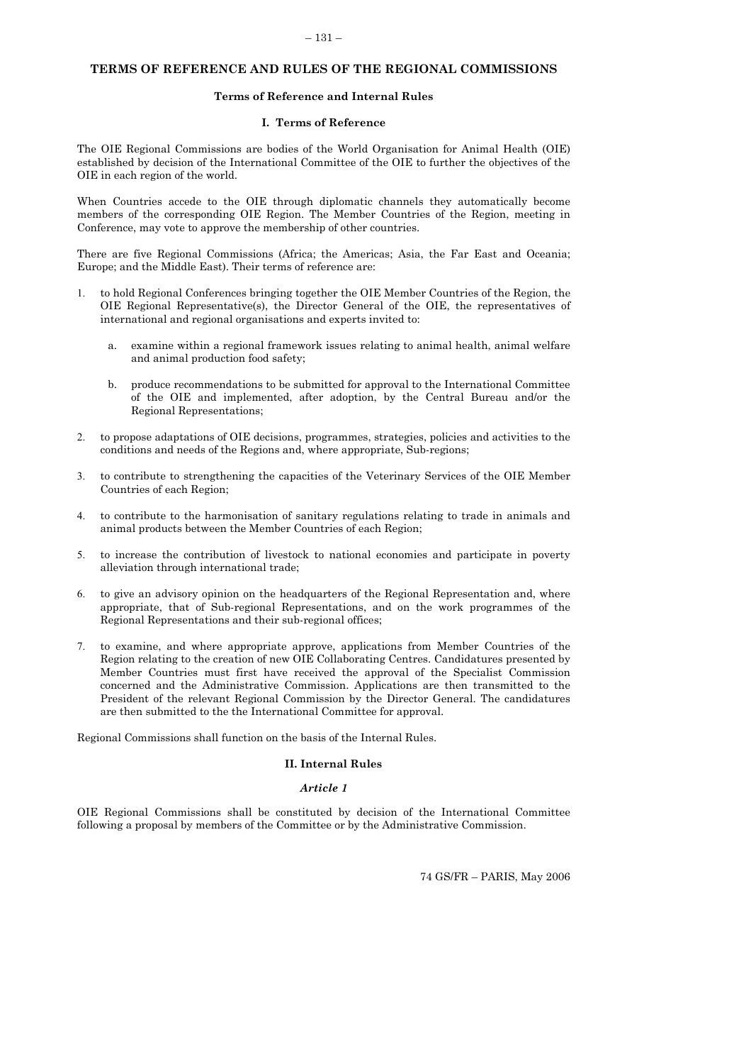## TERMS OF REFERENCE AND RULES OF THE REGIONAL COMMISSIONS

### Terms of Reference and Internal Rules

### I. Terms of Reference

The OIE Regional Commissions are bodies of the World Organisation for Animal Health (OIE) established by decision of the International Committee of the OIE to further the objectives of the OIE in each region of the world.

When Countries accede to the OIE through diplomatic channels they automatically become members of the corresponding OIE Region. The Member Countries of the Region, meeting in Conference, may vote to approve the membership of other countries.

There are five Regional Commissions (Africa; the Americas; Asia, the Far East and Oceania; Europe; and the Middle East). Their terms of reference are:

1. to hold Regional Conferences bringing together the OIE Member Countries of the Region, the OIE Regional Representative(s), the Director General of the OIE, the representatives of international and regional organisations and experts invited to:

   a. examine within a regional framework issues relating to animal health, animal welfare and animal production food safety;

   b. produce recommendations to be submitted for approval to the International Committee of the OIE and implemented, after adoption, by the Central Bureau and/or the Regional Representations;

2. to propose adaptations of OIE decisions, programmes, strategies, policies and activities to the conditions and needs of the Regions and, where appropriate, Sub-regions;

3. to contribute to strengthening the capacities of the Veterinary Services of the OIE Member Countries of each Region;

4. to contribute to the harmonisation of sanitary regulations relating to trade in animals and animal products between the Member Countries of each Region;

5. to increase the contribution of livestock to national economies and participate in poverty alleviation through international trade;

6. to give an advisory opinion on the headquarters of the Regional Representation and, where appropriate, that of Sub-regional Representations, and on the work programmes of the Regional Representations and their sub-regional offices;

7. to examine, and where appropriate approve, applications from Member Countries of the Region relating to the creation of new OIE Collaborating Centres. Candidatures presented by Member Countries must first have received the approval of the Specialist Commission concerned and the Administrative Commission. Applications are then transmitted to the President of the relevant Regional Commission by the Director General. The candidatures are then submitted to the the International Committee for approval.

Regional Commissions shall function on the basis of the Internal Rules.

### II. Internal Rules

#### *Article 1*

OIE Regional Commissions shall be constituted by decision of the International Committee following a proposal by members of the Committee or by the Administrative Commission.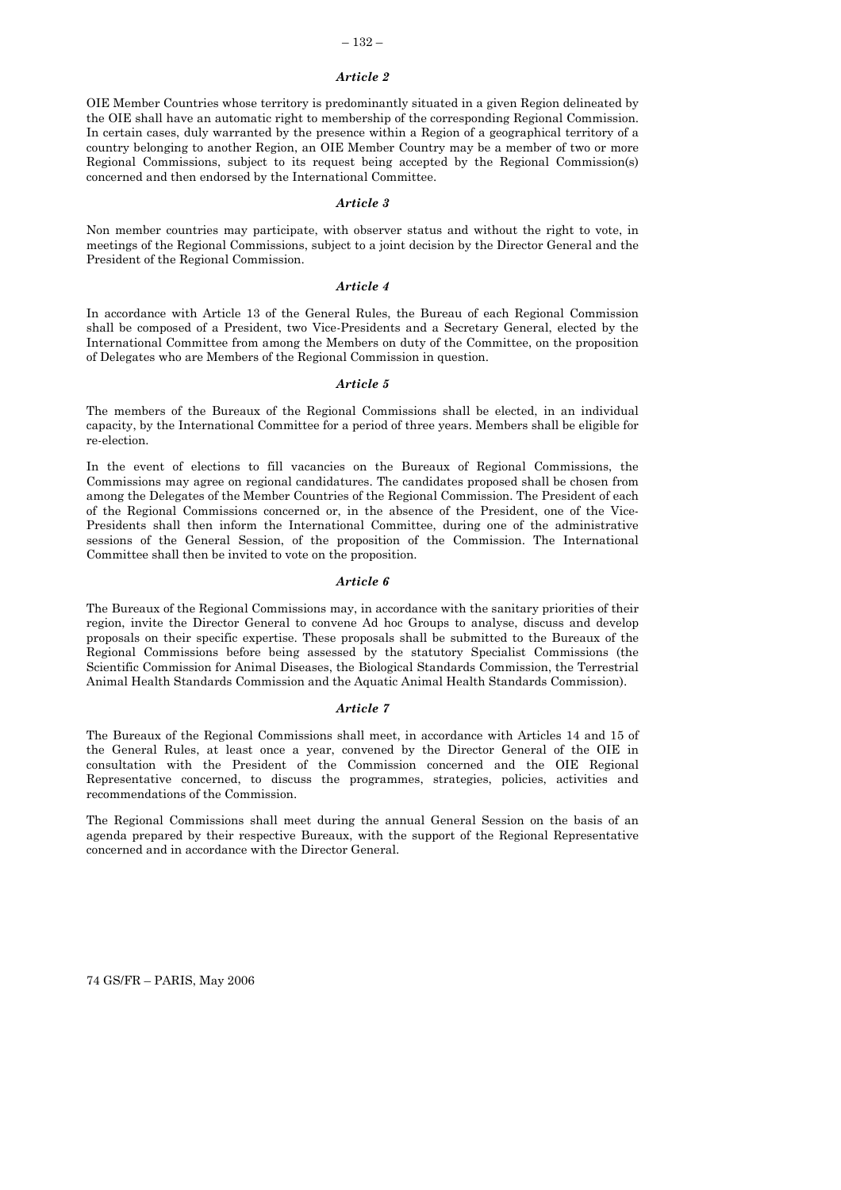### *Article 2*

OIE Member Countries whose territory is predominantly situated in a given Region delineated by the OIE shall have an automatic right to membership of the corresponding Regional Commission. In certain cases, duly warranted by the presence within a Region of a geographical territory of a country belonging to another Region, an OIE Member Country may be a member of two or more Regional Commissions, subject to its request being accepted by the Regional Commission(s) concerned and then endorsed by the International Committee.

### *Article 3*

Non member countries may participate, with observer status and without the right to vote, in meetings of the Regional Commissions, subject to a joint decision by the Director General and the President of the Regional Commission.

### *Article 4*

In accordance with Article 13 of the General Rules, the Bureau of each Regional Commission shall be composed of a President, two Vice-Presidents and a Secretary General, elected by the International Committee from among the Members on duty of the Committee, on the proposition of Delegates who are Members of the Regional Commission in question.

### *Article 5*

The members of the Bureaux of the Regional Commissions shall be elected, in an individual capacity, by the International Committee for a period of three years. Members shall be eligible for re-election.

In the event of elections to fill vacancies on the Bureaux of Regional Commissions, the Commissions may agree on regional candidatures. The candidates proposed shall be chosen from among the Delegates of the Member Countries of the Regional Commission. The President of each of the Regional Commissions concerned or, in the absence of the President, one of the Vice-Presidents shall then inform the International Committee, during one of the administrative sessions of the General Session, of the proposition of the Commission. The International Committee shall then be invited to vote on the proposition.

### *Article 6*

The Bureaux of the Regional Commissions may, in accordance with the sanitary priorities of their region, invite the Director General to convene Ad hoc Groups to analyse, discuss and develop proposals on their specific expertise. These proposals shall be submitted to the Bureaux of the Regional Commissions before being assessed by the statutory Specialist Commissions (the Scientific Commission for Animal Diseases, the Biological Standards Commission, the Terrestrial Animal Health Standards Commission and the Aquatic Animal Health Standards Commission).

### *Article 7*

The Bureaux of the Regional Commissions shall meet, in accordance with Articles 14 and 15 of the General Rules, at least once a year, convened by the Director General of the OIE in consultation with the President of the Commission concerned and the OIE Regional Representative concerned, to discuss the programmes, strategies, policies, activities and recommendations of the Commission.

The Regional Commissions shall meet during the annual General Session on the basis of an agenda prepared by their respective Bureaux, with the support of the Regional Representative concerned and in accordance with the Director General.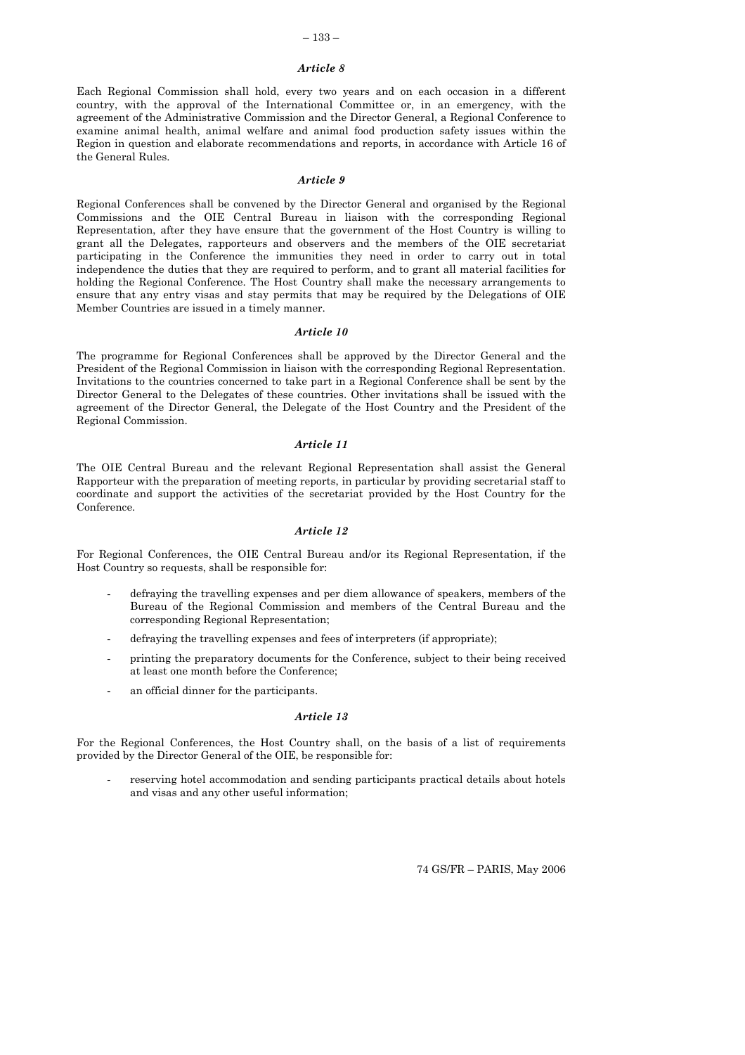### *Article 8*

Each Regional Commission shall hold, every two years and on each occasion in a different country, with the approval of the International Committee or, in an emergency, with the agreement of the Administrative Commission and the Director General, a Regional Conference to examine animal health, animal welfare and animal food production safety issues within the Region in question and elaborate recommendations and reports, in accordance with Article 16 of the General Rules.

### *Article 9*

Regional Conferences shall be convened by the Director General and organised by the Regional Commissions and the OIE Central Bureau in liaison with the corresponding Regional Representation, after they have ensure that the government of the Host Country is willing to grant all the Delegates, rapporteurs and observers and the members of the OIE secretariat participating in the Conference the immunities they need in order to carry out in total independence the duties that they are required to perform, and to grant all material facilities for holding the Regional Conference. The Host Country shall make the necessary arrangements to ensure that any entry visas and stay permits that may be required by the Delegations of OIE Member Countries are issued in a timely manner.

### *Article 10*

The programme for Regional Conferences shall be approved by the Director General and the President of the Regional Commission in liaison with the corresponding Regional Representation. Invitations to the countries concerned to take part in a Regional Conference shall be sent by the Director General to the Delegates of these countries. Other invitations shall be issued with the agreement of the Director General, the Delegate of the Host Country and the President of the Regional Commission.

### *Article 11*

The OIE Central Bureau and the relevant Regional Representation shall assist the General Rapporteur with the preparation of meeting reports, in particular by providing secretarial staff to coordinate and support the activities of the secretariat provided by the Host Country for the Conference.

### *Article 12*

For Regional Conferences, the OIE Central Bureau and/or its Regional Representation, if the Host Country so requests, shall be responsible for:

- defraying the travelling expenses and per diem allowance of speakers, members of the Bureau of the Regional Commission and members of the Central Bureau and the corresponding Regional Representation;
- defraying the travelling expenses and fees of interpreters (if appropriate);
- printing the preparatory documents for the Conference, subject to their being received at least one month before the Conference;
- an official dinner for the participants.

### *Article 13*

For the Regional Conferences, the Host Country shall, on the basis of a list of requirements provided by the Director General of the OIE, be responsible for:

- reserving hotel accommodation and sending participants practical details about hotels and visas and any other useful information;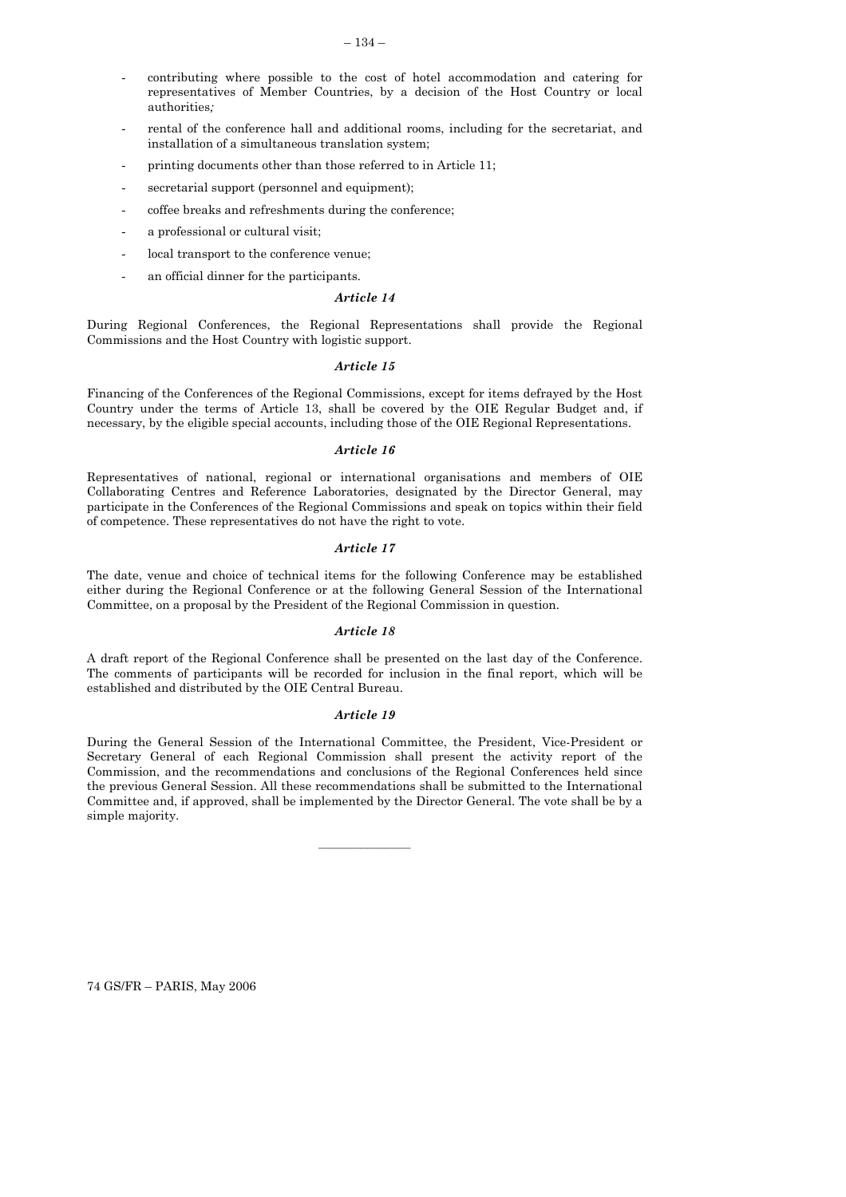- contributing where possible to the cost of hotel accommodation and catering for representatives of Member Countries, by a decision of the Host Country or local authorities;
- rental of the conference hall and additional rooms, including for the secretariat, and installation of a simultaneous translation system;
- printing documents other than those referred to in Article 11;
- secretarial support (personnel and equipment);
- coffee breaks and refreshments during the conference;
- a professional or cultural visit;
- local transport to the conference venue;
- an official dinner for the participants.

### *Article 14*

During Regional Conferences, the Regional Representations shall provide the Regional Commissions and the Host Country with logistic support.

### *Article 15*

Financing of the Conferences of the Regional Commissions, except for items defrayed by the Host Country under the terms of Article 13, shall be covered by the OIE Regular Budget and, if necessary, by the eligible special accounts, including those of the OIE Regional Representations.

### *Article 16*

Representatives of national, regional or international organisations and members of OIE Collaborating Centres and Reference Laboratories, designated by the Director General, may participate in the Conferences of the Regional Commissions and speak on topics within their field of competence. These representatives do not have the right to vote.

### *Article 17*

The date, venue and choice of technical items for the following Conference may be established either during the Regional Conference or at the following General Session of the International Committee, on a proposal by the President of the Regional Commission in question.

### *Article 18*

A draft report of the Regional Conference shall be presented on the last day of the Conference. The comments of participants will be recorded for inclusion in the final report, which will be established and distributed by the OIE Central Bureau.

### *Article 19*

During the General Session of the International Committee, the President, Vice-President or Secretary General of each Regional Commission shall present the activity report of the Commission, and the recommendations and conclusions of the Regional Conferences held since the previous General Session. All these recommendations shall be submitted to the International Committee and, if approved, shall be implemented by the Director General. The vote shall be by a simple majority.

---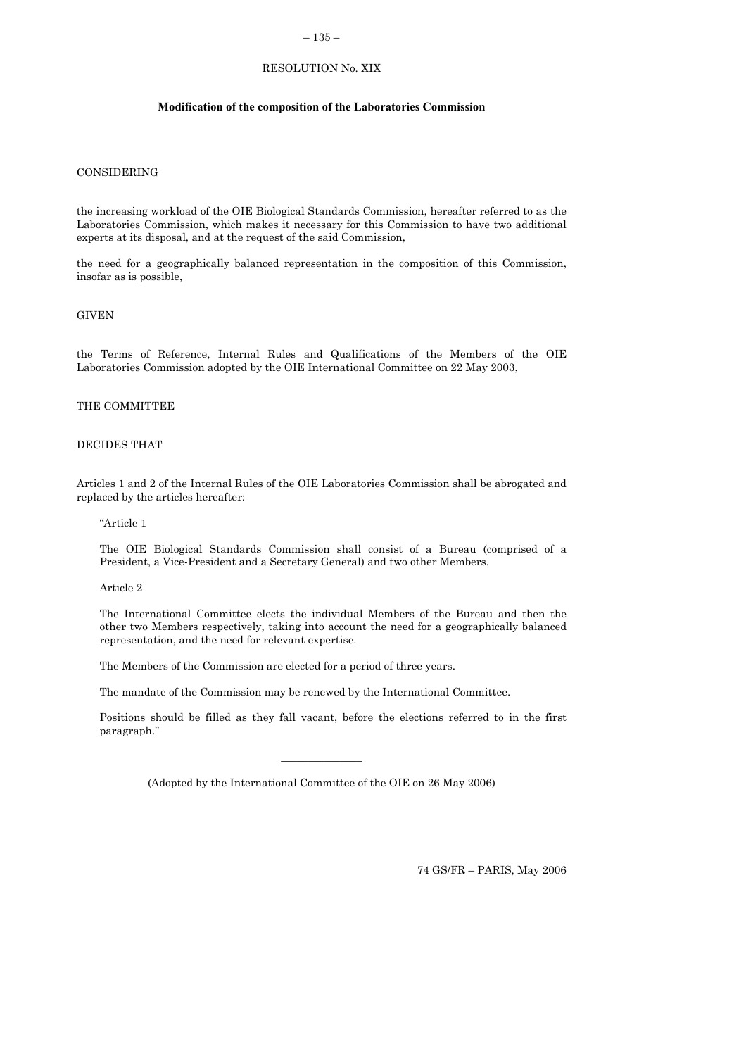# RESOLUTION No. XIX

## Modification of the composition of the Laboratories Commission

CONSIDERING

the increasing workload of the OIE Biological Standards Commission, hereafter referred to as the Laboratories Commission, which makes it necessary for this Commission to have two additional experts at its disposal, and at the request of the said Commission,

the need for a geographically balanced representation in the composition of this Commission, insofar as is possible,

GIVEN

the Terms of Reference, Internal Rules and Qualifications of the Members of the OIE Laboratories Commission adopted by the OIE International Committee on 22 May 2003,

THE COMMITTEE

DECIDES THAT

Articles 1 and 2 of the Internal Rules of the OIE Laboratories Commission shall be abrogated and replaced by the articles hereafter:

> "Article 1
>
> The OIE Biological Standards Commission shall consist of a Bureau (comprised of a President, a Vice-President and a Secretary General) and two other Members.
>
> Article 2
>
> The International Committee elects the individual Members of the Bureau and then the other two Members respectively, taking into account the need for a geographically balanced representation, and the need for relevant expertise.
>
> The Members of the Commission are elected for a period of three years.
>
> The mandate of the Commission may be renewed by the International Committee.
>
> Positions should be filled as they fall vacant, before the elections referred to in the first paragraph."

---

(Adopted by the International Committee of the OIE on 26 May 2006)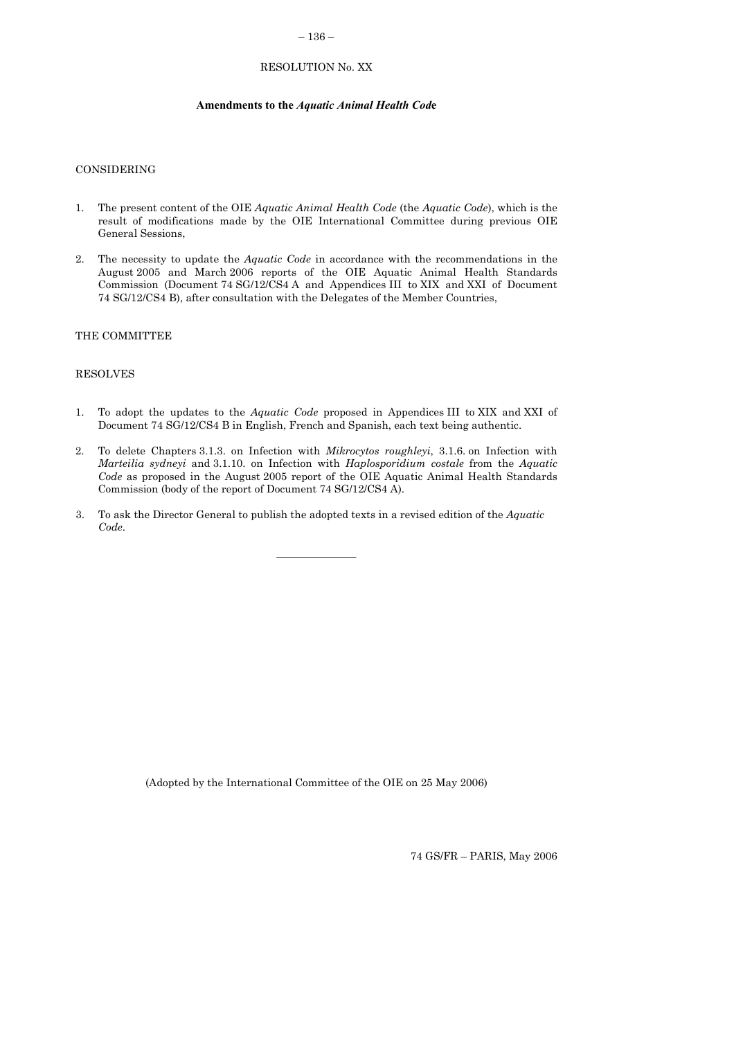RESOLUTION No. XX

**Amendments to the *Aquatic Animal Health Code***

CONSIDERING

1. The present content of the OIE *Aquatic Animal Health Code* (the *Aquatic Code*), which is the result of modifications made by the OIE International Committee during previous OIE General Sessions,

2. The necessity to update the *Aquatic Code* in accordance with the recommendations in the August 2005 and March 2006 reports of the OIE Aquatic Animal Health Standards Commission (Document 74 SG/12/CS4 A and Appendices III to XIX and XXI of Document 74 SG/12/CS4 B), after consultation with the Delegates of the Member Countries,

THE COMMITTEE

RESOLVES

1. To adopt the updates to the *Aquatic Code* proposed in Appendices III to XIX and XXI of Document 74 SG/12/CS4 B in English, French and Spanish, each text being authentic.

2. To delete Chapters 3.1.3. on Infection with *Mikrocytos roughleyi*, 3.1.6. on Infection with *Marteilia sydneyi* and 3.1.10. on Infection with *Haplosporidium costale* from the *Aquatic Code* as proposed in the August 2005 report of the OIE Aquatic Animal Health Standards Commission (body of the report of Document 74 SG/12/CS4 A).

3. To ask the Director General to publish the adopted texts in a revised edition of the *Aquatic Code*.

(Adopted by the International Committee of the OIE on 25 May 2006)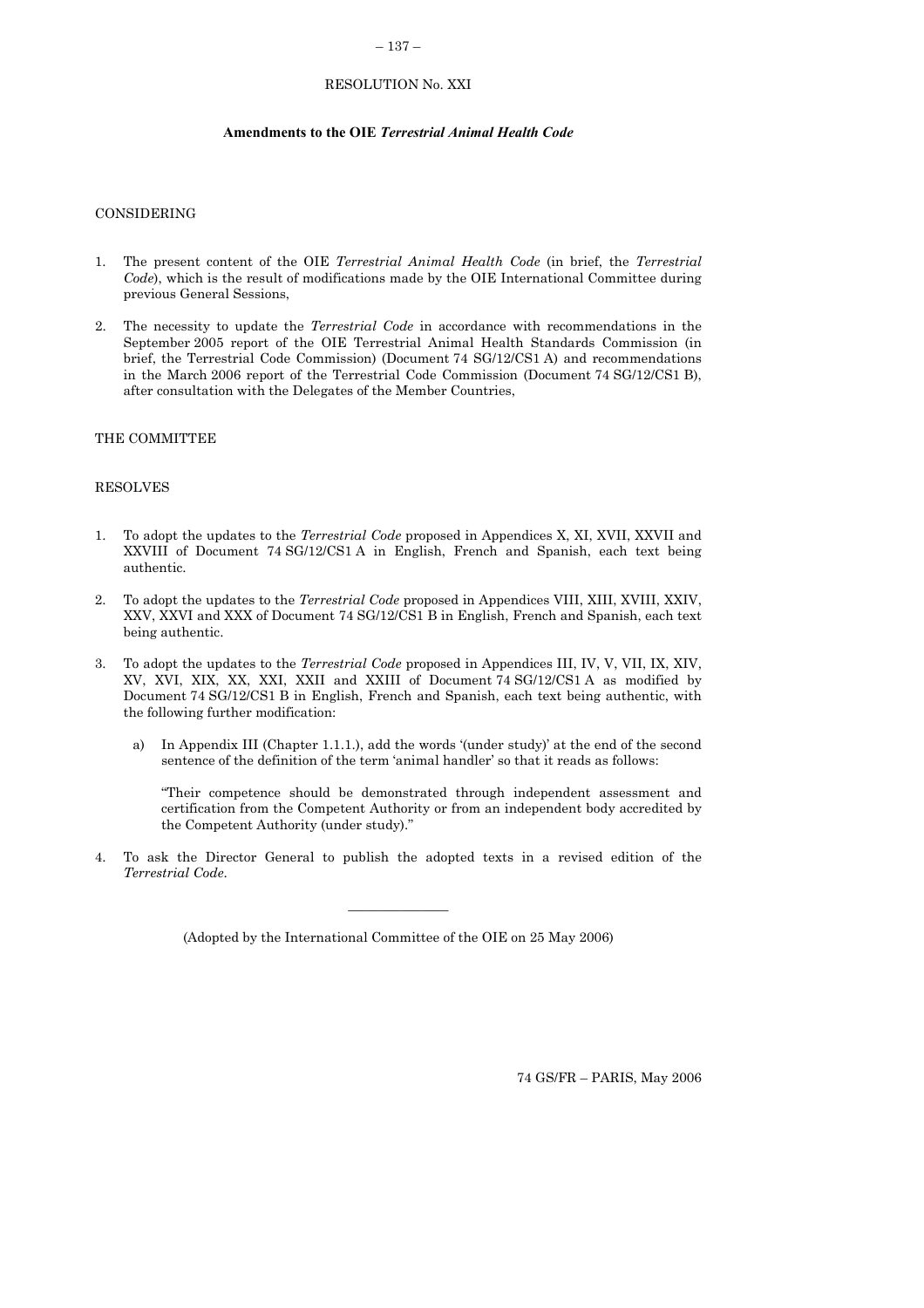# RESOLUTION No. XXI

## Amendments to the OIE *Terrestrial Animal Health Code*

CONSIDERING

1. The present content of the OIE *Terrestrial Animal Health Code* (in brief, the *Terrestrial Code*), which is the result of modifications made by the OIE International Committee during previous General Sessions,

2. The necessity to update the *Terrestrial Code* in accordance with recommendations in the September 2005 report of the OIE Terrestrial Animal Health Standards Commission (in brief, the Terrestrial Code Commission) (Document 74 SG/12/CS1 A) and recommendations in the March 2006 report of the Terrestrial Code Commission (Document 74 SG/12/CS1 B), after consultation with the Delegates of the Member Countries,

THE COMMITTEE

RESOLVES

1. To adopt the updates to the *Terrestrial Code* proposed in Appendices X, XI, XVII, XXVII and XXVIII of Document 74 SG/12/CS1 A in English, French and Spanish, each text being authentic.

2. To adopt the updates to the *Terrestrial Code* proposed in Appendices VIII, XIII, XVIII, XXIV, XXV, XXVI and XXX of Document 74 SG/12/CS1 B in English, French and Spanish, each text being authentic.

3. To adopt the updates to the *Terrestrial Code* proposed in Appendices III, IV, V, VII, IX, XIV, XV, XVI, XIX, XX, XXI, XXII and XXIII of Document 74 SG/12/CS1 A as modified by Document 74 SG/12/CS1 B in English, French and Spanish, each text being authentic, with the following further modification:

   a) In Appendix III (Chapter 1.1.1.), add the words '(under study)' at the end of the second sentence of the definition of the term 'animal handler' so that it reads as follows:

      "Their competence should be demonstrated through independent assessment and certification from the Competent Authority or from an independent body accredited by the Competent Authority (under study)."

4. To ask the Director General to publish the adopted texts in a revised edition of the *Terrestrial Code*.

---

(Adopted by the International Committee of the OIE on 25 May 2006)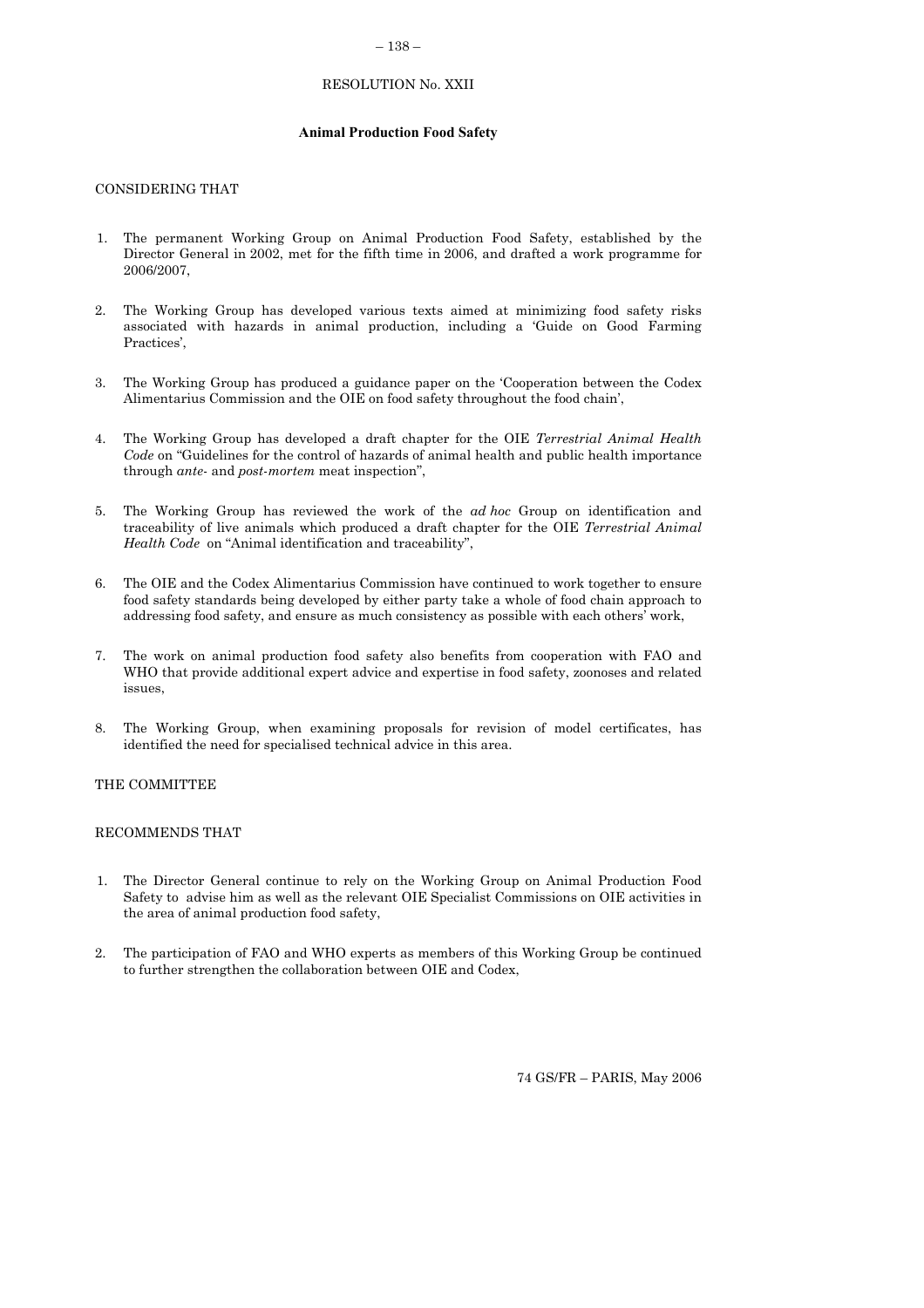RESOLUTION No. XXII

**Animal Production Food Safety**

CONSIDERING THAT

1. The permanent Working Group on Animal Production Food Safety, established by the Director General in 2002, met for the fifth time in 2006, and drafted a work programme for 2006/2007,

2. The Working Group has developed various texts aimed at minimizing food safety risks associated with hazards in animal production, including a 'Guide on Good Farming Practices',

3. The Working Group has produced a guidance paper on the 'Cooperation between the Codex Alimentarius Commission and the OIE on food safety throughout the food chain',

4. The Working Group has developed a draft chapter for the OIE *Terrestrial Animal Health Code* on "Guidelines for the control of hazards of animal health and public health importance through *ante*- and *post-mortem* meat inspection",

5. The Working Group has reviewed the work of the *ad hoc* Group on identification and traceability of live animals which produced a draft chapter for the OIE *Terrestrial Animal Health Code* on "Animal identification and traceability",

6. The OIE and the Codex Alimentarius Commission have continued to work together to ensure food safety standards being developed by either party take a whole of food chain approach to addressing food safety, and ensure as much consistency as possible with each others' work,

7. The work on animal production food safety also benefits from cooperation with FAO and WHO that provide additional expert advice and expertise in food safety, zoonoses and related issues,

8. The Working Group, when examining proposals for revision of model certificates, has identified the need for specialised technical advice in this area.

THE COMMITTEE

RECOMMENDS THAT

1. The Director General continue to rely on the Working Group on Animal Production Food Safety to advise him as well as the relevant OIE Specialist Commissions on OIE activities in the area of animal production food safety,

2. The participation of FAO and WHO experts as members of this Working Group be continued to further strengthen the collaboration between OIE and Codex,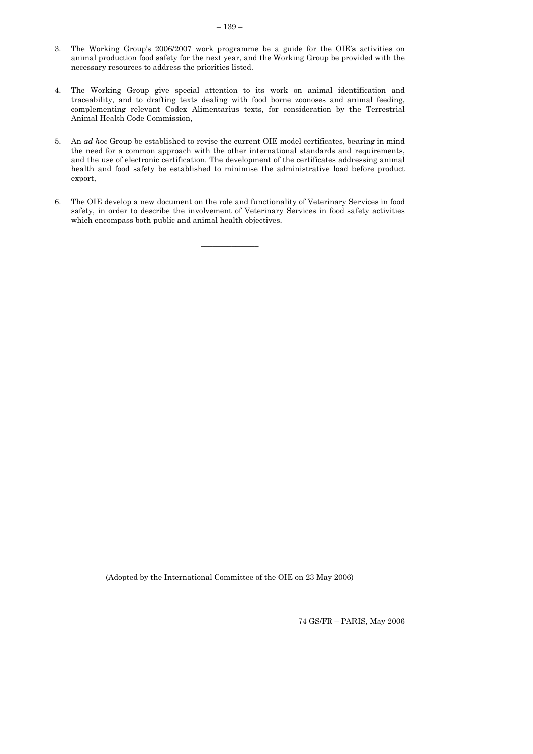3. The Working Group's 2006/2007 work programme be a guide for the OIE's activities on animal production food safety for the next year, and the Working Group be provided with the necessary resources to address the priorities listed.

4. The Working Group give special attention to its work on animal identification and traceability, and to drafting texts dealing with food borne zoonoses and animal feeding, complementing relevant Codex Alimentarius texts, for consideration by the Terrestrial Animal Health Code Commission,

5. An *ad hoc* Group be established to revise the current OIE model certificates, bearing in mind the need for a common approach with the other international standards and requirements, and the use of electronic certification. The development of the certificates addressing animal health and food safety be established to minimise the administrative load before product export,

6. The OIE develop a new document on the role and functionality of Veterinary Services in food safety, in order to describe the involvement of Veterinary Services in food safety activities which encompass both public and animal health objectives.

---

(Adopted by the International Committee of the OIE on 23 May 2006)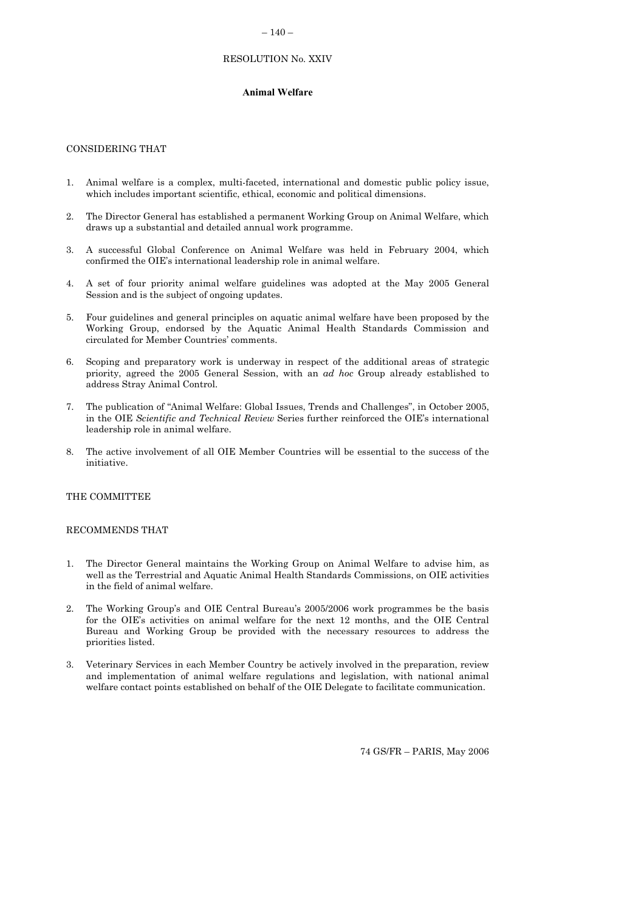# RESOLUTION No. XXIV

## Animal Welfare

CONSIDERING THAT

1. Animal welfare is a complex, multi-faceted, international and domestic public policy issue, which includes important scientific, ethical, economic and political dimensions.

2. The Director General has established a permanent Working Group on Animal Welfare, which draws up a substantial and detailed annual work programme.

3. A successful Global Conference on Animal Welfare was held in February 2004, which confirmed the OIE's international leadership role in animal welfare.

4. A set of four priority animal welfare guidelines was adopted at the May 2005 General Session and is the subject of ongoing updates.

5. Four guidelines and general principles on aquatic animal welfare have been proposed by the Working Group, endorsed by the Aquatic Animal Health Standards Commission and circulated for Member Countries' comments.

6. Scoping and preparatory work is underway in respect of the additional areas of strategic priority, agreed the 2005 General Session, with an *ad hoc* Group already established to address Stray Animal Control.

7. The publication of "Animal Welfare: Global Issues, Trends and Challenges", in October 2005, in the OIE *Scientific and Technical Review* Series further reinforced the OIE's international leadership role in animal welfare.

8. The active involvement of all OIE Member Countries will be essential to the success of the initiative.

THE COMMITTEE

RECOMMENDS THAT

1. The Director General maintains the Working Group on Animal Welfare to advise him, as well as the Terrestrial and Aquatic Animal Health Standards Commissions, on OIE activities in the field of animal welfare.

2. The Working Group's and OIE Central Bureau's 2005/2006 work programmes be the basis for the OIE's activities on animal welfare for the next 12 months, and the OIE Central Bureau and Working Group be provided with the necessary resources to address the priorities listed.

3. Veterinary Services in each Member Country be actively involved in the preparation, review and implementation of animal welfare regulations and legislation, with national animal welfare contact points established on behalf of the OIE Delegate to facilitate communication.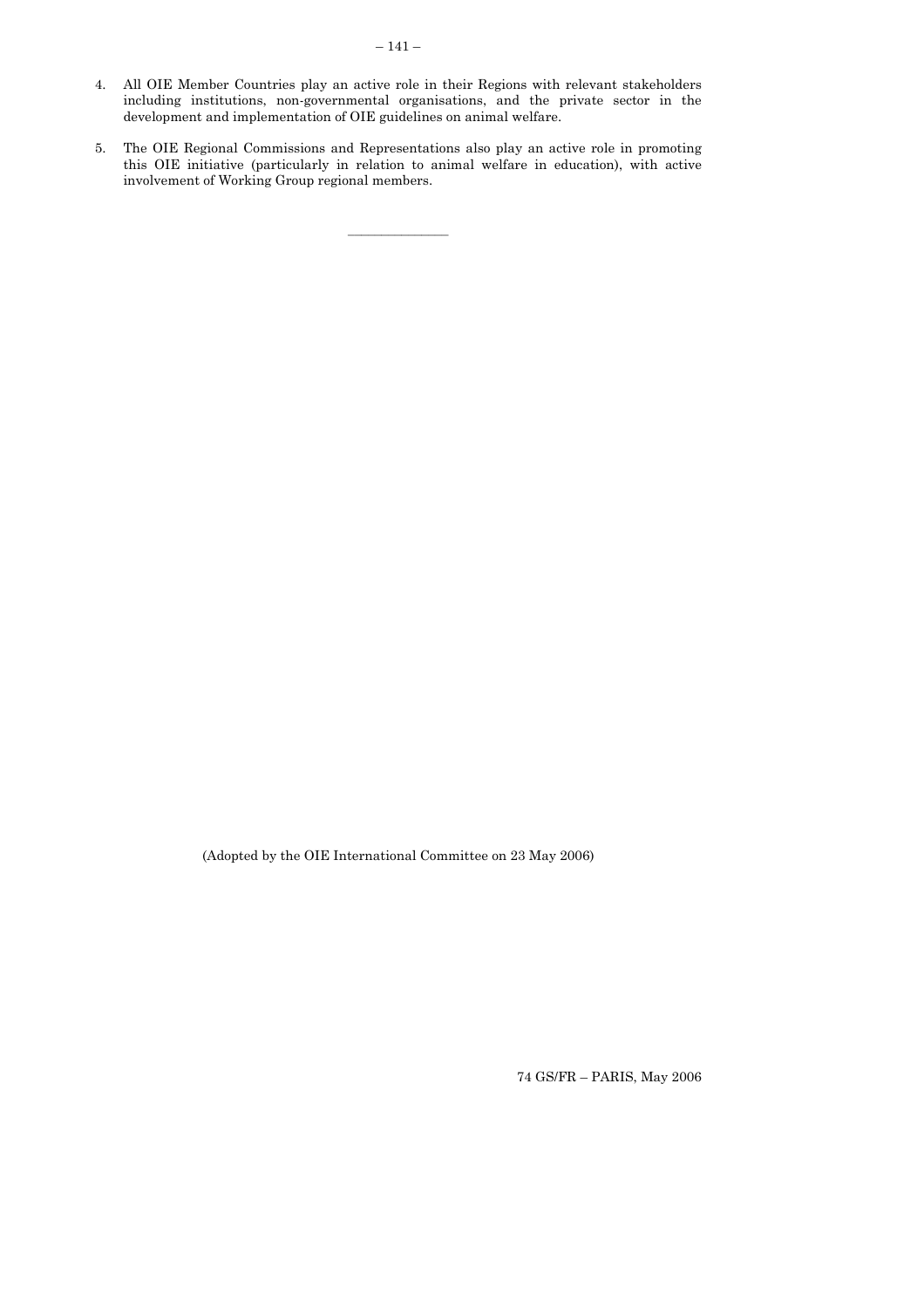4. All OIE Member Countries play an active role in their Regions with relevant stakeholders including institutions, non-governmental organisations, and the private sector in the development and implementation of OIE guidelines on animal welfare.

5. The OIE Regional Commissions and Representations also play an active role in promoting this OIE initiative (particularly in relation to animal welfare in education), with active involvement of Working Group regional members.

---

(Adopted by the OIE International Committee on 23 May 2006)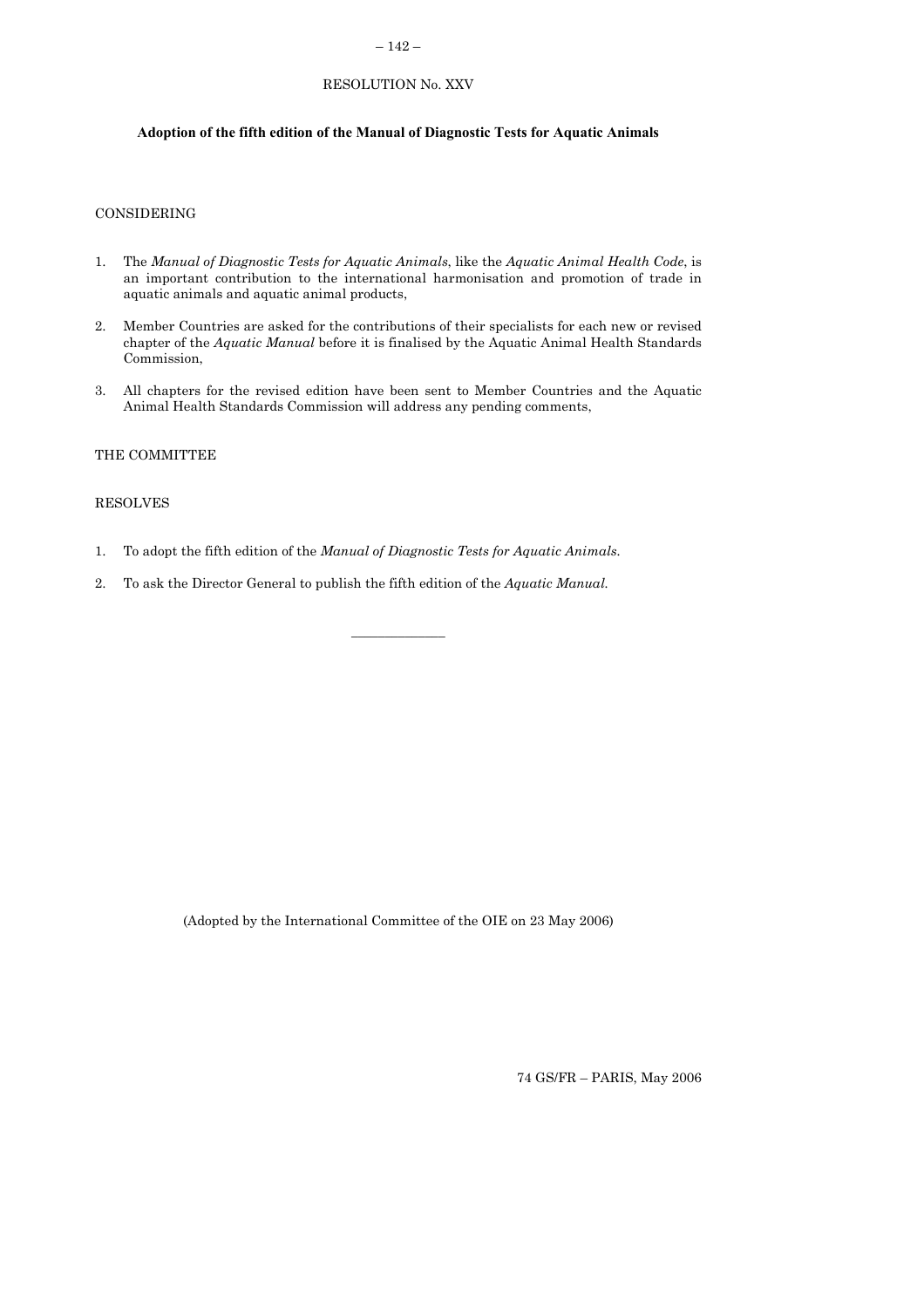RESOLUTION No. XXV

**Adoption of the fifth edition of the Manual of Diagnostic Tests for Aquatic Animals**

CONSIDERING

1. The *Manual of Diagnostic Tests for Aquatic Animals*, like the *Aquatic Animal Health Code*, is an important contribution to the international harmonisation and promotion of trade in aquatic animals and aquatic animal products,
2. Member Countries are asked for the contributions of their specialists for each new or revised chapter of the *Aquatic Manual* before it is finalised by the Aquatic Animal Health Standards Commission,
3. All chapters for the revised edition have been sent to Member Countries and the Aquatic Animal Health Standards Commission will address any pending comments,

THE COMMITTEE

RESOLVES

1. To adopt the fifth edition of the *Manual of Diagnostic Tests for Aquatic Animals*.
2. To ask the Director General to publish the fifth edition of the *Aquatic Manual.*

_____________

(Adopted by the International Committee of the OIE on 23 May 2006)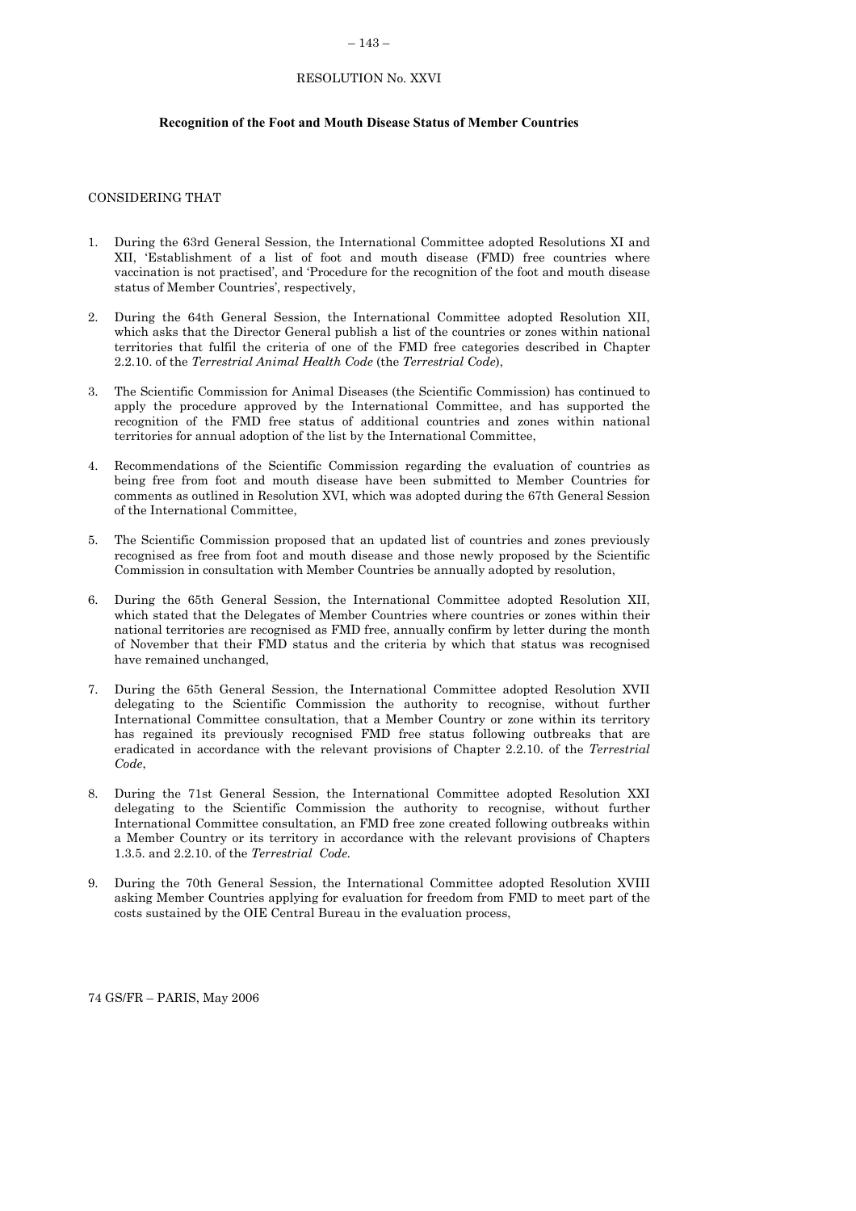RESOLUTION No. XXVI

**Recognition of the Foot and Mouth Disease Status of Member Countries**

CONSIDERING THAT

1. During the 63rd General Session, the International Committee adopted Resolutions XI and XII, 'Establishment of a list of foot and mouth disease (FMD) free countries where vaccination is not practised', and 'Procedure for the recognition of the foot and mouth disease status of Member Countries', respectively,

2. During the 64th General Session, the International Committee adopted Resolution XII, which asks that the Director General publish a list of the countries or zones within national territories that fulfil the criteria of one of the FMD free categories described in Chapter 2.2.10. of the *Terrestrial Animal Health Code* (the *Terrestrial Code*),

3. The Scientific Commission for Animal Diseases (the Scientific Commission) has continued to apply the procedure approved by the International Committee, and has supported the recognition of the FMD free status of additional countries and zones within national territories for annual adoption of the list by the International Committee,

4. Recommendations of the Scientific Commission regarding the evaluation of countries as being free from foot and mouth disease have been submitted to Member Countries for comments as outlined in Resolution XVI, which was adopted during the 67th General Session of the International Committee,

5. The Scientific Commission proposed that an updated list of countries and zones previously recognised as free from foot and mouth disease and those newly proposed by the Scientific Commission in consultation with Member Countries be annually adopted by resolution,

6. During the 65th General Session, the International Committee adopted Resolution XII, which stated that the Delegates of Member Countries where countries or zones within their national territories are recognised as FMD free, annually confirm by letter during the month of November that their FMD status and the criteria by which that status was recognised have remained unchanged,

7. During the 65th General Session, the International Committee adopted Resolution XVII delegating to the Scientific Commission the authority to recognise, without further International Committee consultation, that a Member Country or zone within its territory has regained its previously recognised FMD free status following outbreaks that are eradicated in accordance with the relevant provisions of Chapter 2.2.10. of the *Terrestrial Code*,

8. During the 71st General Session, the International Committee adopted Resolution XXI delegating to the Scientific Commission the authority to recognise, without further International Committee consultation, an FMD free zone created following outbreaks within a Member Country or its territory in accordance with the relevant provisions of Chapters 1.3.5. and 2.2.10. of the *Terrestrial Code.*

9. During the 70th General Session, the International Committee adopted Resolution XVIII asking Member Countries applying for evaluation for freedom from FMD to meet part of the costs sustained by the OIE Central Bureau in the evaluation process,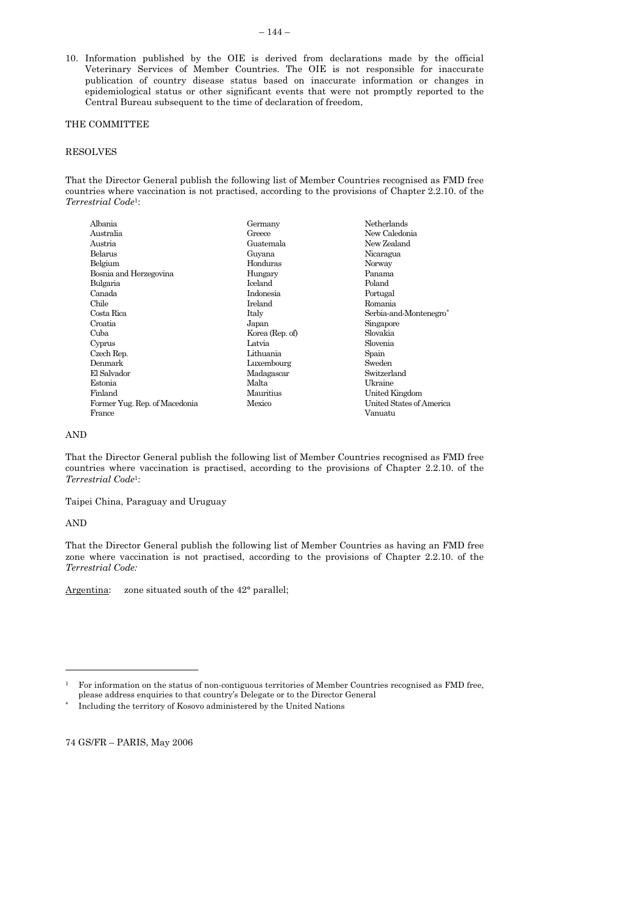10. Information published by the OIE is derived from declarations made by the official Veterinary Services of Member Countries. The OIE is not responsible for inaccurate publication of country disease status based on inaccurate information or changes in epidemiological status or other significant events that were not promptly reported to the Central Bureau subsequent to the time of declaration of freedom,

THE COMMITTEE

RESOLVES

That the Director General publish the following list of Member Countries recognised as FMD free countries where vaccination is not practised, according to the provisions of Chapter 2.2.10. of the *Terrestrial Code*[1]:

| | | |
|---|---|---|
| Albania | Germany | Netherlands |
| Australia | Greece | New Caledonia |
| Austria | Guatemala | New Zealand |
| Belarus | Guyana | Nicaragua |
| Belgium | Honduras | Norway |
| Bosnia and Herzegovina | Hungary | Panama |
| Bulgaria | Iceland | Poland |
| Canada | Indonesia | Portugal |
| Chile | Ireland | Romania |
| Costa Rica | Italy | Serbia-and-Montenegro* |
| Croatia | Japan | Singapore |
| Cuba | Korea (Rep. of) | Slovakia |
| Cyprus | Latvia | Slovenia |
| Czech Rep. | Lithuania | Spain |
| Denmark | Luxembourg | Sweden |
| El Salvador | Madagascar | Switzerland |
| Estonia | Malta | Ukraine |
| Finland | Mauritius | United Kingdom |
| Former Yug. Rep. of Macedonia | Mexico | United States of America |
| France | | Vanuatu |

AND

That the Director General publish the following list of Member Countries recognised as FMD free countries where vaccination is practised, according to the provisions of Chapter 2.2.10. of the *Terrestrial Code*[1]:

Taipei China, Paraguay and Uruguay

AND

That the Director General publish the following list of Member Countries as having an FMD free zone where vaccination is not practised, according to the provisions of Chapter 2.2.10. of the *Terrestrial Code:*

Argentina: zone situated south of the 42° parallel;

---

[1] For information on the status of non-contiguous territories of Member Countries recognised as FMD free, please address enquiries to that country's Delegate or to the Director General

* Including the territory of Kosovo administered by the United Nations

74 GS/FR – PARIS, May 2006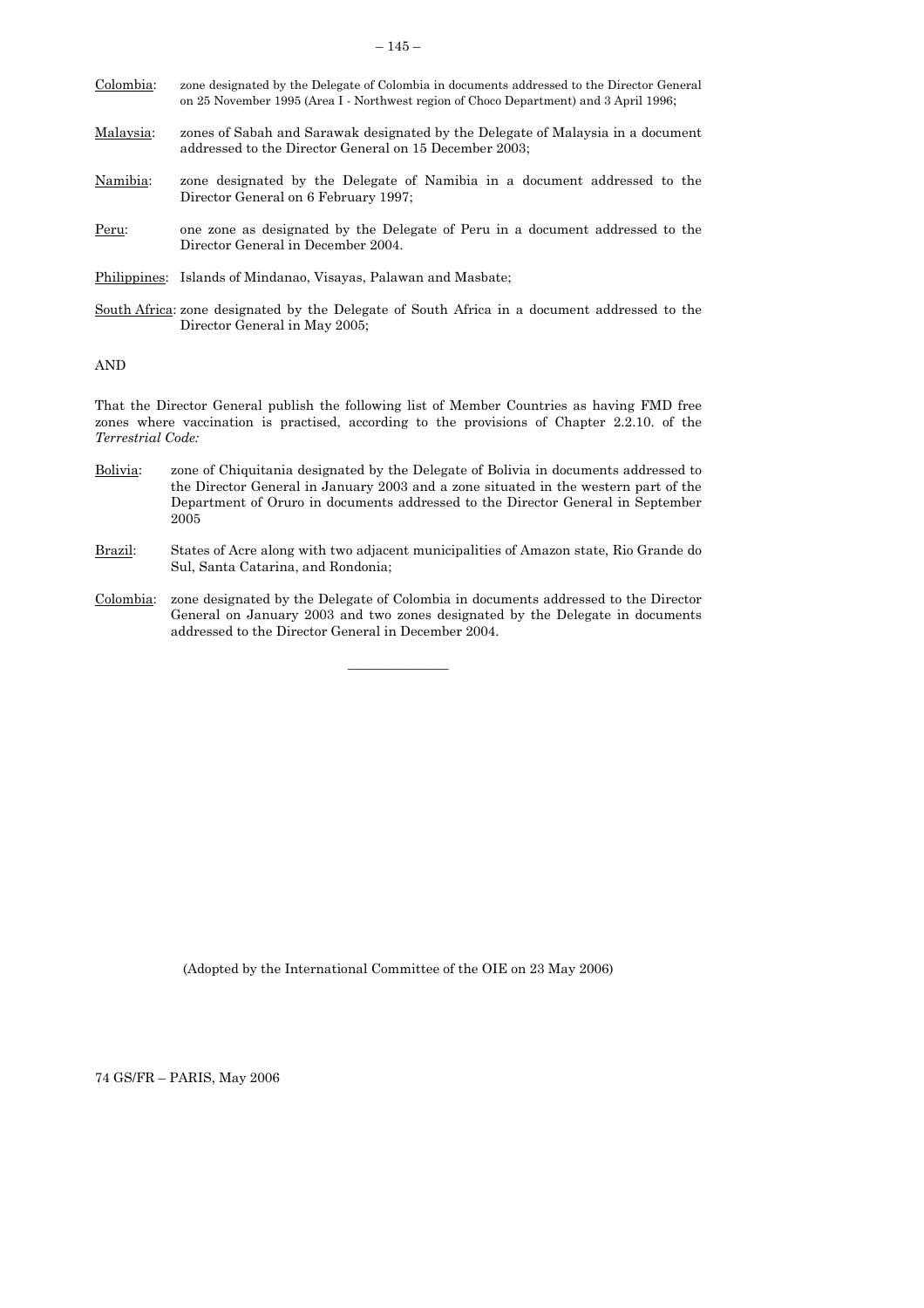Colombia: zone designated by the Delegate of Colombia in documents addressed to the Director General on 25 November 1995 (Area I - Northwest region of Choco Department) and 3 April 1996;

Malaysia: zones of Sabah and Sarawak designated by the Delegate of Malaysia in a document addressed to the Director General on 15 December 2003;

Namibia: zone designated by the Delegate of Namibia in a document addressed to the Director General on 6 February 1997;

Peru: one zone as designated by the Delegate of Peru in a document addressed to the Director General in December 2004.

Philippines: Islands of Mindanao, Visayas, Palawan and Masbate;

South Africa: zone designated by the Delegate of South Africa in a document addressed to the Director General in May 2005;

AND

That the Director General publish the following list of Member Countries as having FMD free zones where vaccination is practised, according to the provisions of Chapter 2.2.10. of the *Terrestrial Code:*

Bolivia: zone of Chiquitania designated by the Delegate of Bolivia in documents addressed to the Director General in January 2003 and a zone situated in the western part of the Department of Oruro in documents addressed to the Director General in September 2005

Brazil: States of Acre along with two adjacent municipalities of Amazon state, Rio Grande do Sul, Santa Catarina, and Rondonia;

Colombia: zone designated by the Delegate of Colombia in documents addressed to the Director General on January 2003 and two zones designated by the Delegate in documents addressed to the Director General in December 2004.

(Adopted by the International Committee of the OIE on 23 May 2006)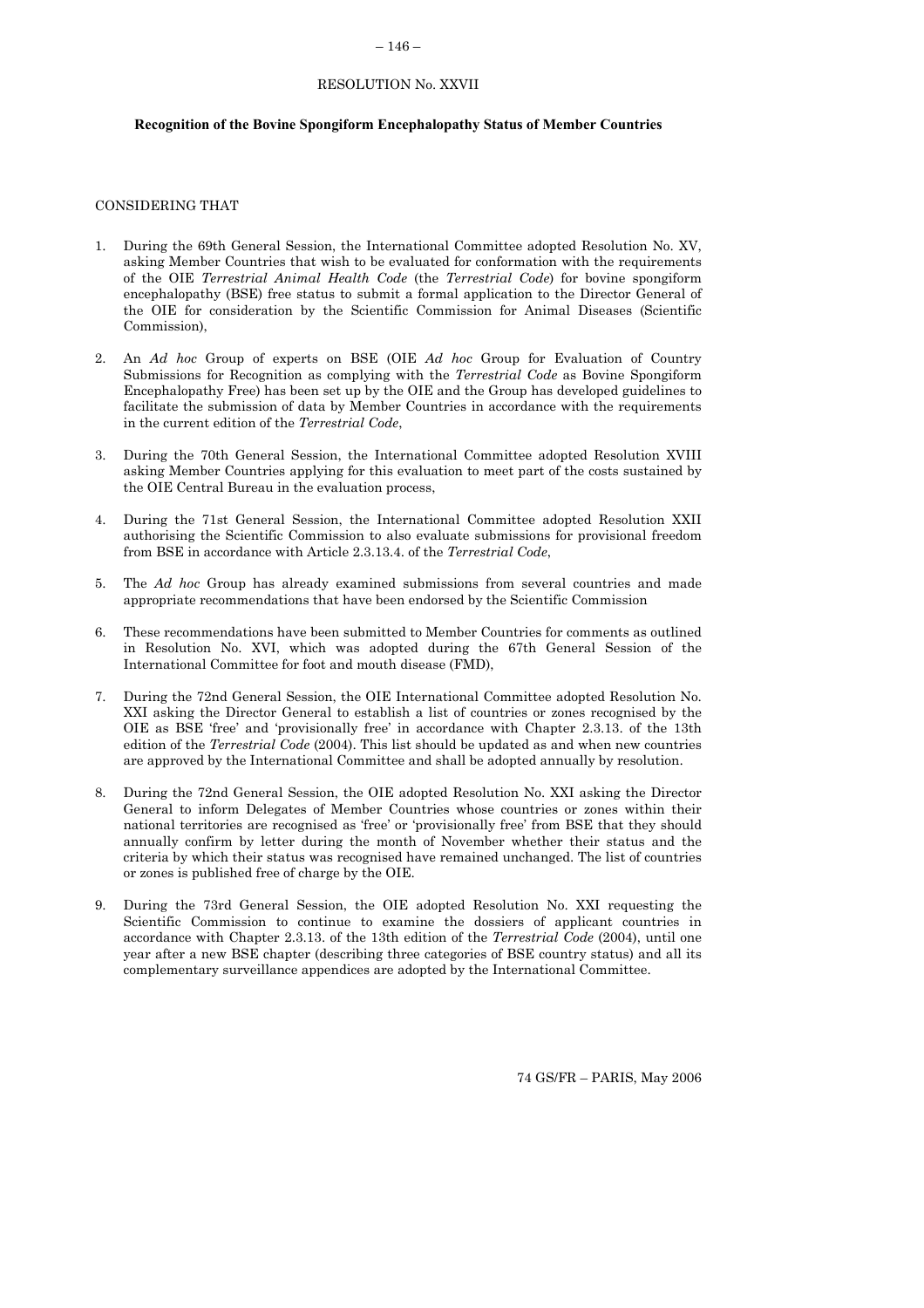# RESOLUTION No. XXVII

## Recognition of the Bovine Spongiform Encephalopathy Status of Member Countries

CONSIDERING THAT

1. During the 69th General Session, the International Committee adopted Resolution No. XV, asking Member Countries that wish to be evaluated for conformation with the requirements of the OIE *Terrestrial Animal Health Code* (the *Terrestrial Code*) for bovine spongiform encephalopathy (BSE) free status to submit a formal application to the Director General of the OIE for consideration by the Scientific Commission for Animal Diseases (Scientific Commission),

2. An *Ad hoc* Group of experts on BSE (OIE *Ad hoc* Group for Evaluation of Country Submissions for Recognition as complying with the *Terrestrial Code* as Bovine Spongiform Encephalopathy Free) has been set up by the OIE and the Group has developed guidelines to facilitate the submission of data by Member Countries in accordance with the requirements in the current edition of the *Terrestrial Code*,

3. During the 70th General Session, the International Committee adopted Resolution XVIII asking Member Countries applying for this evaluation to meet part of the costs sustained by the OIE Central Bureau in the evaluation process,

4. During the 71st General Session, the International Committee adopted Resolution XXII authorising the Scientific Commission to also evaluate submissions for provisional freedom from BSE in accordance with Article 2.3.13.4. of the *Terrestrial Code*,

5. The *Ad hoc* Group has already examined submissions from several countries and made appropriate recommendations that have been endorsed by the Scientific Commission

6. These recommendations have been submitted to Member Countries for comments as outlined in Resolution No. XVI, which was adopted during the 67th General Session of the International Committee for foot and mouth disease (FMD),

7. During the 72nd General Session, the OIE International Committee adopted Resolution No. XXI asking the Director General to establish a list of countries or zones recognised by the OIE as BSE 'free' and 'provisionally free' in accordance with Chapter 2.3.13. of the 13th edition of the *Terrestrial Code* (2004). This list should be updated as and when new countries are approved by the International Committee and shall be adopted annually by resolution.

8. During the 72nd General Session, the OIE adopted Resolution No. XXI asking the Director General to inform Delegates of Member Countries whose countries or zones within their national territories are recognised as 'free' or 'provisionally free' from BSE that they should annually confirm by letter during the month of November whether their status and the criteria by which their status was recognised have remained unchanged. The list of countries or zones is published free of charge by the OIE.

9. During the 73rd General Session, the OIE adopted Resolution No. XXI requesting the Scientific Commission to continue to examine the dossiers of applicant countries in accordance with Chapter 2.3.13. of the 13th edition of the *Terrestrial Code* (2004), until one year after a new BSE chapter (describing three categories of BSE country status) and all its complementary surveillance appendices are adopted by the International Committee.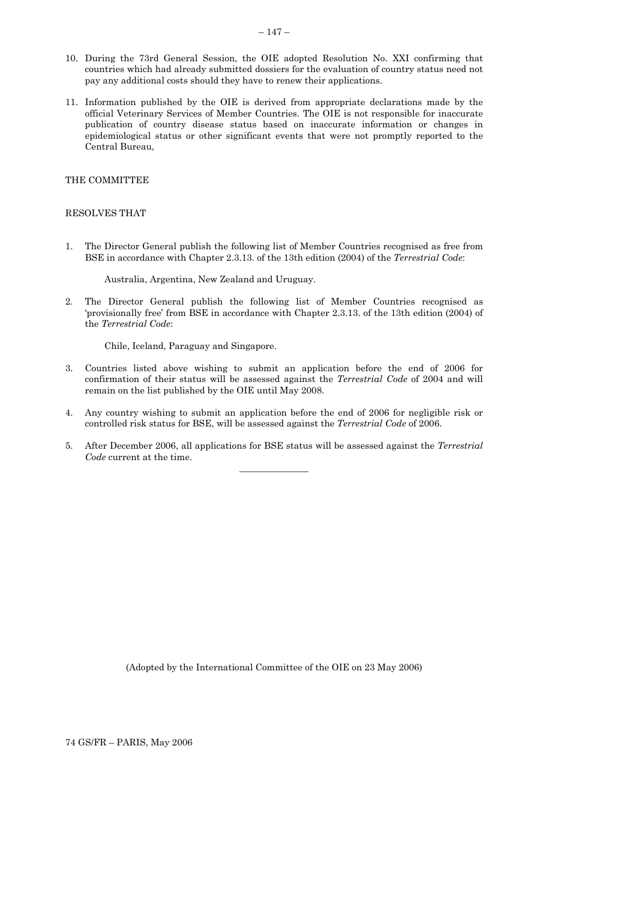10. During the 73rd General Session, the OIE adopted Resolution No. XXI confirming that countries which had already submitted dossiers for the evaluation of country status need not pay any additional costs should they have to renew their applications.

11. Information published by the OIE is derived from appropriate declarations made by the official Veterinary Services of Member Countries. The OIE is not responsible for inaccurate publication of country disease status based on inaccurate information or changes in epidemiological status or other significant events that were not promptly reported to the Central Bureau,

THE COMMITTEE

RESOLVES THAT

1. The Director General publish the following list of Member Countries recognised as free from BSE in accordance with Chapter 2.3.13. of the 13th edition (2004) of the *Terrestrial Code*:

   Australia, Argentina, New Zealand and Uruguay.

2. The Director General publish the following list of Member Countries recognised as 'provisionally free' from BSE in accordance with Chapter 2.3.13. of the 13th edition (2004) of the *Terrestrial Code*:

   Chile, Iceland, Paraguay and Singapore.

3. Countries listed above wishing to submit an application before the end of 2006 for confirmation of their status will be assessed against the *Terrestrial Code* of 2004 and will remain on the list published by the OIE until May 2008.

4. Any country wishing to submit an application before the end of 2006 for negligible risk or controlled risk status for BSE, will be assessed against the *Terrestrial Code* of 2006.

5. After December 2006, all applications for BSE status will be assessed against the *Terrestrial Code* current at the time.

---

(Adopted by the International Committee of the OIE on 23 May 2006)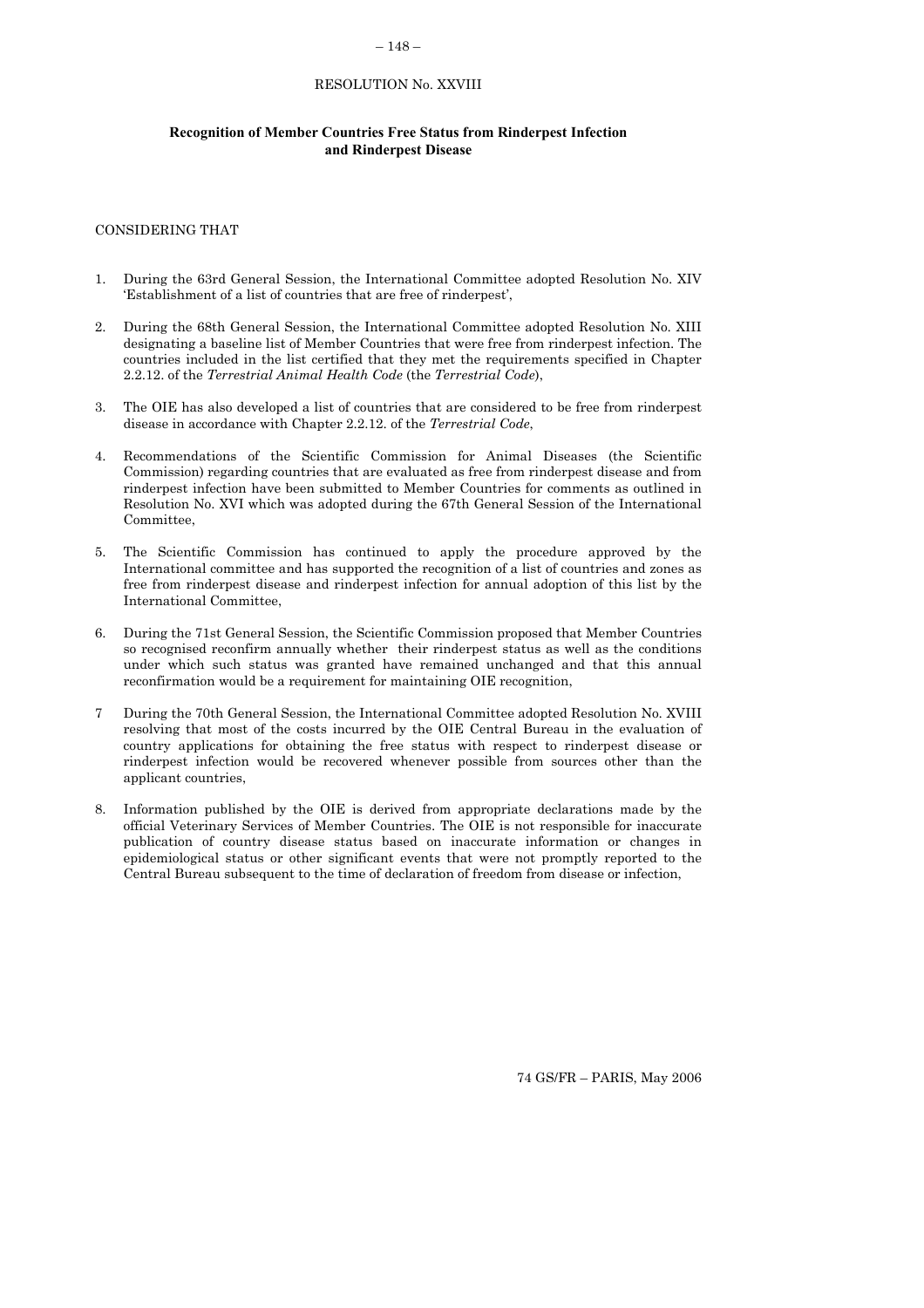## RESOLUTION No. XXVIII

### Recognition of Member Countries Free Status from Rinderpest Infection and Rinderpest Disease

CONSIDERING THAT

1. During the 63rd General Session, the International Committee adopted Resolution No. XIV 'Establishment of a list of countries that are free of rinderpest',

2. During the 68th General Session, the International Committee adopted Resolution No. XIII designating a baseline list of Member Countries that were free from rinderpest infection. The countries included in the list certified that they met the requirements specified in Chapter 2.2.12. of the *Terrestrial Animal Health Code* (the *Terrestrial Code*),

3. The OIE has also developed a list of countries that are considered to be free from rinderpest disease in accordance with Chapter 2.2.12. of the *Terrestrial Code*,

4. Recommendations of the Scientific Commission for Animal Diseases (the Scientific Commission) regarding countries that are evaluated as free from rinderpest disease and from rinderpest infection have been submitted to Member Countries for comments as outlined in Resolution No. XVI which was adopted during the 67th General Session of the International Committee,

5. The Scientific Commission has continued to apply the procedure approved by the International committee and has supported the recognition of a list of countries and zones as free from rinderpest disease and rinderpest infection for annual adoption of this list by the International Committee,

6. During the 71st General Session, the Scientific Commission proposed that Member Countries so recognised reconfirm annually whether their rinderpest status as well as the conditions under which such status was granted have remained unchanged and that this annual reconfirmation would be a requirement for maintaining OIE recognition,

7 During the 70th General Session, the International Committee adopted Resolution No. XVIII resolving that most of the costs incurred by the OIE Central Bureau in the evaluation of country applications for obtaining the free status with respect to rinderpest disease or rinderpest infection would be recovered whenever possible from sources other than the applicant countries,

8. Information published by the OIE is derived from appropriate declarations made by the official Veterinary Services of Member Countries. The OIE is not responsible for inaccurate publication of country disease status based on inaccurate information or changes in epidemiological status or other significant events that were not promptly reported to the Central Bureau subsequent to the time of declaration of freedom from disease or infection,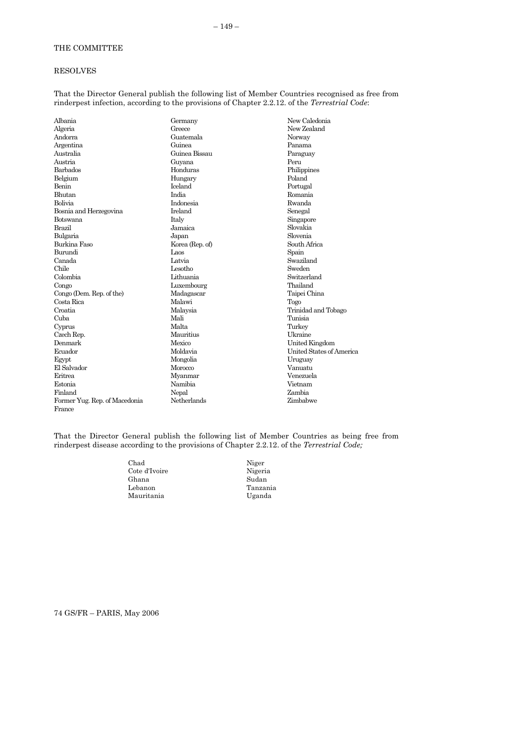THE COMMITTEE

RESOLVES

That the Director General publish the following list of Member Countries recognised as free from rinderpest infection, according to the provisions of Chapter 2.2.12. of the *Terrestrial Code*:

| | | |
|---|---|---|
| Albania | Germany | New Caledonia |
| Algeria | Greece | New Zealand |
| Andorra | Guatemala | Norway |
| Argentina | Guinea | Panama |
| Australia | Guinea Bissau | Paraguay |
| Austria | Guyana | Peru |
| Barbados | Honduras | Philippines |
| Belgium | Hungary | Poland |
| Benin | Iceland | Portugal |
| Bhutan | India | Romania |
| Bolivia | Indonesia | Rwanda |
| Bosnia and Herzegovina | Ireland | Senegal |
| Botswana | Italy | Singapore |
| Brazil | Jamaica | Slovakia |
| Bulgaria | Japan | Slovenia |
| Burkina Faso | Korea (Rep. of) | South Africa |
| Burundi | Laos | Spain |
| Canada | Latvia | Swaziland |
| Chile | Lesotho | Sweden |
| Colombia | Lithuania | Switzerland |
| Congo | Luxembourg | Thailand |
| Congo (Dem. Rep. of the) | Madagascar | Taipei China |
| Costa Rica | Malawi | Togo |
| Croatia | Malaysia | Trinidad and Tobago |
| Cuba | Mali | Tunisia |
| Cyprus | Malta | Turkey |
| Czech Rep. | Mauritius | Ukraine |
| Denmark | Mexico | United Kingdom |
| Ecuador | Moldavia | United States of America |
| Egypt | Mongolia | Uruguay |
| El Salvador | Morocco | Vanuatu |
| Eritrea | Myanmar | Venezuela |
| Estonia | Namibia | Vietnam |
| Finland | Nepal | Zambia |
| Former Yug. Rep. of Macedonia | Netherlands | Zimbabwe |
| France | | |

That the Director General publish the following list of Member Countries as being free from rinderpest disease according to the provisions of Chapter 2.2.12. of the *Terrestrial Code;*

| | |
|---|---|
| Chad | Niger |
| Cote d'Ivoire | Nigeria |
| Ghana | Sudan |
| Lebanon | Tanzania |
| Mauritania | Uganda |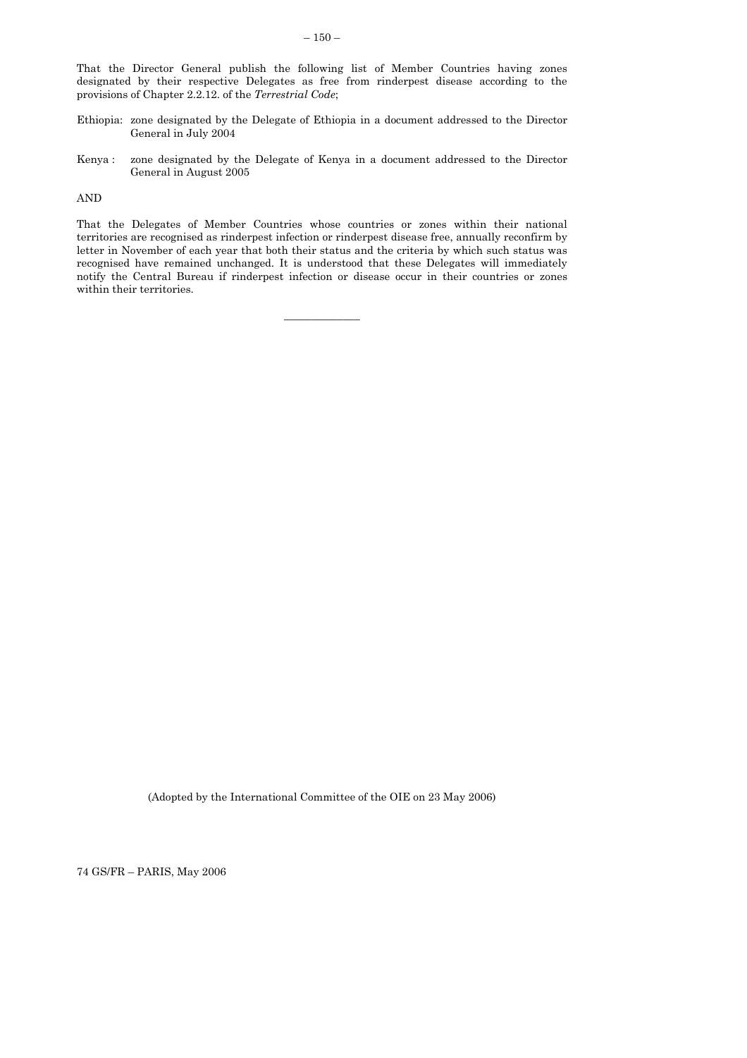That the Director General publish the following list of Member Countries having zones designated by their respective Delegates as free from rinderpest disease according to the provisions of Chapter 2.2.12. of the *Terrestrial Code*;

Ethiopia: zone designated by the Delegate of Ethiopia in a document addressed to the Director General in July 2004

Kenya : zone designated by the Delegate of Kenya in a document addressed to the Director General in August 2005

AND

That the Delegates of Member Countries whose countries or zones within their national territories are recognised as rinderpest infection or rinderpest disease free, annually reconfirm by letter in November of each year that both their status and the criteria by which such status was recognised have remained unchanged. It is understood that these Delegates will immediately notify the Central Bureau if rinderpest infection or disease occur in their countries or zones within their territories.

---

(Adopted by the International Committee of the OIE on 23 May 2006)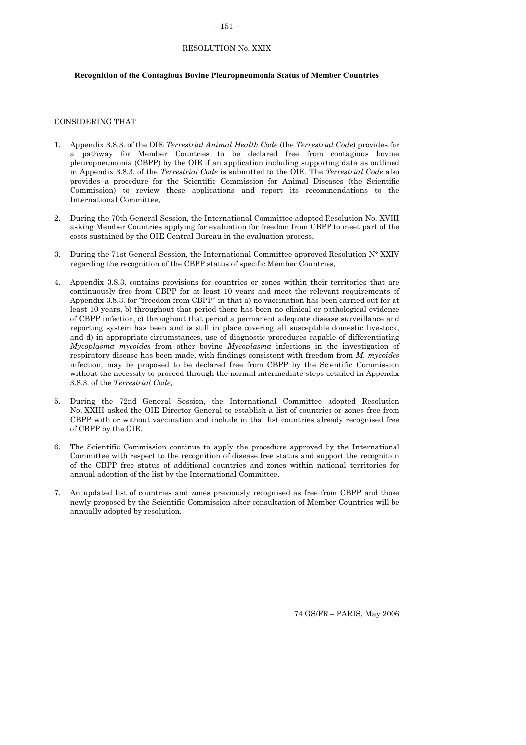RESOLUTION No. XXIX

**Recognition of the Contagious Bovine Pleuropneumonia Status of Member Countries**

CONSIDERING THAT

1. Appendix 3.8.3. of the OIE *Terrestrial Animal Health Code* (the *Terrestrial Code*) provides for a pathway for Member Countries to be declared free from contagious bovine pleuropneumonia (CBPP) by the OIE if an application including supporting data as outlined in Appendix 3.8.3. of the *Terrestrial Code* is submitted to the OIE. The *Terrestrial Code* also provides a procedure for the Scientific Commission for Animal Diseases (the Scientific Commission) to review these applications and report its recommendations to the International Committee,

2. During the 70th General Session, the International Committee adopted Resolution No. XVIII asking Member Countries applying for evaluation for freedom from CBPP to meet part of the costs sustained by the OIE Central Bureau in the evaluation process,

3. During the 71st General Session, the International Committee approved Resolution N° XXIV regarding the recognition of the CBPP status of specific Member Countries,

4. Appendix 3.8.3. contains provisions for countries or zones within their territories that are continuously free from CBPP for at least 10 years and meet the relevant requirements of Appendix 3.8.3. for "freedom from CBPP" in that a) no vaccination has been carried out for at least 10 years, b) throughout that period there has been no clinical or pathological evidence of CBPP infection, c) throughout that period a permanent adequate disease surveillance and reporting system has been and is still in place covering all susceptible domestic livestock, and d) in appropriate circumstances, use of diagnostic procedures capable of differentiating *Mycoplasma mycoides* from other bovine *Mycoplasma* infections in the investigation of respiratory disease has been made, with findings consistent with freedom from *M. mycoides* infection, may be proposed to be declared free from CBPP by the Scientific Commission without the necessity to proceed through the normal intermediate steps detailed in Appendix 3.8.3. of the *Terrestrial Code,*

5. During the 72nd General Session, the International Committee adopted Resolution No. XXIII asked the OIE Director General to establish a list of countries or zones free from CBPP with or without vaccination and include in that list countries already recognised free of CBPP by the OIE.

6. The Scientific Commission continue to apply the procedure approved by the International Committee with respect to the recognition of disease free status and support the recognition of the CBPP free status of additional countries and zones within national territories for annual adoption of the list by the International Committee.

7. An updated list of countries and zones previously recognised as free from CBPP and those newly proposed by the Scientific Commission after consultation of Member Countries will be annually adopted by resolution.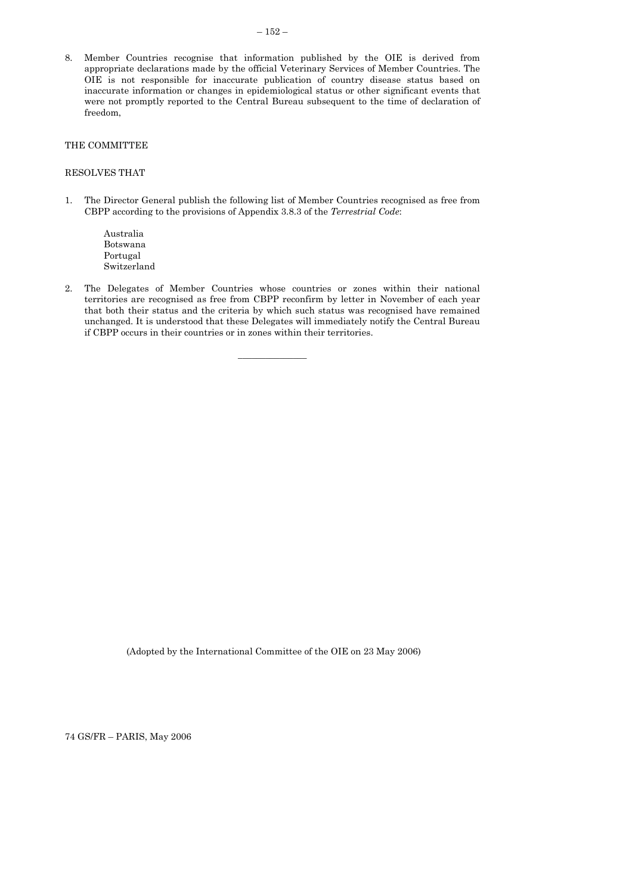8. Member Countries recognise that information published by the OIE is derived from appropriate declarations made by the official Veterinary Services of Member Countries. The OIE is not responsible for inaccurate publication of country disease status based on inaccurate information or changes in epidemiological status or other significant events that were not promptly reported to the Central Bureau subsequent to the time of declaration of freedom,

THE COMMITTEE

RESOLVES THAT

1. The Director General publish the following list of Member Countries recognised as free from CBPP according to the provisions of Appendix 3.8.3 of the *Terrestrial Code*:

   Australia
   Botswana
   Portugal
   Switzerland

2. The Delegates of Member Countries whose countries or zones within their national territories are recognised as free from CBPP reconfirm by letter in November of each year that both their status and the criteria by which such status was recognised have remained unchanged. It is understood that these Delegates will immediately notify the Central Bureau if CBPP occurs in their countries or in zones within their territories.

---

(Adopted by the International Committee of the OIE on 23 May 2006)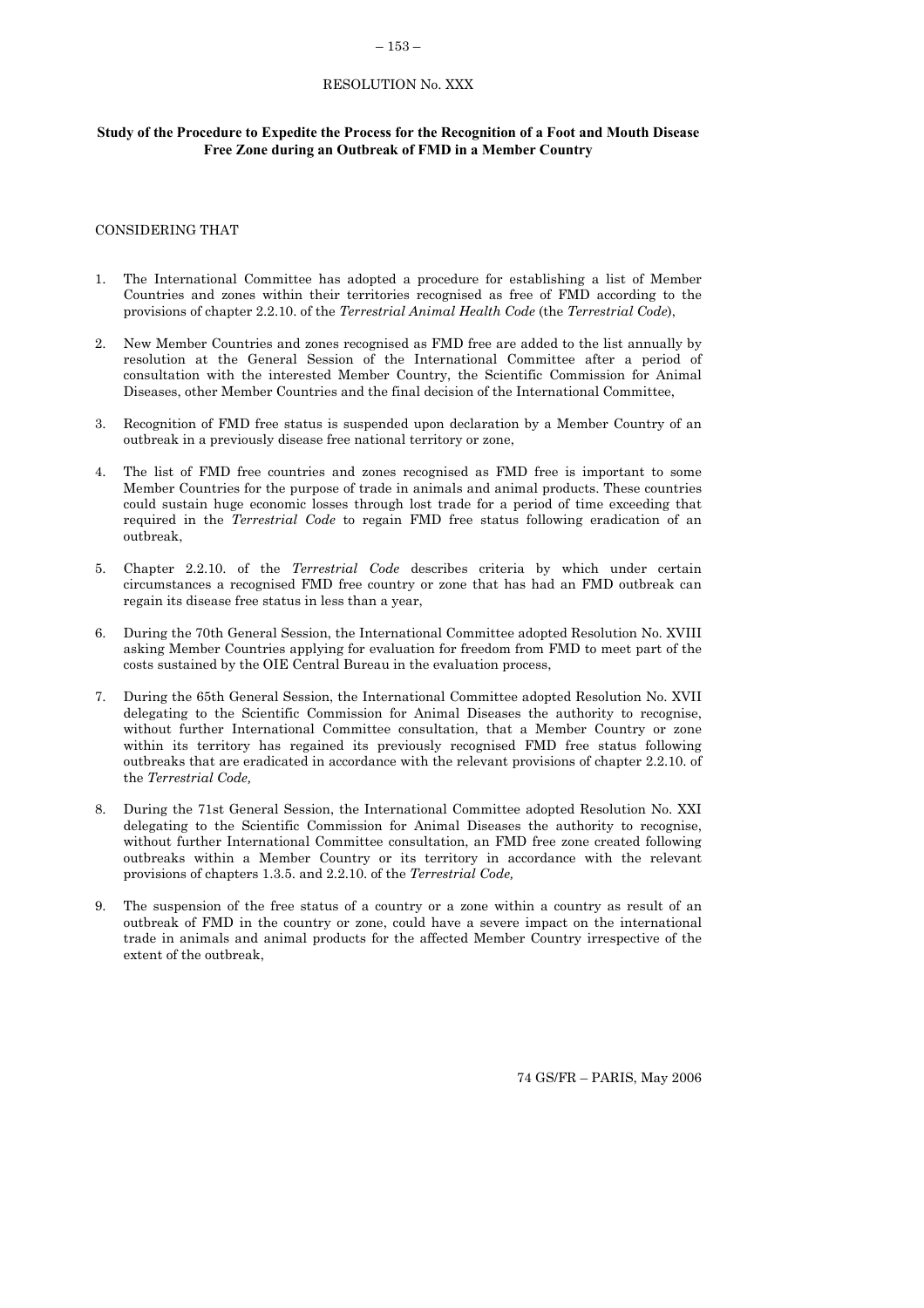RESOLUTION No. XXX

**Study of the Procedure to Expedite the Process for the Recognition of a Foot and Mouth Disease Free Zone during an Outbreak of FMD in a Member Country**

CONSIDERING THAT

1. The International Committee has adopted a procedure for establishing a list of Member Countries and zones within their territories recognised as free of FMD according to the provisions of chapter 2.2.10. of the *Terrestrial Animal Health Code* (the *Terrestrial Code*),

2. New Member Countries and zones recognised as FMD free are added to the list annually by resolution at the General Session of the International Committee after a period of consultation with the interested Member Country, the Scientific Commission for Animal Diseases, other Member Countries and the final decision of the International Committee,

3. Recognition of FMD free status is suspended upon declaration by a Member Country of an outbreak in a previously disease free national territory or zone,

4. The list of FMD free countries and zones recognised as FMD free is important to some Member Countries for the purpose of trade in animals and animal products. These countries could sustain huge economic losses through lost trade for a period of time exceeding that required in the *Terrestrial Code* to regain FMD free status following eradication of an outbreak,

5. Chapter 2.2.10. of the *Terrestrial Code* describes criteria by which under certain circumstances a recognised FMD free country or zone that has had an FMD outbreak can regain its disease free status in less than a year,

6. During the 70th General Session, the International Committee adopted Resolution No. XVIII asking Member Countries applying for evaluation for freedom from FMD to meet part of the costs sustained by the OIE Central Bureau in the evaluation process,

7. During the 65th General Session, the International Committee adopted Resolution No. XVII delegating to the Scientific Commission for Animal Diseases the authority to recognise, without further International Committee consultation, that a Member Country or zone within its territory has regained its previously recognised FMD free status following outbreaks that are eradicated in accordance with the relevant provisions of chapter 2.2.10. of the *Terrestrial Code,*

8. During the 71st General Session, the International Committee adopted Resolution No. XXI delegating to the Scientific Commission for Animal Diseases the authority to recognise, without further International Committee consultation, an FMD free zone created following outbreaks within a Member Country or its territory in accordance with the relevant provisions of chapters 1.3.5. and 2.2.10. of the *Terrestrial Code,*

9. The suspension of the free status of a country or a zone within a country as result of an outbreak of FMD in the country or zone, could have a severe impact on the international trade in animals and animal products for the affected Member Country irrespective of the extent of the outbreak,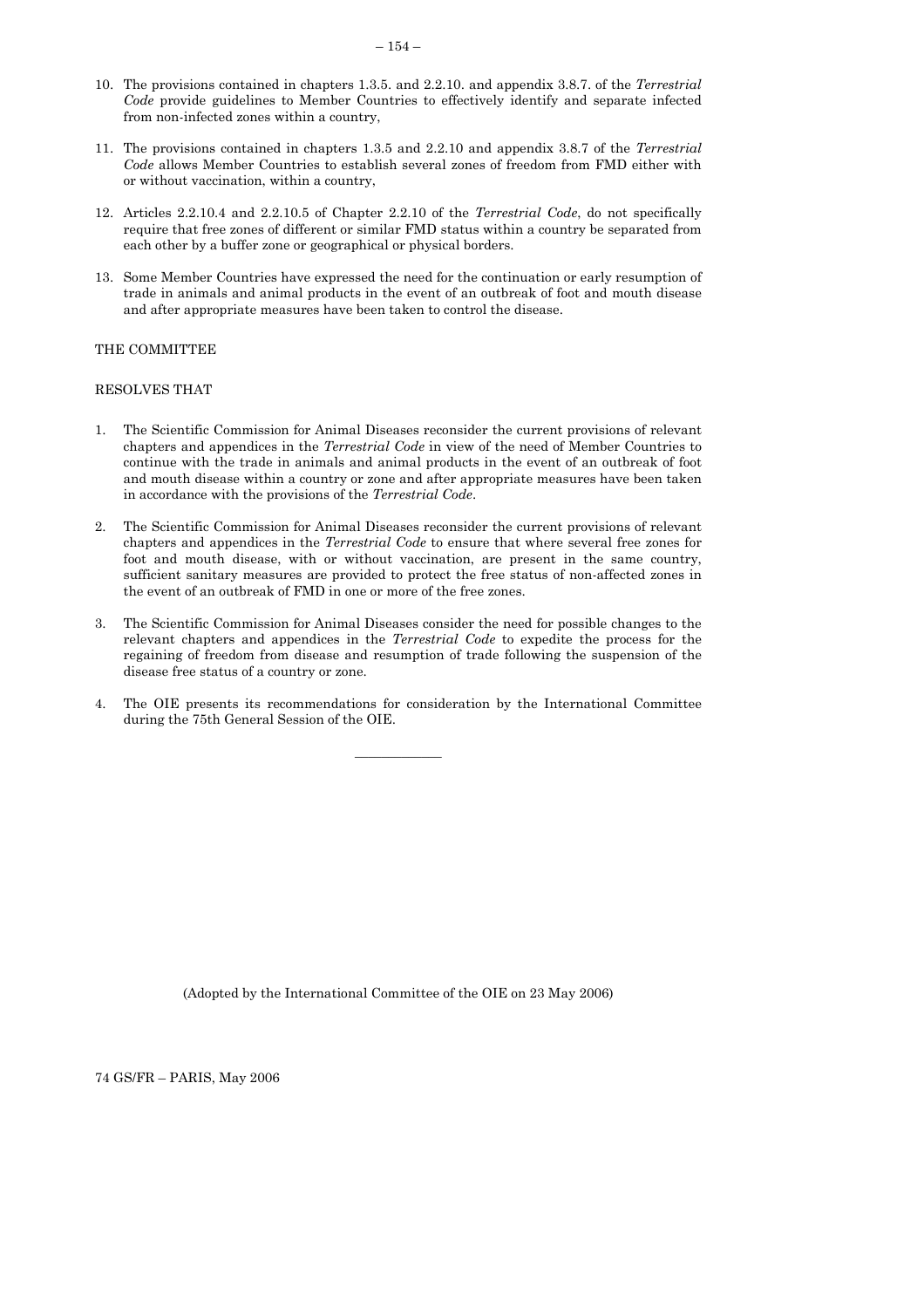10. The provisions contained in chapters 1.3.5. and 2.2.10. and appendix 3.8.7. of the *Terrestrial Code* provide guidelines to Member Countries to effectively identify and separate infected from non-infected zones within a country,

11. The provisions contained in chapters 1.3.5 and 2.2.10 and appendix 3.8.7 of the *Terrestrial Code* allows Member Countries to establish several zones of freedom from FMD either with or without vaccination, within a country,

12. Articles 2.2.10.4 and 2.2.10.5 of Chapter 2.2.10 of the *Terrestrial Code*, do not specifically require that free zones of different or similar FMD status within a country be separated from each other by a buffer zone or geographical or physical borders.

13. Some Member Countries have expressed the need for the continuation or early resumption of trade in animals and animal products in the event of an outbreak of foot and mouth disease and after appropriate measures have been taken to control the disease.

THE COMMITTEE

RESOLVES THAT

1. The Scientific Commission for Animal Diseases reconsider the current provisions of relevant chapters and appendices in the *Terrestrial Code* in view of the need of Member Countries to continue with the trade in animals and animal products in the event of an outbreak of foot and mouth disease within a country or zone and after appropriate measures have been taken in accordance with the provisions of the *Terrestrial Code*.

2. The Scientific Commission for Animal Diseases reconsider the current provisions of relevant chapters and appendices in the *Terrestrial Code* to ensure that where several free zones for foot and mouth disease, with or without vaccination, are present in the same country, sufficient sanitary measures are provided to protect the free status of non-affected zones in the event of an outbreak of FMD in one or more of the free zones.

3. The Scientific Commission for Animal Diseases consider the need for possible changes to the relevant chapters and appendices in the *Terrestrial Code* to expedite the process for the regaining of freedom from disease and resumption of trade following the suspension of the disease free status of a country or zone.

4. The OIE presents its recommendations for consideration by the International Committee during the 75th General Session of the OIE.

---

(Adopted by the International Committee of the OIE on 23 May 2006)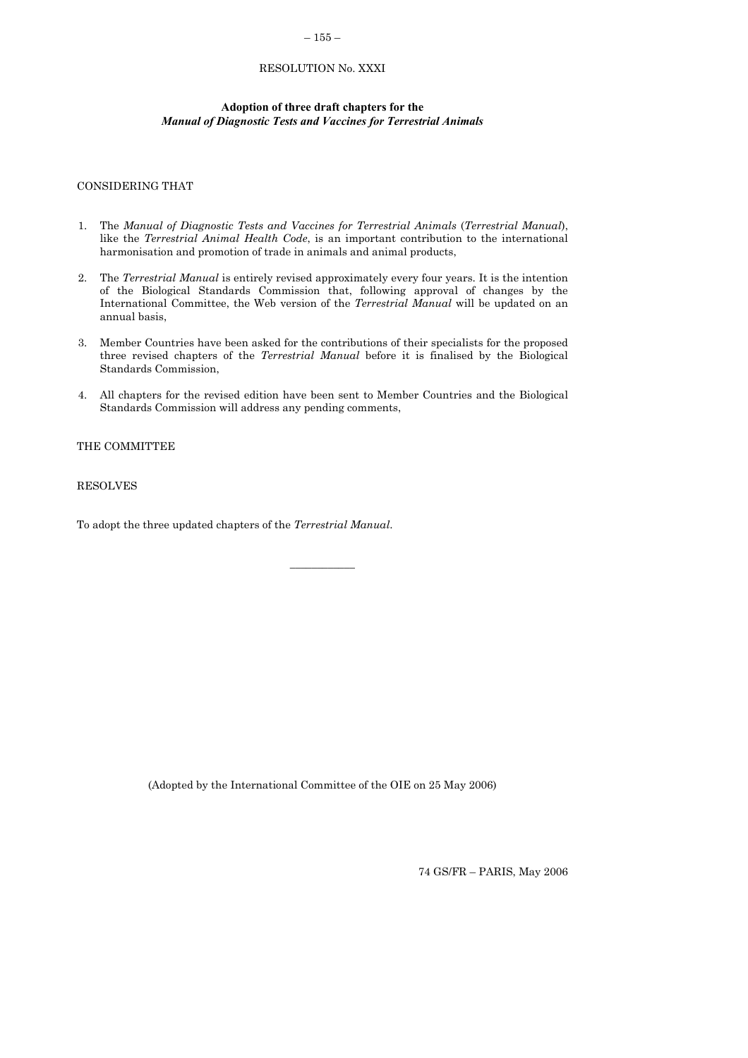RESOLUTION No. XXXI

## Adoption of three draft chapters for the *Manual of Diagnostic Tests and Vaccines for Terrestrial Animals*

CONSIDERING THAT

1. The *Manual of Diagnostic Tests and Vaccines for Terrestrial Animals* (*Terrestrial Manual*), like the *Terrestrial Animal Health Code*, is an important contribution to the international harmonisation and promotion of trade in animals and animal products,

2. The *Terrestrial Manual* is entirely revised approximately every four years. It is the intention of the Biological Standards Commission that, following approval of changes by the International Committee, the Web version of the *Terrestrial Manual* will be updated on an annual basis,

3. Member Countries have been asked for the contributions of their specialists for the proposed three revised chapters of the *Terrestrial Manual* before it is finalised by the Biological Standards Commission,

4. All chapters for the revised edition have been sent to Member Countries and the Biological Standards Commission will address any pending comments,

THE COMMITTEE

RESOLVES

To adopt the three updated chapters of the *Terrestrial Manual*.

---

(Adopted by the International Committee of the OIE on 25 May 2006)

74 GS/FR – PARIS, May 2006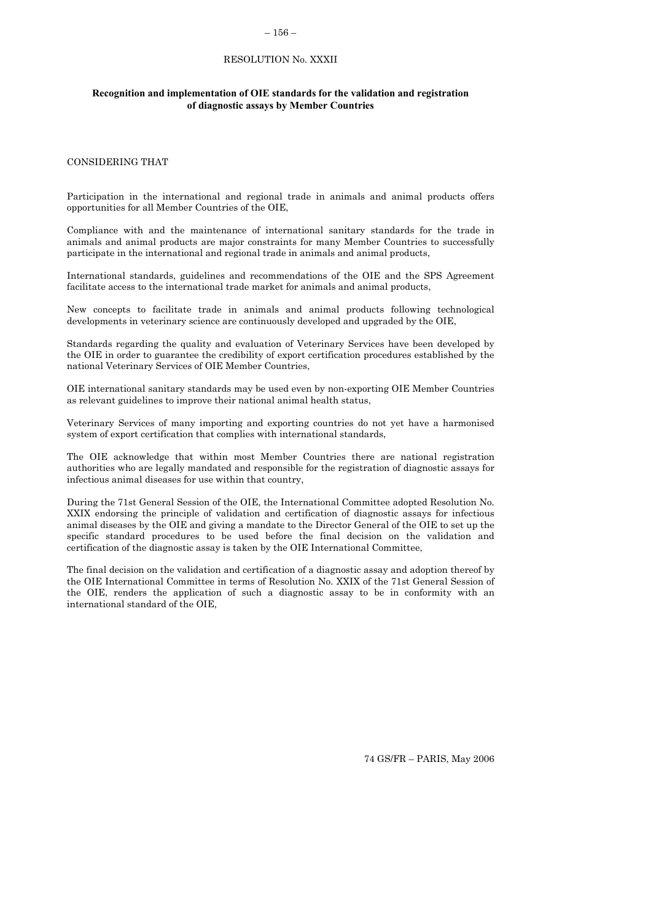RESOLUTION No. XXXII

**Recognition and implementation of OIE standards for the validation and registration of diagnostic assays by Member Countries**

CONSIDERING THAT

Participation in the international and regional trade in animals and animal products offers opportunities for all Member Countries of the OIE,

Compliance with and the maintenance of international sanitary standards for the trade in animals and animal products are major constraints for many Member Countries to successfully participate in the international and regional trade in animals and animal products,

International standards, guidelines and recommendations of the OIE and the SPS Agreement facilitate access to the international trade market for animals and animal products,

New concepts to facilitate trade in animals and animal products following technological developments in veterinary science are continuously developed and upgraded by the OIE,

Standards regarding the quality and evaluation of Veterinary Services have been developed by the OIE in order to guarantee the credibility of export certification procedures established by the national Veterinary Services of OIE Member Countries,

OIE international sanitary standards may be used even by non-exporting OIE Member Countries as relevant guidelines to improve their national animal health status,

Veterinary Services of many importing and exporting countries do not yet have a harmonised system of export certification that complies with international standards,

The OIE acknowledge that within most Member Countries there are national registration authorities who are legally mandated and responsible for the registration of diagnostic assays for infectious animal diseases for use within that country,

During the 71st General Session of the OIE, the International Committee adopted Resolution No. XXIX endorsing the principle of validation and certification of diagnostic assays for infectious animal diseases by the OIE and giving a mandate to the Director General of the OIE to set up the specific standard procedures to be used before the final decision on the validation and certification of the diagnostic assay is taken by the OIE International Committee,

The final decision on the validation and certification of a diagnostic assay and adoption thereof by the OIE International Committee in terms of Resolution No. XXIX of the 71st General Session of the OIE, renders the application of such a diagnostic assay to be in conformity with an international standard of the OIE,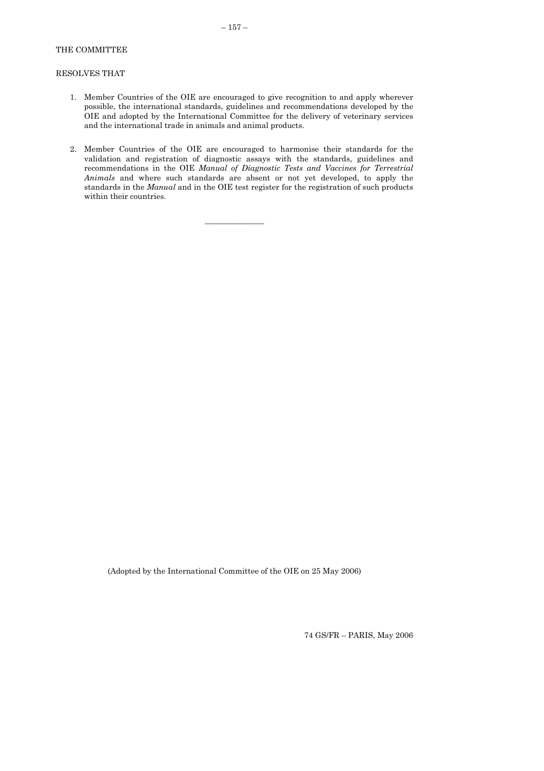THE COMMITTEE

RESOLVES THAT

1. Member Countries of the OIE are encouraged to give recognition to and apply wherever possible, the international standards, guidelines and recommendations developed by the OIE and adopted by the International Committee for the delivery of veterinary services and the international trade in animals and animal products.

2. Member Countries of the OIE are encouraged to harmonise their standards for the validation and registration of diagnostic assays with the standards, guidelines and recommendations in the OIE *Manual of Diagnostic Tests and Vaccines for Terrestrial Animals* and where such standards are absent or not yet developed, to apply the standards in the *Manual* and in the OIE test register for the registration of such products within their countries.

---

(Adopted by the International Committee of the OIE on 25 May 2006)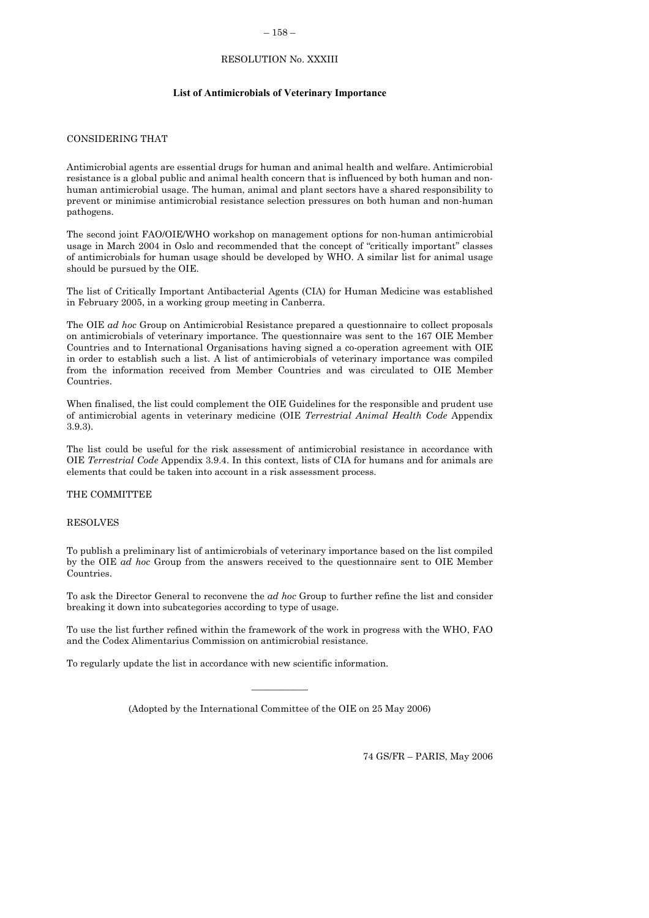RESOLUTION No. XXXIII

**List of Antimicrobials of Veterinary Importance**

CONSIDERING THAT

Antimicrobial agents are essential drugs for human and animal health and welfare. Antimicrobial resistance is a global public and animal health concern that is influenced by both human and non-human antimicrobial usage. The human, animal and plant sectors have a shared responsibility to prevent or minimise antimicrobial resistance selection pressures on both human and non-human pathogens.

The second joint FAO/OIE/WHO workshop on management options for non-human antimicrobial usage in March 2004 in Oslo and recommended that the concept of "critically important" classes of antimicrobials for human usage should be developed by WHO. A similar list for animal usage should be pursued by the OIE.

The list of Critically Important Antibacterial Agents (CIA) for Human Medicine was established in February 2005, in a working group meeting in Canberra.

The OIE *ad hoc* Group on Antimicrobial Resistance prepared a questionnaire to collect proposals on antimicrobials of veterinary importance. The questionnaire was sent to the 167 OIE Member Countries and to International Organisations having signed a co-operation agreement with OIE in order to establish such a list. A list of antimicrobials of veterinary importance was compiled from the information received from Member Countries and was circulated to OIE Member Countries.

When finalised, the list could complement the OIE Guidelines for the responsible and prudent use of antimicrobial agents in veterinary medicine (OIE *Terrestrial Animal Health Code* Appendix 3.9.3).

The list could be useful for the risk assessment of antimicrobial resistance in accordance with OIE *Terrestrial Code* Appendix 3.9.4. In this context, lists of CIA for humans and for animals are elements that could be taken into account in a risk assessment process.

THE COMMITTEE

RESOLVES

To publish a preliminary list of antimicrobials of veterinary importance based on the list compiled by the OIE *ad hoc* Group from the answers received to the questionnaire sent to OIE Member Countries.

To ask the Director General to reconvene the *ad hoc* Group to further refine the list and consider breaking it down into subcategories according to type of usage.

To use the list further refined within the framework of the work in progress with the WHO, FAO and the Codex Alimentarius Commission on antimicrobial resistance.

To regularly update the list in accordance with new scientific information.

---

(Adopted by the International Committee of the OIE on 25 May 2006)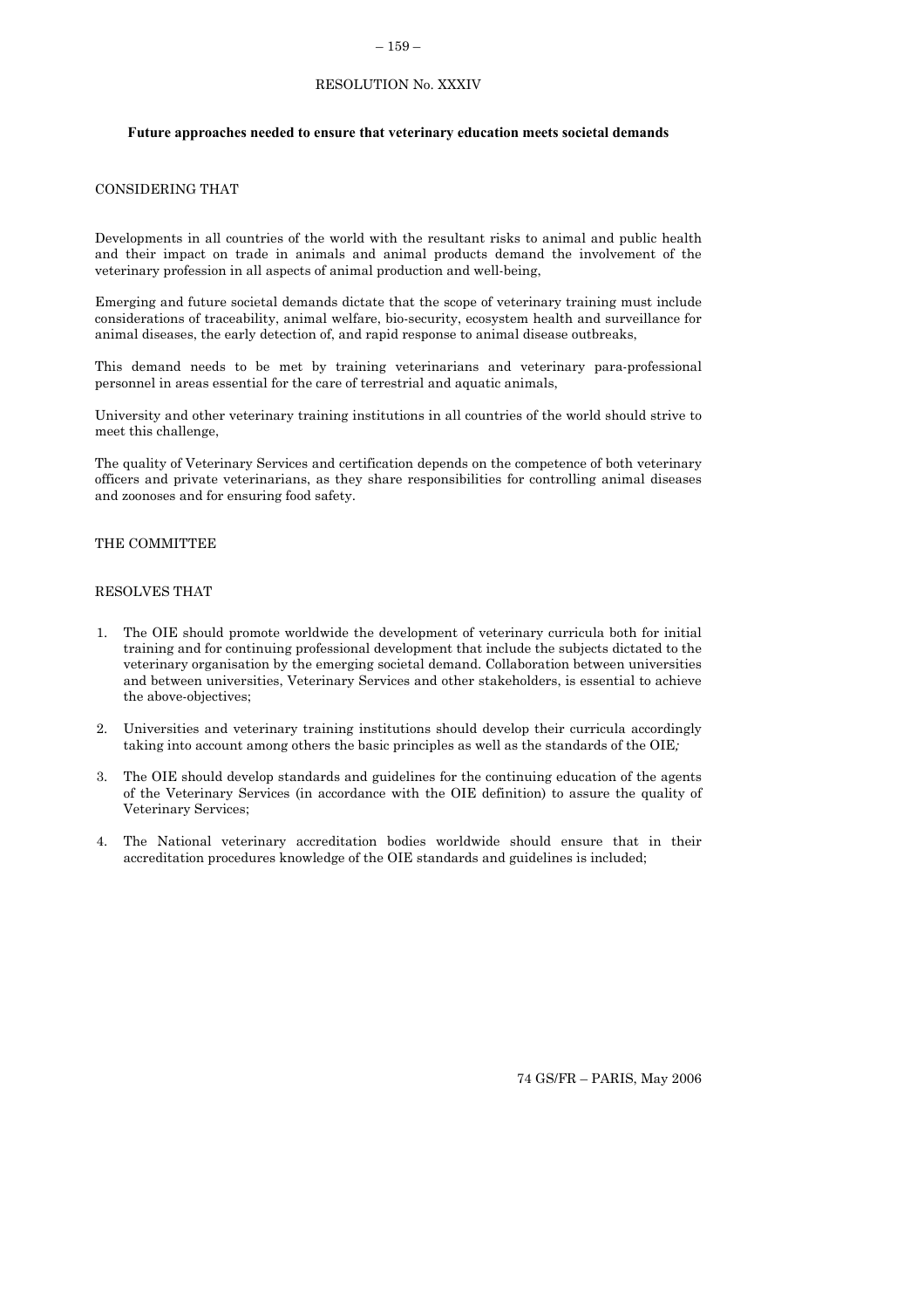# RESOLUTION No. XXXIV

## Future approaches needed to ensure that veterinary education meets societal demands

CONSIDERING THAT

Developments in all countries of the world with the resultant risks to animal and public health and their impact on trade in animals and animal products demand the involvement of the veterinary profession in all aspects of animal production and well-being,

Emerging and future societal demands dictate that the scope of veterinary training must include considerations of traceability, animal welfare, bio-security, ecosystem health and surveillance for animal diseases, the early detection of, and rapid response to animal disease outbreaks,

This demand needs to be met by training veterinarians and veterinary para-professional personnel in areas essential for the care of terrestrial and aquatic animals,

University and other veterinary training institutions in all countries of the world should strive to meet this challenge,

The quality of Veterinary Services and certification depends on the competence of both veterinary officers and private veterinarians, as they share responsibilities for controlling animal diseases and zoonoses and for ensuring food safety.

THE COMMITTEE

RESOLVES THAT

1. The OIE should promote worldwide the development of veterinary curricula both for initial training and for continuing professional development that include the subjects dictated to the veterinary organisation by the emerging societal demand. Collaboration between universities and between universities, Veterinary Services and other stakeholders, is essential to achieve the above-objectives;
2. Universities and veterinary training institutions should develop their curricula accordingly taking into account among others the basic principles as well as the standards of the OIE;
3. The OIE should develop standards and guidelines for the continuing education of the agents of the Veterinary Services (in accordance with the OIE definition) to assure the quality of Veterinary Services;
4. The National veterinary accreditation bodies worldwide should ensure that in their accreditation procedures knowledge of the OIE standards and guidelines is included;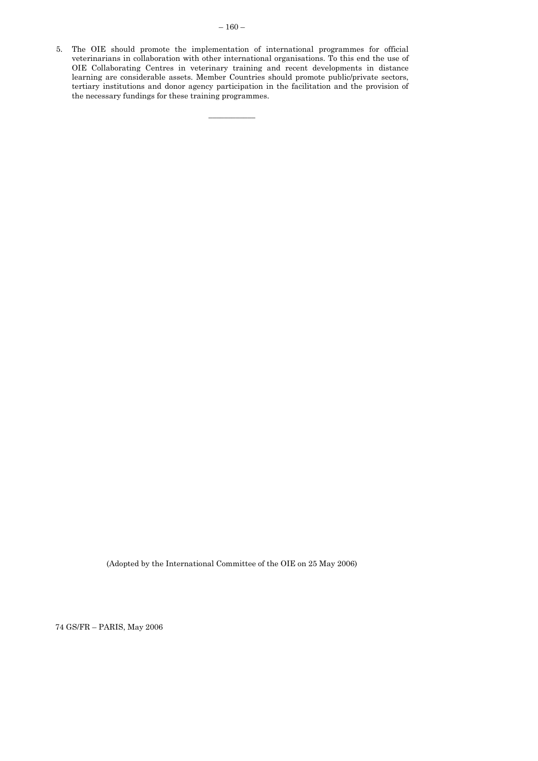5. The OIE should promote the implementation of international programmes for official veterinarians in collaboration with other international organisations. To this end the use of OIE Collaborating Centres in veterinary training and recent developments in distance learning are considerable assets. Member Countries should promote public/private sectors, tertiary institutions and donor agency participation in the facilitation and the provision of the necessary fundings for these training programmes.

---

(Adopted by the International Committee of the OIE on 25 May 2006)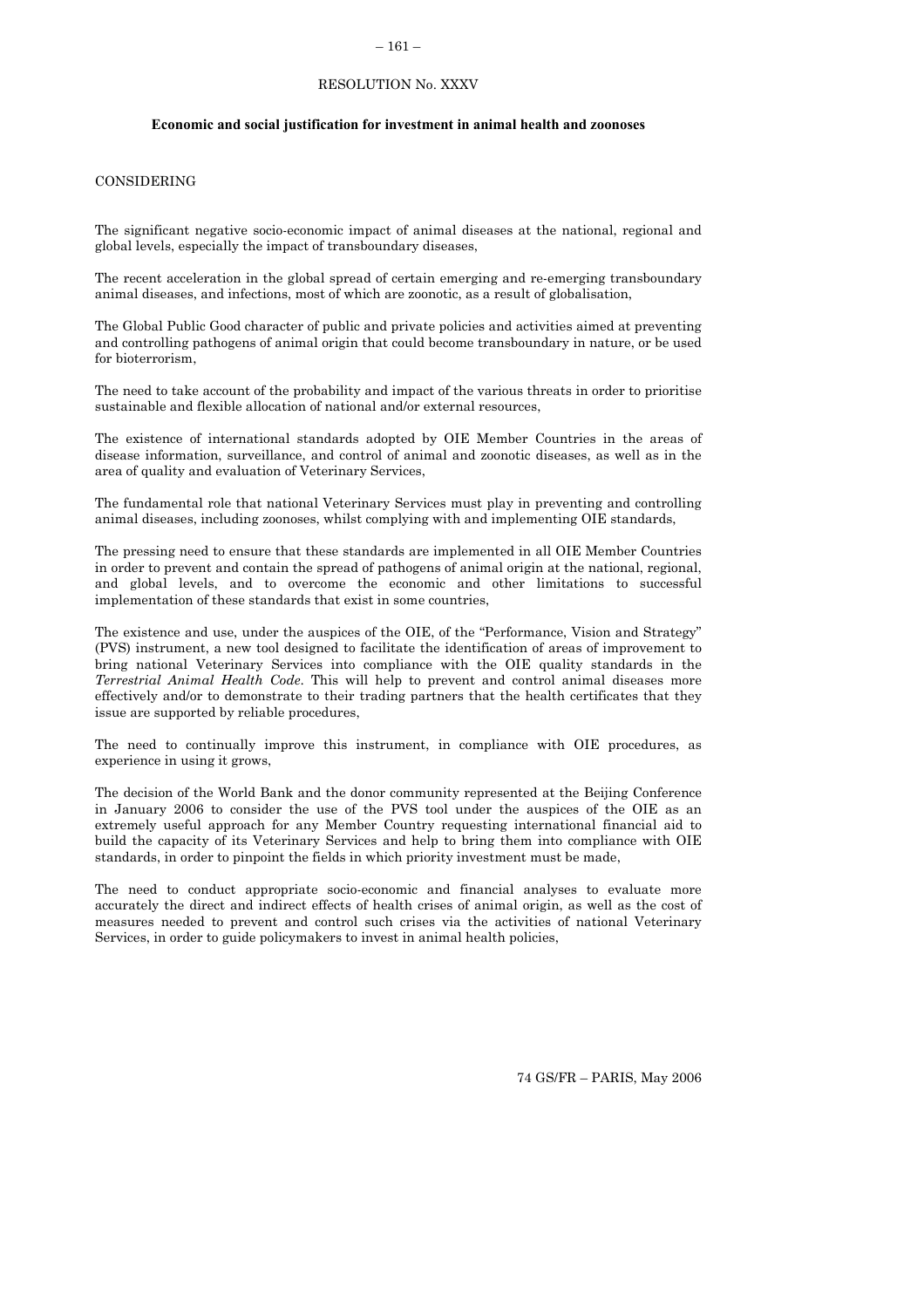# RESOLUTION No. XXXV

## Economic and social justification for investment in animal health and zoonoses

CONSIDERING

The significant negative socio-economic impact of animal diseases at the national, regional and global levels, especially the impact of transboundary diseases,

The recent acceleration in the global spread of certain emerging and re-emerging transboundary animal diseases, and infections, most of which are zoonotic, as a result of globalisation,

The Global Public Good character of public and private policies and activities aimed at preventing and controlling pathogens of animal origin that could become transboundary in nature, or be used for bioterrorism,

The need to take account of the probability and impact of the various threats in order to prioritise sustainable and flexible allocation of national and/or external resources,

The existence of international standards adopted by OIE Member Countries in the areas of disease information, surveillance, and control of animal and zoonotic diseases, as well as in the area of quality and evaluation of Veterinary Services,

The fundamental role that national Veterinary Services must play in preventing and controlling animal diseases, including zoonoses, whilst complying with and implementing OIE standards,

The pressing need to ensure that these standards are implemented in all OIE Member Countries in order to prevent and contain the spread of pathogens of animal origin at the national, regional, and global levels, and to overcome the economic and other limitations to successful implementation of these standards that exist in some countries,

The existence and use, under the auspices of the OIE, of the "Performance, Vision and Strategy" (PVS) instrument, a new tool designed to facilitate the identification of areas of improvement to bring national Veterinary Services into compliance with the OIE quality standards in the *Terrestrial Animal Health Code*. This will help to prevent and control animal diseases more effectively and/or to demonstrate to their trading partners that the health certificates that they issue are supported by reliable procedures,

The need to continually improve this instrument, in compliance with OIE procedures, as experience in using it grows,

The decision of the World Bank and the donor community represented at the Beijing Conference in January 2006 to consider the use of the PVS tool under the auspices of the OIE as an extremely useful approach for any Member Country requesting international financial aid to build the capacity of its Veterinary Services and help to bring them into compliance with OIE standards, in order to pinpoint the fields in which priority investment must be made,

The need to conduct appropriate socio-economic and financial analyses to evaluate more accurately the direct and indirect effects of health crises of animal origin, as well as the cost of measures needed to prevent and control such crises via the activities of national Veterinary Services, in order to guide policymakers to invest in animal health policies,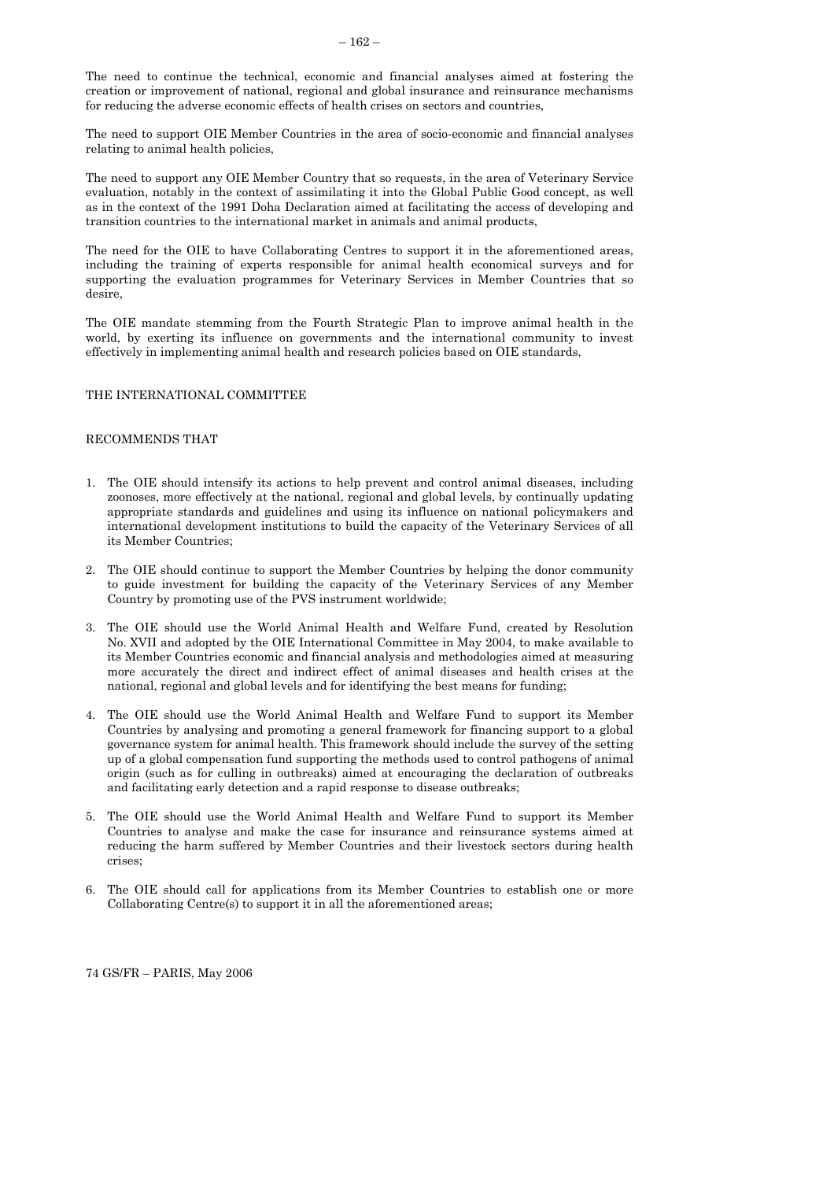The need to continue the technical, economic and financial analyses aimed at fostering the creation or improvement of national, regional and global insurance and reinsurance mechanisms for reducing the adverse economic effects of health crises on sectors and countries,

The need to support OIE Member Countries in the area of socio-economic and financial analyses relating to animal health policies,

The need to support any OIE Member Country that so requests, in the area of Veterinary Service evaluation, notably in the context of assimilating it into the Global Public Good concept, as well as in the context of the 1991 Doha Declaration aimed at facilitating the access of developing and transition countries to the international market in animals and animal products,

The need for the OIE to have Collaborating Centres to support it in the aforementioned areas, including the training of experts responsible for animal health economical surveys and for supporting the evaluation programmes for Veterinary Services in Member Countries that so desire,

The OIE mandate stemming from the Fourth Strategic Plan to improve animal health in the world, by exerting its influence on governments and the international community to invest effectively in implementing animal health and research policies based on OIE standards,

THE INTERNATIONAL COMMITTEE

RECOMMENDS THAT

1. The OIE should intensify its actions to help prevent and control animal diseases, including zoonoses, more effectively at the national, regional and global levels, by continually updating appropriate standards and guidelines and using its influence on national policymakers and international development institutions to build the capacity of the Veterinary Services of all its Member Countries;

2. The OIE should continue to support the Member Countries by helping the donor community to guide investment for building the capacity of the Veterinary Services of any Member Country by promoting use of the PVS instrument worldwide;

3. The OIE should use the World Animal Health and Welfare Fund, created by Resolution No. XVII and adopted by the OIE International Committee in May 2004, to make available to its Member Countries economic and financial analysis and methodologies aimed at measuring more accurately the direct and indirect effect of animal diseases and health crises at the national, regional and global levels and for identifying the best means for funding;

4. The OIE should use the World Animal Health and Welfare Fund to support its Member Countries by analysing and promoting a general framework for financing support to a global governance system for animal health. This framework should include the survey of the setting up of a global compensation fund supporting the methods used to control pathogens of animal origin (such as for culling in outbreaks) aimed at encouraging the declaration of outbreaks and facilitating early detection and a rapid response to disease outbreaks;

5. The OIE should use the World Animal Health and Welfare Fund to support its Member Countries to analyse and make the case for insurance and reinsurance systems aimed at reducing the harm suffered by Member Countries and their livestock sectors during health crises;

6. The OIE should call for applications from its Member Countries to establish one or more Collaborating Centre(s) to support it in all the aforementioned areas;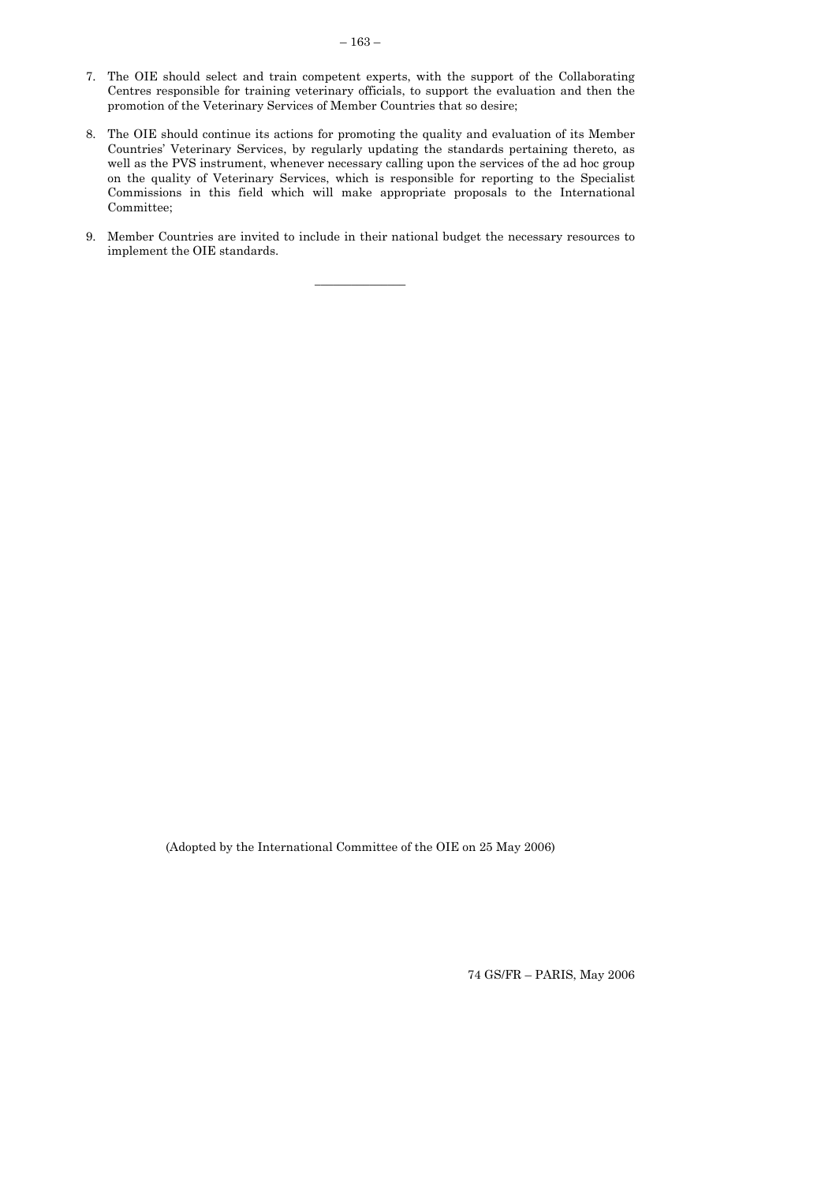7. The OIE should select and train competent experts, with the support of the Collaborating Centres responsible for training veterinary officials, to support the evaluation and then the promotion of the Veterinary Services of Member Countries that so desire;

8. The OIE should continue its actions for promoting the quality and evaluation of its Member Countries' Veterinary Services, by regularly updating the standards pertaining thereto, as well as the PVS instrument, whenever necessary calling upon the services of the ad hoc group on the quality of Veterinary Services, which is responsible for reporting to the Specialist Commissions in this field which will make appropriate proposals to the International Committee;

9. Member Countries are invited to include in their national budget the necessary resources to implement the OIE standards.

---

(Adopted by the International Committee of the OIE on 25 May 2006)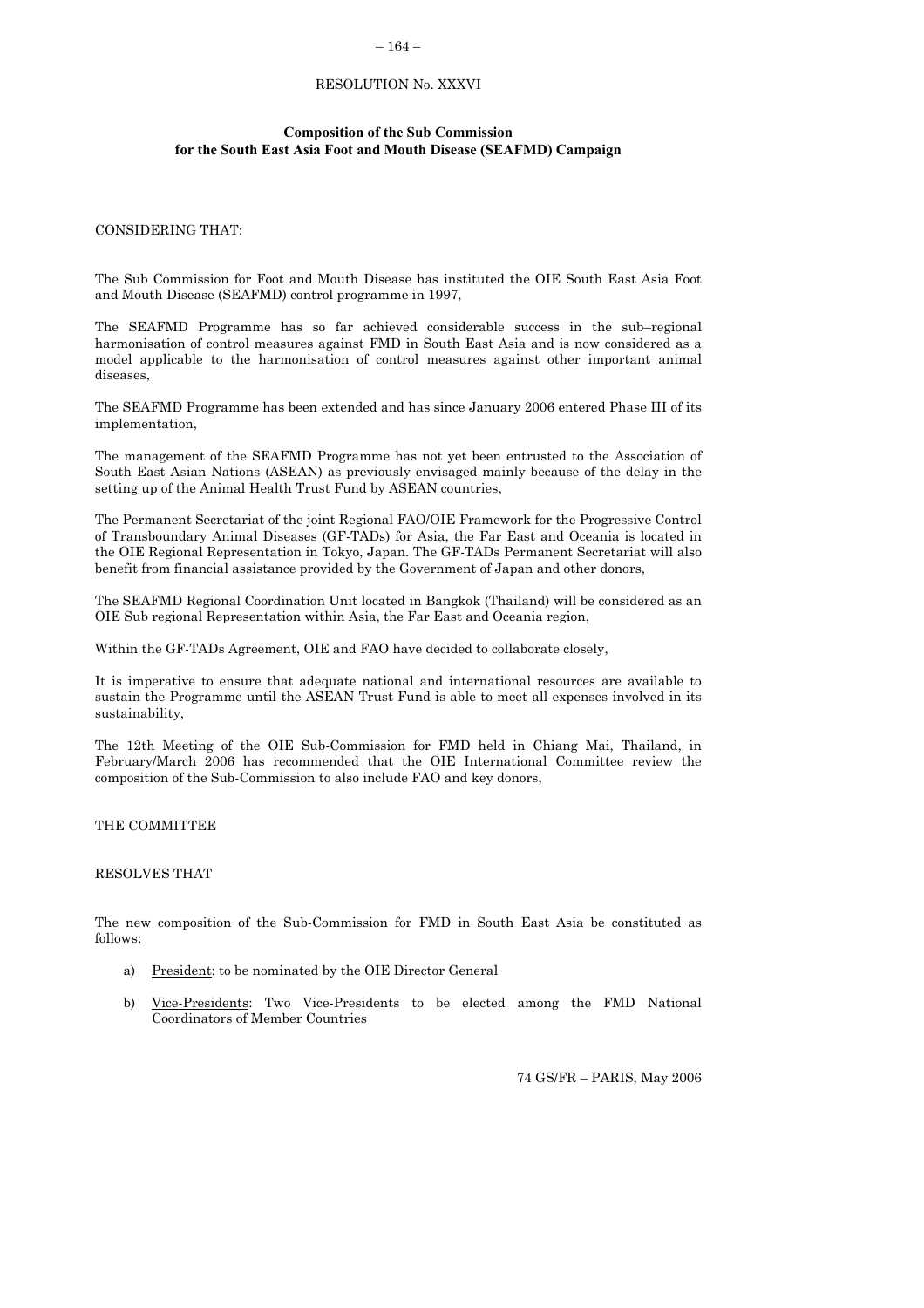RESOLUTION No. XXXVI

**Composition of the Sub Commission for the South East Asia Foot and Mouth Disease (SEAFMD) Campaign**

CONSIDERING THAT:

The Sub Commission for Foot and Mouth Disease has instituted the OIE South East Asia Foot and Mouth Disease (SEAFMD) control programme in 1997,

The SEAFMD Programme has so far achieved considerable success in the sub–regional harmonisation of control measures against FMD in South East Asia and is now considered as a model applicable to the harmonisation of control measures against other important animal diseases,

The SEAFMD Programme has been extended and has since January 2006 entered Phase III of its implementation,

The management of the SEAFMD Programme has not yet been entrusted to the Association of South East Asian Nations (ASEAN) as previously envisaged mainly because of the delay in the setting up of the Animal Health Trust Fund by ASEAN countries,

The Permanent Secretariat of the joint Regional FAO/OIE Framework for the Progressive Control of Transboundary Animal Diseases (GF-TADs) for Asia, the Far East and Oceania is located in the OIE Regional Representation in Tokyo, Japan. The GF-TADs Permanent Secretariat will also benefit from financial assistance provided by the Government of Japan and other donors,

The SEAFMD Regional Coordination Unit located in Bangkok (Thailand) will be considered as an OIE Sub regional Representation within Asia, the Far East and Oceania region,

Within the GF-TADs Agreement, OIE and FAO have decided to collaborate closely,

It is imperative to ensure that adequate national and international resources are available to sustain the Programme until the ASEAN Trust Fund is able to meet all expenses involved in its sustainability,

The 12th Meeting of the OIE Sub-Commission for FMD held in Chiang Mai, Thailand, in February/March 2006 has recommended that the OIE International Committee review the composition of the Sub-Commission to also include FAO and key donors,

THE COMMITTEE

RESOLVES THAT

The new composition of the Sub-Commission for FMD in South East Asia be constituted as follows:

a) President: to be nominated by the OIE Director General

b) Vice-Presidents: Two Vice-Presidents to be elected among the FMD National Coordinators of Member Countries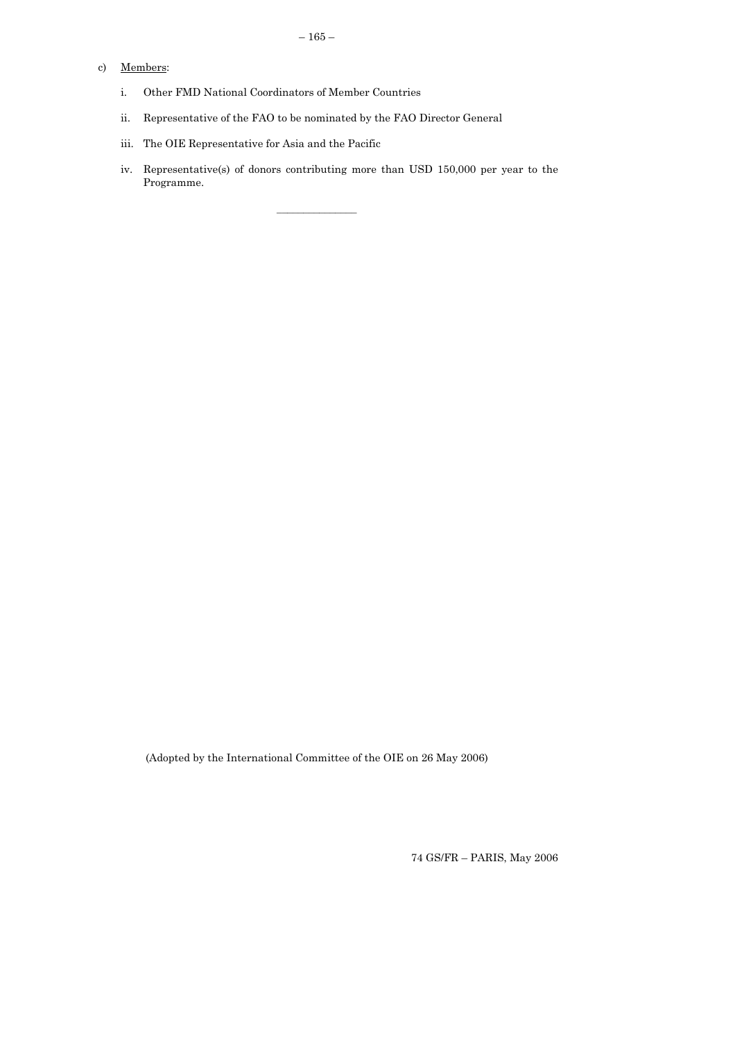c) Members:

   i. Other FMD National Coordinators of Member Countries

   ii. Representative of the FAO to be nominated by the FAO Director General

   iii. The OIE Representative for Asia and the Pacific

   iv. Representative(s) of donors contributing more than USD 150,000 per year to the Programme.

---

(Adopted by the International Committee of the OIE on 26 May 2006)